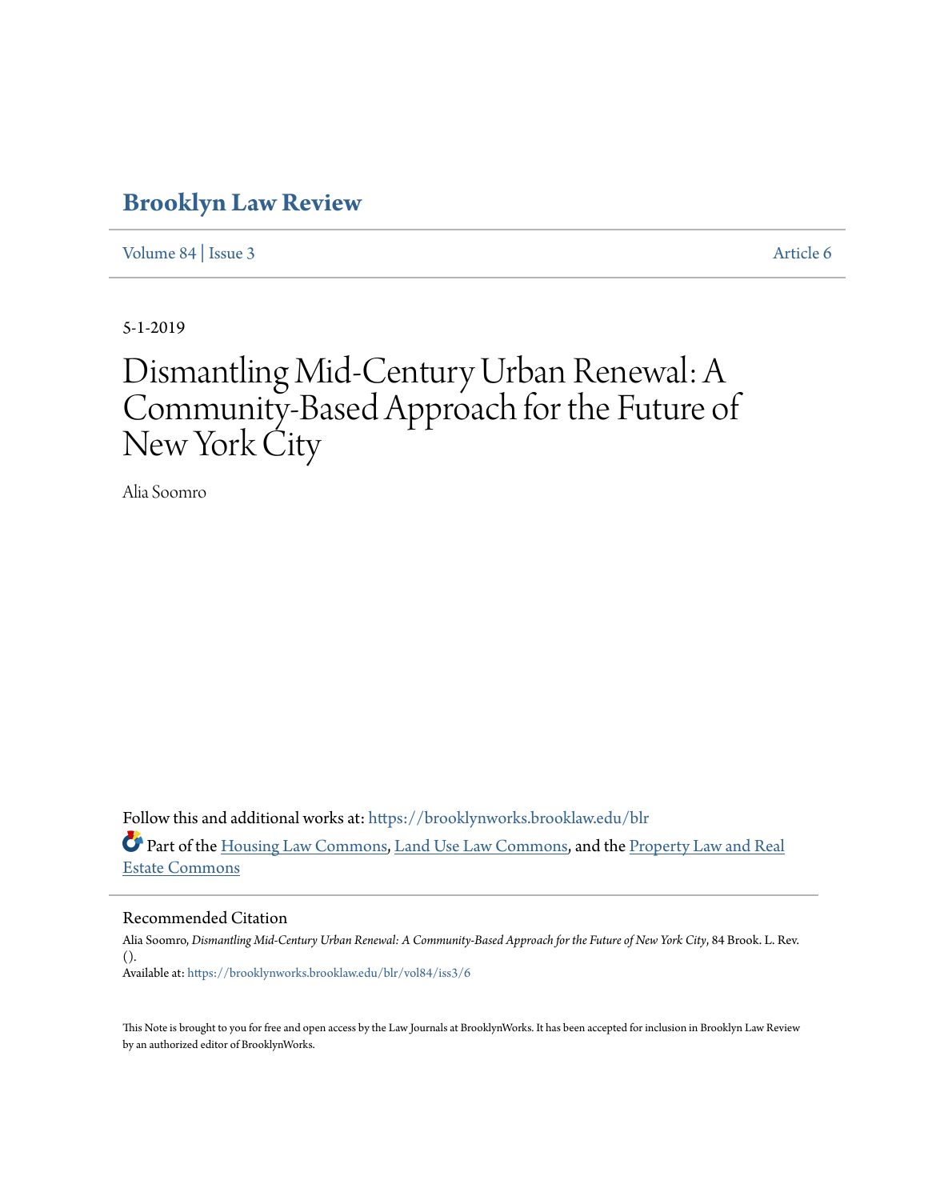# Brooklyn Law Review

Volume 84 | Issue 3 Article 6

5-1-2019

# Dismantling Mid-Century Urban Renewal: A Community-Based Approach for the Future of New York City

Alia Soomro

Follow this and additional works at: https://brooklynworks.brooklaw.edu/blr

Part of the Housing Law Commons, Land Use Law Commons, and the Property Law and Real Estate Commons

## Recommended Citation

Alia Soomro, *Dismantling Mid-Century Urban Renewal: A Community-Based Approach for the Future of New York City*, 84 Brook. L. Rev. ().

Available at: https://brooklynworks.brooklaw.edu/blr/vol84/iss3/6

This Note is brought to you for free and open access by the Law Journals at BrooklynWorks. It has been accepted for inclusion in Brooklyn Law Review by an authorized editor of BrooklynWorks.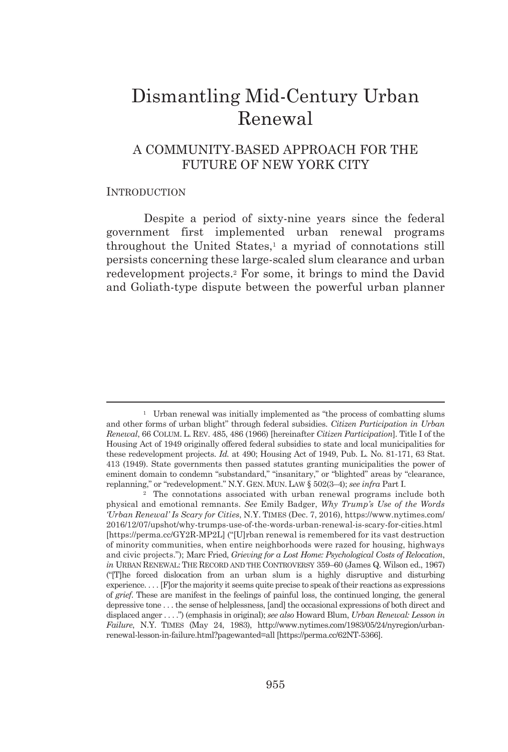# Dismantling Mid-Century Urban Renewal

## A COMMUNITY-BASED APPROACH FOR THE FUTURE OF NEW YORK CITY

### INTRODUCTION

Despite a period of sixty-nine years since the federal government first implemented urban renewal programs throughout the United States,[1] a myriad of connotations still persists concerning these large-scaled slum clearance and urban redevelopment projects.[2] For some, it brings to mind the David and Goliath-type dispute between the powerful urban planner

---

[1] Urban renewal was initially implemented as "the process of combatting slums and other forms of urban blight" through federal subsidies. *Citizen Participation in Urban Renewal*, 66 COLUM. L. REV. 485, 486 (1966) [hereinafter *Citizen Participation*]. Title I of the Housing Act of 1949 originally offered federal subsidies to state and local municipalities for these redevelopment projects. *Id.* at 490; Housing Act of 1949, Pub. L. No. 81-171, 63 Stat. 413 (1949). State governments then passed statutes granting municipalities the power of eminent domain to condemn "substandard," "insanitary," or "blighted" areas by "clearance, replanning," or "redevelopment." N.Y. GEN. MUN. LAW § 502(3–4); *see infra* Part I.

[2] The connotations associated with urban renewal programs include both physical and emotional remnants. *See* Emily Badger, *Why Trump's Use of the Words 'Urban Renewal' Is Scary for Cities*, N.Y. TIMES (Dec. 7, 2016), https://www.nytimes.com/2016/12/07/upshot/why-trumps-use-of-the-words-urban-renewal-is-scary-for-cities.html [https://perma.cc/GY2R-MP2L] ("[U]rban renewal is remembered for its vast destruction of minority communities, when entire neighborhoods were razed for housing, highways and civic projects."); Marc Fried, *Grieving for a Lost Home: Psychological Costs of Relocation*, *in* URBAN RENEWAL: THE RECORD AND THE CONTROVERSY 359–60 (James Q. Wilson ed., 1967) ("[T]he forced dislocation from an urban slum is a highly disruptive and disturbing experience. . . . [F]or the majority it seems quite precise to speak of their reactions as expressions of *grief*. These are manifest in the feelings of painful loss, the continued longing, the general depressive tone . . . the sense of helplessness, [and] the occasional expressions of both direct and displaced anger . . . .") (emphasis in original); *see also* Howard Blum, *Urban Renewal: Lesson in Failure*, N.Y. TIMES (May 24, 1983), http://www.nytimes.com/1983/05/24/nyregion/urban-renewal-lesson-in-failure.html?pagewanted=all [https://perma.cc/62NT-5366].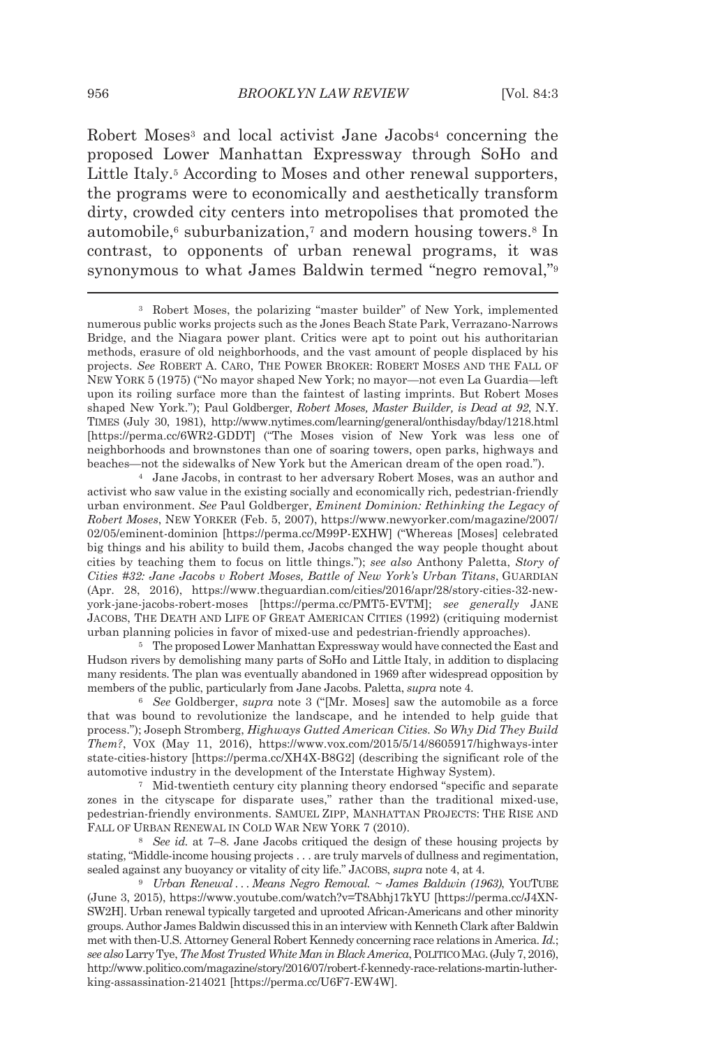Robert Moses[3] and local activist Jane Jacobs[4] concerning the proposed Lower Manhattan Expressway through SoHo and Little Italy.[5] According to Moses and other renewal supporters, the programs were to economically and aesthetically transform dirty, crowded city centers into metropolises that promoted the automobile,[6] suburbanization,[7] and modern housing towers.[8] In contrast, to opponents of urban renewal programs, it was synonymous to what James Baldwin termed "negro removal,"[9]

---

[3] Robert Moses, the polarizing "master builder" of New York, implemented numerous public works projects such as the Jones Beach State Park, Verrazano-Narrows Bridge, and the Niagara power plant. Critics were apt to point out his authoritarian methods, erasure of old neighborhoods, and the vast amount of people displaced by his projects. *See* ROBERT A. CARO, THE POWER BROKER: ROBERT MOSES AND THE FALL OF NEW YORK 5 (1975) ("No mayor shaped New York; no mayor—not even La Guardia—left upon its roiling surface more than the faintest of lasting imprints. But Robert Moses shaped New York."); Paul Goldberger, *Robert Moses, Master Builder, is Dead at 92*, N.Y. TIMES (July 30, 1981), http://www.nytimes.com/learning/general/onthisday/bday/1218.html [https://perma.cc/6WR2-GDDT] ("The Moses vision of New York was less one of neighborhoods and brownstones than one of soaring towers, open parks, highways and beaches—not the sidewalks of New York but the American dream of the open road.").

[4] Jane Jacobs, in contrast to her adversary Robert Moses, was an author and activist who saw value in the existing socially and economically rich, pedestrian-friendly urban environment. *See* Paul Goldberger, *Eminent Dominion: Rethinking the Legacy of Robert Moses*, NEW YORKER (Feb. 5, 2007), https://www.newyorker.com/magazine/2007/02/05/eminent-dominion [https://perma.cc/M99P-EXHW] ("Whereas [Moses] celebrated big things and his ability to build them, Jacobs changed the way people thought about cities by teaching them to focus on little things."); *see also* Anthony Paletta, *Story of Cities #32: Jane Jacobs v Robert Moses, Battle of New York's Urban Titans*, GUARDIAN (Apr. 28, 2016), https://www.theguardian.com/cities/2016/apr/28/story-cities-32-new-york-jane-jacobs-robert-moses [https://perma.cc/PMT5-EVTM]; *see generally* JANE JACOBS, THE DEATH AND LIFE OF GREAT AMERICAN CITIES (1992) (critiquing modernist urban planning policies in favor of mixed-use and pedestrian-friendly approaches).

[5] The proposed Lower Manhattan Expressway would have connected the East and Hudson rivers by demolishing many parts of SoHo and Little Italy, in addition to displacing many residents. The plan was eventually abandoned in 1969 after widespread opposition by members of the public, particularly from Jane Jacobs. Paletta, *supra* note 4.

[6] *See* Goldberger, *supra* note 3 ("[Mr. Moses] saw the automobile as a force that was bound to revolutionize the landscape, and he intended to help guide that process."); Joseph Stromberg, *Highways Gutted American Cities. So Why Did They Build Them?*, VOX (May 11, 2016), https://www.vox.com/2015/5/14/8605917/highways-interstate-cities-history [https://perma.cc/XH4X-B8G2] (describing the significant role of the automotive industry in the development of the Interstate Highway System).

[7] Mid-twentieth century city planning theory endorsed "specific and separate zones in the cityscape for disparate uses," rather than the traditional mixed-use, pedestrian-friendly environments. SAMUEL ZIPP, MANHATTAN PROJECTS: THE RISE AND FALL OF URBAN RENEWAL IN COLD WAR NEW YORK 7 (2010).

[8] *See id.* at 7–8. Jane Jacobs critiqued the design of these housing projects by stating, "Middle-income housing projects . . . are truly marvels of dullness and regimentation, sealed against any buoyancy or vitality of city life." JACOBS, *supra* note 4, at 4.

[9] *Urban Renewal . . . Means Negro Removal. ~ James Baldwin (1963)*, YOUTUBE (June 3, 2015), https://www.youtube.com/watch?v=T8Abhj17kYU [https://perma.cc/J4XN-SW2H]. Urban renewal typically targeted and uprooted African-Americans and other minority groups. Author James Baldwin discussed this in an interview with Kenneth Clark after Baldwin met with then-U.S. Attorney General Robert Kennedy concerning race relations in America. *Id.*; *see also* Larry Tye, *The Most Trusted White Man in Black America*, POLITICO MAG. (July 7, 2016), http://www.politico.com/magazine/story/2016/07/robert-f-kennedy-race-relations-martin-luther-king-assassination-214021 [https://perma.cc/U6F7-EW4W].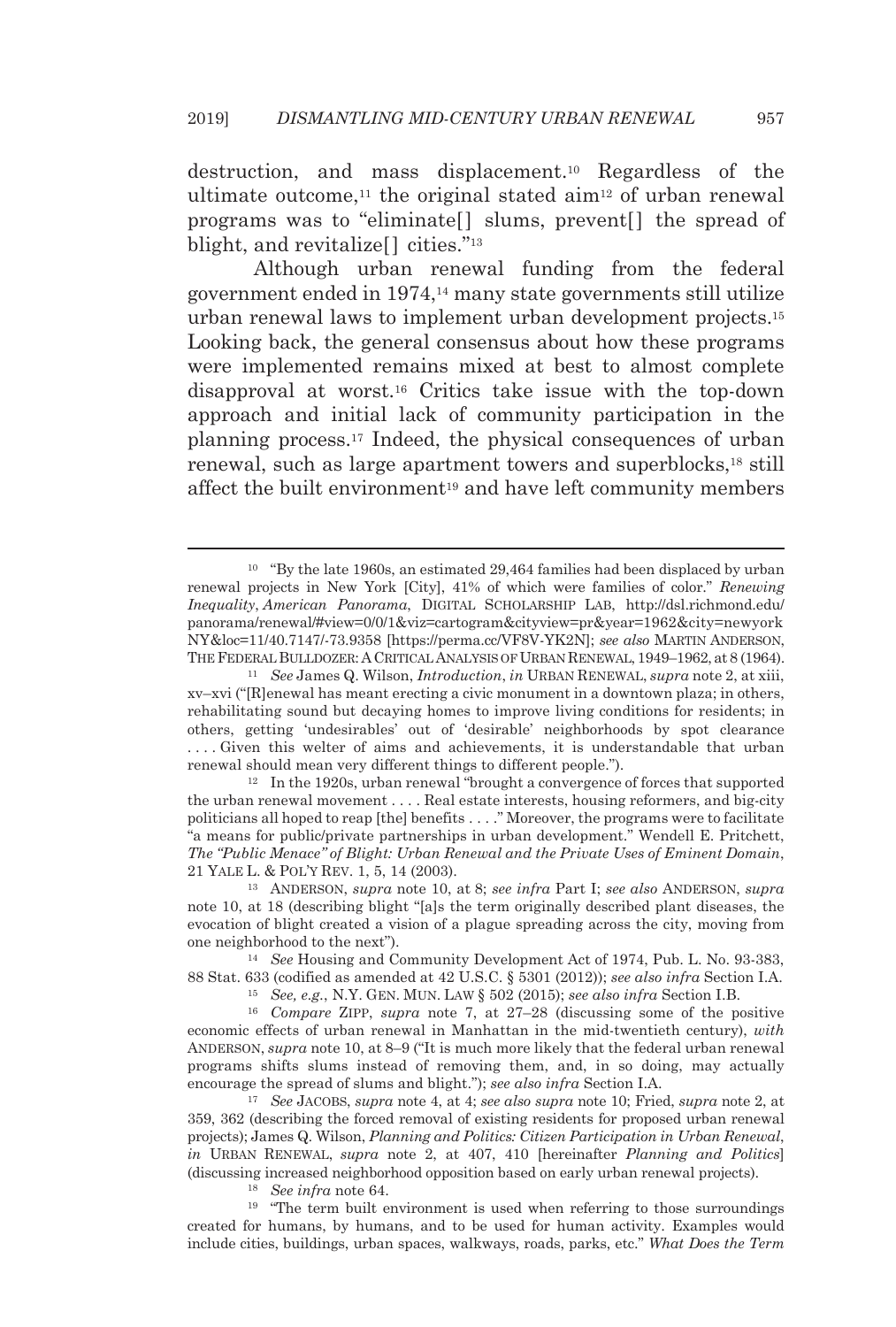destruction, and mass displacement.[10] Regardless of the ultimate outcome,[11] the original stated aim[12] of urban renewal programs was to "eliminate[] slums, prevent[] the spread of blight, and revitalize[] cities."[13]

Although urban renewal funding from the federal government ended in 1974,[14] many state governments still utilize urban renewal laws to implement urban development projects.[15] Looking back, the general consensus about how these programs were implemented remains mixed at best to almost complete disapproval at worst.[16] Critics take issue with the top-down approach and initial lack of community participation in the planning process.[17] Indeed, the physical consequences of urban renewal, such as large apartment towers and superblocks,[18] still affect the built environment[19] and have left community members

---

[10] "By the late 1960s, an estimated 29,464 families had been displaced by urban renewal projects in New York [City], 41% of which were families of color." *Renewing Inequality*, *American Panorama*, DIGITAL SCHOLARSHIP LAB, http://dsl.richmond.edu/panorama/renewal/#view=0/0/1&viz=cartogram&cityview=pr&year=1962&city=newyorkNY&loc=11/40.7147/-73.9358 [https://perma.cc/VF8V-YK2N]; *see also* MARTIN ANDERSON, THE FEDERAL BULLDOZER: A CRITICAL ANALYSIS OF URBAN RENEWAL, 1949–1962, at 8 (1964).

[11] *See* James Q. Wilson, *Introduction*, *in* URBAN RENEWAL, *supra* note 2, at xiii, xv–xvi ("[R]enewal has meant erecting a civic monument in a downtown plaza; in others, rehabilitating sound but decaying homes to improve living conditions for residents; in others, getting 'undesirables' out of 'desirable' neighborhoods by spot clearance . . . . Given this welter of aims and achievements, it is understandable that urban renewal should mean very different things to different people.").

[12] In the 1920s, urban renewal "brought a convergence of forces that supported the urban renewal movement . . . . Real estate interests, housing reformers, and big-city politicians all hoped to reap [the] benefits . . . ." Moreover, the programs were to facilitate "a means for public/private partnerships in urban development." Wendell E. Pritchett, *The "Public Menace" of Blight: Urban Renewal and the Private Uses of Eminent Domain*, 21 YALE L. & POL'Y REV. 1, 5, 14 (2003).

[13] ANDERSON, *supra* note 10, at 8; *see infra* Part I; *see also* ANDERSON, *supra* note 10, at 18 (describing blight "[a]s the term originally described plant diseases, the evocation of blight created a vision of a plague spreading across the city, moving from one neighborhood to the next").

[14] *See* Housing and Community Development Act of 1974, Pub. L. No. 93-383, 88 Stat. 633 (codified as amended at 42 U.S.C. § 5301 (2012)); *see also infra* Section I.A.

[15] *See, e.g.*, N.Y. GEN. MUN. LAW § 502 (2015); *see also infra* Section I.B.

[16] *Compare* ZIPP, *supra* note 7, at 27–28 (discussing some of the positive economic effects of urban renewal in Manhattan in the mid-twentieth century), *with* ANDERSON, *supra* note 10, at 8–9 ("It is much more likely that the federal urban renewal programs shifts slums instead of removing them, and, in so doing, may actually encourage the spread of slums and blight."); *see also infra* Section I.A.

[17] *See* JACOBS, *supra* note 4, at 4; *see also supra* note 10; Fried, *supra* note 2, at 359, 362 (describing the forced removal of existing residents for proposed urban renewal projects); James Q. Wilson, *Planning and Politics: Citizen Participation in Urban Renewal*, *in* URBAN RENEWAL, *supra* note 2, at 407, 410 [hereinafter *Planning and Politics*] (discussing increased neighborhood opposition based on early urban renewal projects).

[18] *See infra* note 64.

[19] "The term built environment is used when referring to those surroundings created for humans, by humans, and to be used for human activity. Examples would include cities, buildings, urban spaces, walkways, roads, parks, etc." *What Does the Term*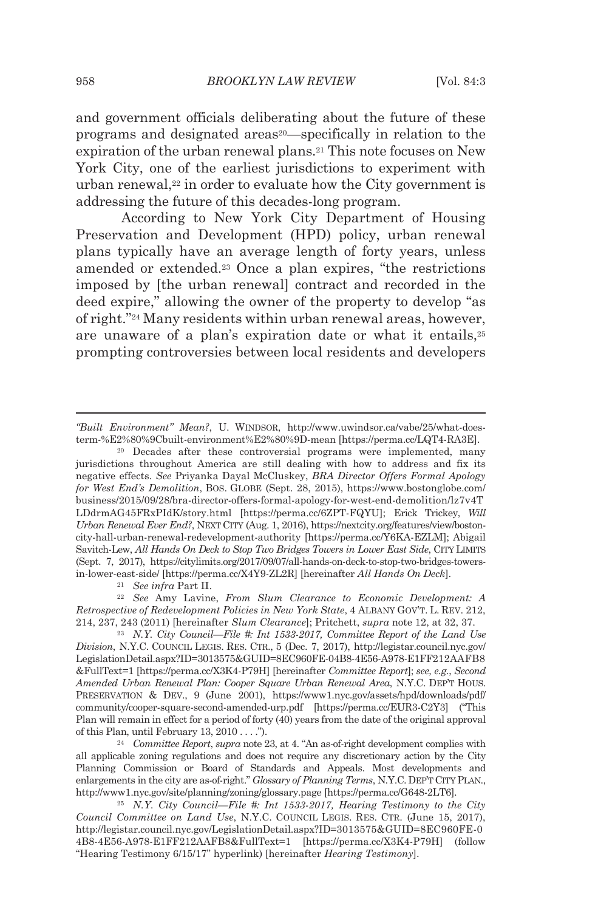and government officials deliberating about the future of these programs and designated areas[20]—specifically in relation to the expiration of the urban renewal plans.[21] This note focuses on New York City, one of the earliest jurisdictions to experiment with urban renewal,[22] in order to evaluate how the City government is addressing the future of this decades-long program.

According to New York City Department of Housing Preservation and Development (HPD) policy, urban renewal plans typically have an average length of forty years, unless amended or extended.[23] Once a plan expires, "the restrictions imposed by [the urban renewal] contract and recorded in the deed expire," allowing the owner of the property to develop "as of right."[24] Many residents within urban renewal areas, however, are unaware of a plan's expiration date or what it entails,[25] prompting controversies between local residents and developers

---

*"Built Environment" Mean?*, U. WINDSOR, http://www.uwindsor.ca/vabe/25/what-does-term-%E2%80%9Cbuilt-environment%E2%80%9D-mean [https://perma.cc/LQT4-RA3E].

[20] Decades after these controversial programs were implemented, many jurisdictions throughout America are still dealing with how to address and fix its negative effects. *See* Priyanka Dayal McCluskey, *BRA Director Offers Formal Apology for West End's Demolition*, BOS. GLOBE (Sept. 28, 2015), https://www.bostonglobe.com/business/2015/09/28/bra-director-offers-formal-apology-for-west-end-demolition/lz7v4TLDdrmAG45FRxPIdK/story.html [https://perma.cc/6ZPT-FQYU]; Erick Trickey, *Will Urban Renewal Ever End?*, NEXT CITY (Aug. 1, 2016), https://nextcity.org/features/view/boston-city-hall-urban-renewal-redevelopment-authority [https://perma.cc/Y6KA-EZLM]; Abigail Savitch-Lew, *All Hands On Deck to Stop Two Bridges Towers in Lower East Side*, CITY LIMITS (Sept. 7, 2017), https://citylimits.org/2017/09/07/all-hands-on-deck-to-stop-two-bridges-towers-in-lower-east-side/ [https://perma.cc/X4Y9-ZL2R] [hereinafter *All Hands On Deck*].

[21] *See infra* Part II.

[22] *See* Amy Lavine, *From Slum Clearance to Economic Development: A Retrospective of Redevelopment Policies in New York State*, 4 ALBANY GOV'T. L. REV. 212, 214, 237, 243 (2011) [hereinafter *Slum Clearance*]; Pritchett, *supra* note 12, at 32, 37.

[23] *N.Y. City Council—File #: Int 1533-2017, Committee Report of the Land Use Division*, N.Y.C. COUNCIL LEGIS. RES. CTR., 5 (Dec. 7, 2017), http://legistar.council.nyc.gov/LegislationDetail.aspx?ID=3013575&GUID=8EC960FE-04B8-4E56-A978-E1FF212AAFB8&FullText=1 [https://perma.cc/X3K4-P79H] [hereinafter *Committee Report*]; *see, e.g.*, *Second Amended Urban Renewal Plan: Cooper Square Urban Renewal Area*, N.Y.C. DEP'T HOUS. PRESERVATION & DEV., 9 (June 2001), https://www1.nyc.gov/assets/hpd/downloads/pdf/community/cooper-square-second-amended-urp.pdf [https://perma.cc/EUR3-C2Y3] ("This Plan will remain in effect for a period of forty (40) years from the date of the original approval of this Plan, until February 13, 2010 . . . .").

[24] *Committee Report*, *supra* note 23, at 4. "An as-of-right development complies with all applicable zoning regulations and does not require any discretionary action by the City Planning Commission or Board of Standards and Appeals. Most developments and enlargements in the city are as-of-right." *Glossary of Planning Terms*, N.Y.C. DEP'T CITY PLAN., http://www1.nyc.gov/site/planning/zoning/glossary.page [https://perma.cc/G648-2LT6].

[25] *N.Y. City Council—File #: Int 1533-2017, Hearing Testimony to the City Council Committee on Land Use*, N.Y.C. COUNCIL LEGIS. RES. CTR. (June 15, 2017), http://legistar.council.nyc.gov/LegislationDetail.aspx?ID=3013575&GUID=8EC960FE-04B8-4E56-A978-E1FF212AAFB8&FullText=1 [https://perma.cc/X3K4-P79H] (follow "Hearing Testimony 6/15/17" hyperlink) [hereinafter *Hearing Testimony*].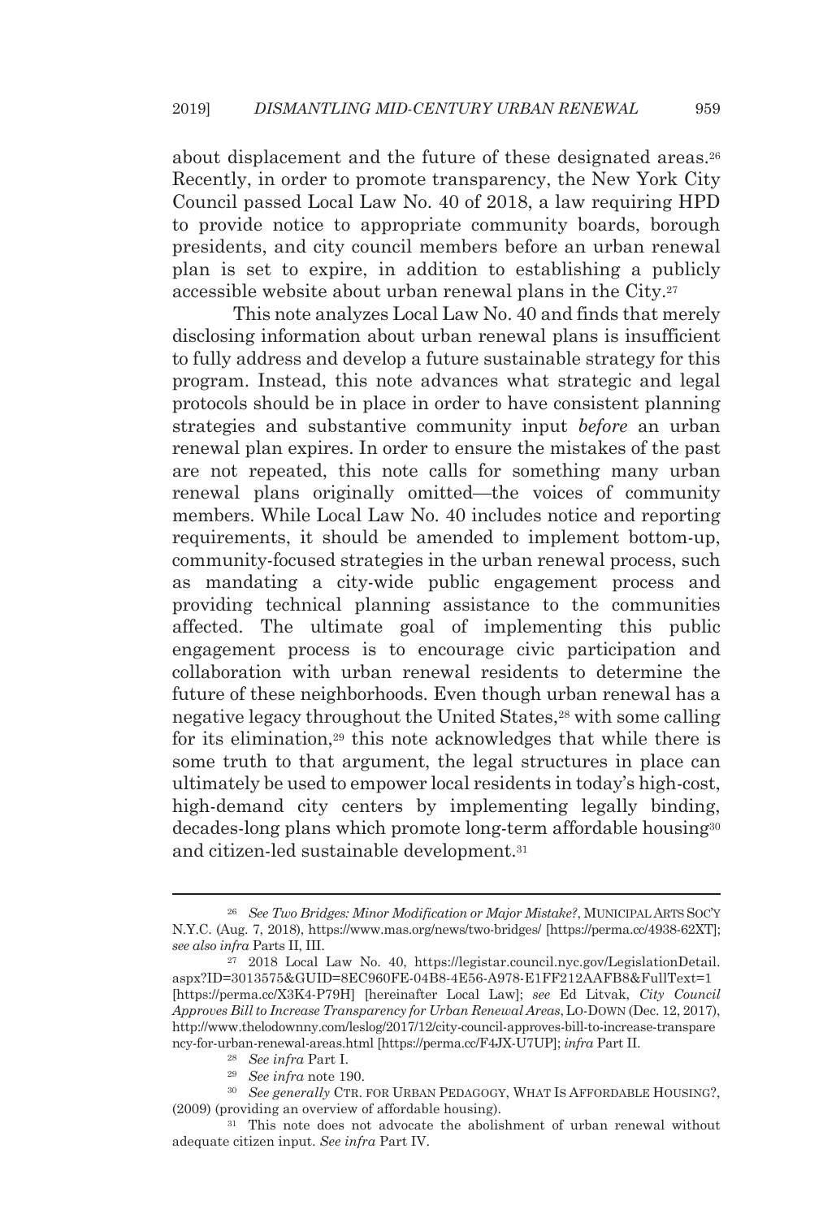about displacement and the future of these designated areas.[26] Recently, in order to promote transparency, the New York City Council passed Local Law No. 40 of 2018, a law requiring HPD to provide notice to appropriate community boards, borough presidents, and city council members before an urban renewal plan is set to expire, in addition to establishing a publicly accessible website about urban renewal plans in the City.[27]

This note analyzes Local Law No. 40 and finds that merely disclosing information about urban renewal plans is insufficient to fully address and develop a future sustainable strategy for this program. Instead, this note advances what strategic and legal protocols should be in place in order to have consistent planning strategies and substantive community input *before* an urban renewal plan expires. In order to ensure the mistakes of the past are not repeated, this note calls for something many urban renewal plans originally omitted—the voices of community members. While Local Law No. 40 includes notice and reporting requirements, it should be amended to implement bottom-up, community-focused strategies in the urban renewal process, such as mandating a city-wide public engagement process and providing technical planning assistance to the communities affected. The ultimate goal of implementing this public engagement process is to encourage civic participation and collaboration with urban renewal residents to determine the future of these neighborhoods. Even though urban renewal has a negative legacy throughout the United States,[28] with some calling for its elimination,[29] this note acknowledges that while there is some truth to that argument, the legal structures in place can ultimately be used to empower local residents in today's high-cost, high-demand city centers by implementing legally binding, decades-long plans which promote long-term affordable housing[30] and citizen-led sustainable development.[31]

---

[26] *See Two Bridges: Minor Modification or Major Mistake?*, MUNICIPAL ARTS SOC'Y N.Y.C. (Aug. 7, 2018), https://www.mas.org/news/two-bridges/ [https://perma.cc/4938-62XT]; *see also infra* Parts II, III.

[27] 2018 Local Law No. 40, https://legistar.council.nyc.gov/LegislationDetail.aspx?ID=3013575&GUID=8EC960FE-04B8-4E56-A978-E1FF212AAFB8&FullText=1 [https://perma.cc/X3K4-P79H] [hereinafter Local Law]; *see* Ed Litvak, *City Council Approves Bill to Increase Transparency for Urban Renewal Areas*, LO-DOWN (Dec. 12, 2017), http://www.thelodownny.com/leslog/2017/12/city-council-approves-bill-to-increase-transparency-for-urban-renewal-areas.html [https://perma.cc/F4JX-U7UP]; *infra* Part II.

[28] *See infra* Part I.

[29] *See infra* note 190.

[30] *See generally* CTR. FOR URBAN PEDAGOGY, WHAT IS AFFORDABLE HOUSING?, (2009) (providing an overview of affordable housing).

[31] This note does not advocate the abolishment of urban renewal without adequate citizen input. *See infra* Part IV.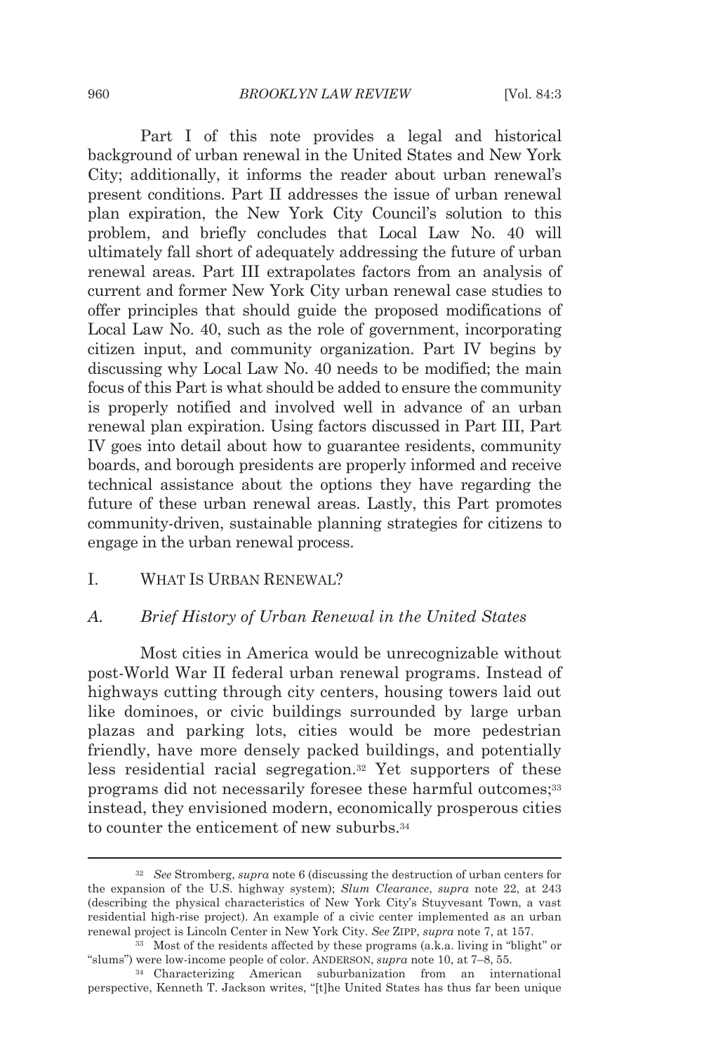Part I of this note provides a legal and historical background of urban renewal in the United States and New York City; additionally, it informs the reader about urban renewal's present conditions. Part II addresses the issue of urban renewal plan expiration, the New York City Council's solution to this problem, and briefly concludes that Local Law No. 40 will ultimately fall short of adequately addressing the future of urban renewal areas. Part III extrapolates factors from an analysis of current and former New York City urban renewal case studies to offer principles that should guide the proposed modifications of Local Law No. 40, such as the role of government, incorporating citizen input, and community organization. Part IV begins by discussing why Local Law No. 40 needs to be modified; the main focus of this Part is what should be added to ensure the community is properly notified and involved well in advance of an urban renewal plan expiration. Using factors discussed in Part III, Part IV goes into detail about how to guarantee residents, community boards, and borough presidents are properly informed and receive technical assistance about the options they have regarding the future of these urban renewal areas. Lastly, this Part promotes community-driven, sustainable planning strategies for citizens to engage in the urban renewal process.

## I. WHAT IS URBAN RENEWAL?

### A. *Brief History of Urban Renewal in the United States*

Most cities in America would be unrecognizable without post-World War II federal urban renewal programs. Instead of highways cutting through city centers, housing towers laid out like dominoes, or civic buildings surrounded by large urban plazas and parking lots, cities would be more pedestrian friendly, have more densely packed buildings, and potentially less residential racial segregation.[32] Yet supporters of these programs did not necessarily foresee these harmful outcomes;[33] instead, they envisioned modern, economically prosperous cities to counter the enticement of new suburbs.[34]

---

[32] *See* Stromberg, *supra* note 6 (discussing the destruction of urban centers for the expansion of the U.S. highway system); *Slum Clearance*, *supra* note 22, at 243 (describing the physical characteristics of New York City's Stuyvesant Town, a vast residential high-rise project). An example of a civic center implemented as an urban renewal project is Lincoln Center in New York City. *See* ZIPP, *supra* note 7, at 157.

[33] Most of the residents affected by these programs (a.k.a. living in "blight" or "slums") were low-income people of color. ANDERSON, *supra* note 10, at 7–8, 55.

[34] Characterizing American suburbanization from an international perspective, Kenneth T. Jackson writes, "[t]he United States has thus far been unique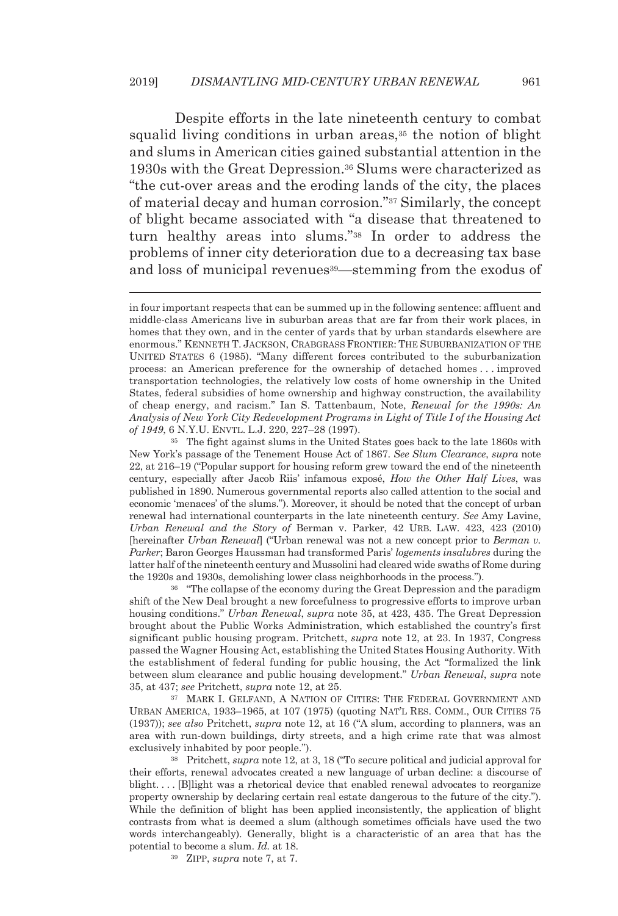Despite efforts in the late nineteenth century to combat squalid living conditions in urban areas,[35] the notion of blight and slums in American cities gained substantial attention in the 1930s with the Great Depression.[36] Slums were characterized as "the cut-over areas and the eroding lands of the city, the places of material decay and human corrosion."[37] Similarly, the concept of blight became associated with "a disease that threatened to turn healthy areas into slums."[38] In order to address the problems of inner city deterioration due to a decreasing tax base and loss of municipal revenues[39]—stemming from the exodus of

---

in four important respects that can be summed up in the following sentence: affluent and middle-class Americans live in suburban areas that are far from their work places, in homes that they own, and in the center of yards that by urban standards elsewhere are enormous." KENNETH T. JACKSON, CRABGRASS FRONTIER: THE SUBURBANIZATION OF THE UNITED STATES 6 (1985). "Many different forces contributed to the suburbanization process: an American preference for the ownership of detached homes . . . improved transportation technologies, the relatively low costs of home ownership in the United States, federal subsidies of home ownership and highway construction, the availability of cheap energy, and racism." Ian S. Tattenbaum, Note, *Renewal for the 1990s: An Analysis of New York City Redevelopment Programs in Light of Title I of the Housing Act of 1949*, 6 N.Y.U. ENVTL. L.J. 220, 227–28 (1997).

[35] The fight against slums in the United States goes back to the late 1860s with New York's passage of the Tenement House Act of 1867. *See Slum Clearance*, *supra* note 22, at 216–19 ("Popular support for housing reform grew toward the end of the nineteenth century, especially after Jacob Riis' infamous exposé, *How the Other Half Lives*, was published in 1890. Numerous governmental reports also called attention to the social and economic 'menaces' of the slums."). Moreover, it should be noted that the concept of urban renewal had international counterparts in the late nineteenth century. *See* Amy Lavine, *Urban Renewal and the Story of* Berman v. Parker, 42 URB. LAW. 423, 423 (2010) [hereinafter *Urban Renewal*] ("Urban renewal was not a new concept prior to *Berman v. Parker*; Baron Georges Haussman had transformed Paris' *logements insalubres* during the latter half of the nineteenth century and Mussolini had cleared wide swaths of Rome during the 1920s and 1930s, demolishing lower class neighborhoods in the process.").

[36] "The collapse of the economy during the Great Depression and the paradigm shift of the New Deal brought a new forcefulness to progressive efforts to improve urban housing conditions." *Urban Renewal*, *supra* note 35, at 423, 435. The Great Depression brought about the Public Works Administration, which established the country's first significant public housing program. Pritchett, *supra* note 12, at 23. In 1937, Congress passed the Wagner Housing Act, establishing the United States Housing Authority. With the establishment of federal funding for public housing, the Act "formalized the link between slum clearance and public housing development." *Urban Renewal*, *supra* note 35, at 437; *see* Pritchett, *supra* note 12, at 25.

[37] MARK I. GELFAND, A NATION OF CITIES: THE FEDERAL GOVERNMENT AND URBAN AMERICA, 1933–1965, at 107 (1975) (quoting NAT'L RES. COMM., OUR CITIES 75 (1937)); *see also* Pritchett, *supra* note 12, at 16 ("A slum, according to planners, was an area with run-down buildings, dirty streets, and a high crime rate that was almost exclusively inhabited by poor people.").

[38] Pritchett, *supra* note 12, at 3, 18 ("To secure political and judicial approval for their efforts, renewal advocates created a new language of urban decline: a discourse of blight. . . . [B]light was a rhetorical device that enabled renewal advocates to reorganize property ownership by declaring certain real estate dangerous to the future of the city."). While the definition of blight has been applied inconsistently, the application of blight contrasts from what is deemed a slum (although sometimes officials have used the two words interchangeably). Generally, blight is a characteristic of an area that has the potential to become a slum. *Id.* at 18.

[39] ZIPP, *supra* note 7, at 7.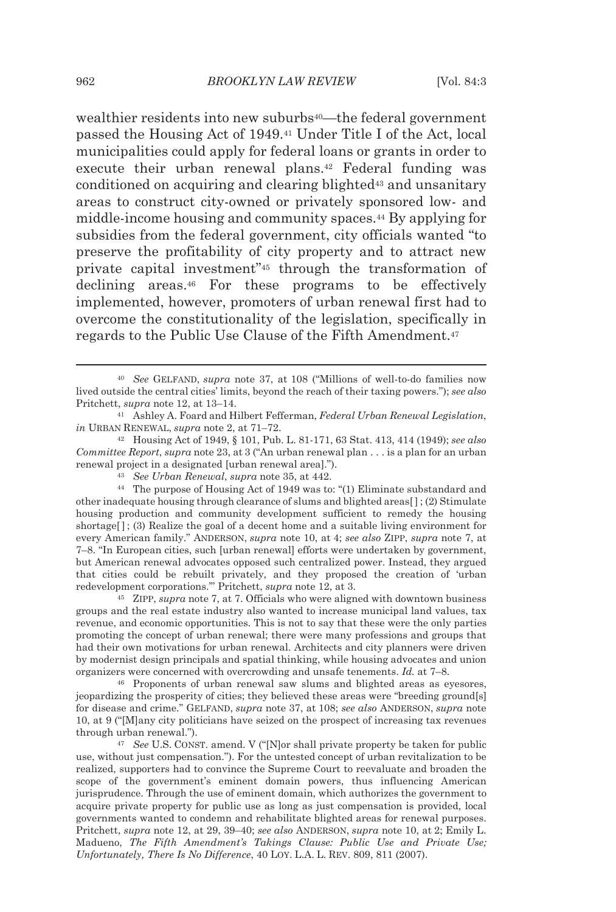wealthier residents into new suburbs[40]—the federal government passed the Housing Act of 1949.[41] Under Title I of the Act, local municipalities could apply for federal loans or grants in order to execute their urban renewal plans.[42] Federal funding was conditioned on acquiring and clearing blighted[43] and unsanitary areas to construct city-owned or privately sponsored low- and middle-income housing and community spaces.[44] By applying for subsidies from the federal government, city officials wanted "to preserve the profitability of city property and to attract new private capital investment"[45] through the transformation of declining areas.[46] For these programs to be effectively implemented, however, promoters of urban renewal first had to overcome the constitutionality of the legislation, specifically in regards to the Public Use Clause of the Fifth Amendment.[47]

---

[40] *See* GELFAND, *supra* note 37, at 108 ("Millions of well-to-do families now lived outside the central cities' limits, beyond the reach of their taxing powers."); *see also* Pritchett, *supra* note 12, at 13–14.

[41] Ashley A. Foard and Hilbert Fefferman, *Federal Urban Renewal Legislation*, *in* URBAN RENEWAL, *supra* note 2, at 71–72.

[42] Housing Act of 1949, § 101, Pub. L. 81-171, 63 Stat. 413, 414 (1949); *see also* *Committee Report*, *supra* note 23, at 3 ("An urban renewal plan . . . is a plan for an urban renewal project in a designated [urban renewal area].").

[43] *See Urban Renewal*, *supra* note 35, at 442.

[44] The purpose of Housing Act of 1949 was to: "(1) Eliminate substandard and other inadequate housing through clearance of slums and blighted areas[ ] ; (2) Stimulate housing production and community development sufficient to remedy the housing shortage[ ] ; (3) Realize the goal of a decent home and a suitable living environment for every American family." ANDERSON, *supra* note 10, at 4; *see also* ZIPP, *supra* note 7, at 7–8. "In European cities, such [urban renewal] efforts were undertaken by government, but American renewal advocates opposed such centralized power. Instead, they argued that cities could be rebuilt privately, and they proposed the creation of 'urban redevelopment corporations.'" Pritchett, *supra* note 12, at 3.

[45] ZIPP, *supra* note 7, at 7. Officials who were aligned with downtown business groups and the real estate industry also wanted to increase municipal land values, tax revenue, and economic opportunities. This is not to say that these were the only parties promoting the concept of urban renewal; there were many professions and groups that had their own motivations for urban renewal. Architects and city planners were driven by modernist design principals and spatial thinking, while housing advocates and union organizers were concerned with overcrowding and unsafe tenements. *Id.* at 7–8.

[46] Proponents of urban renewal saw slums and blighted areas as eyesores, jeopardizing the prosperity of cities; they believed these areas were "breeding ground[s] for disease and crime." GELFAND, *supra* note 37, at 108; *see also* ANDERSON, *supra* note 10, at 9 ("[M]any city politicians have seized on the prospect of increasing tax revenues through urban renewal.").

[47] *See* U.S. CONST. amend. V ("[N]or shall private property be taken for public use, without just compensation."). For the untested concept of urban revitalization to be realized, supporters had to convince the Supreme Court to reevaluate and broaden the scope of the government's eminent domain powers, thus influencing American jurisprudence. Through the use of eminent domain, which authorizes the government to acquire private property for public use as long as just compensation is provided, local governments wanted to condemn and rehabilitate blighted areas for renewal purposes. Pritchett, *supra* note 12, at 29, 39–40; *see also* ANDERSON, *supra* note 10, at 2; Emily L. Madueno, *The Fifth Amendment's Takings Clause: Public Use and Private Use; Unfortunately, There Is No Difference*, 40 LOY. L.A. L. REV. 809, 811 (2007).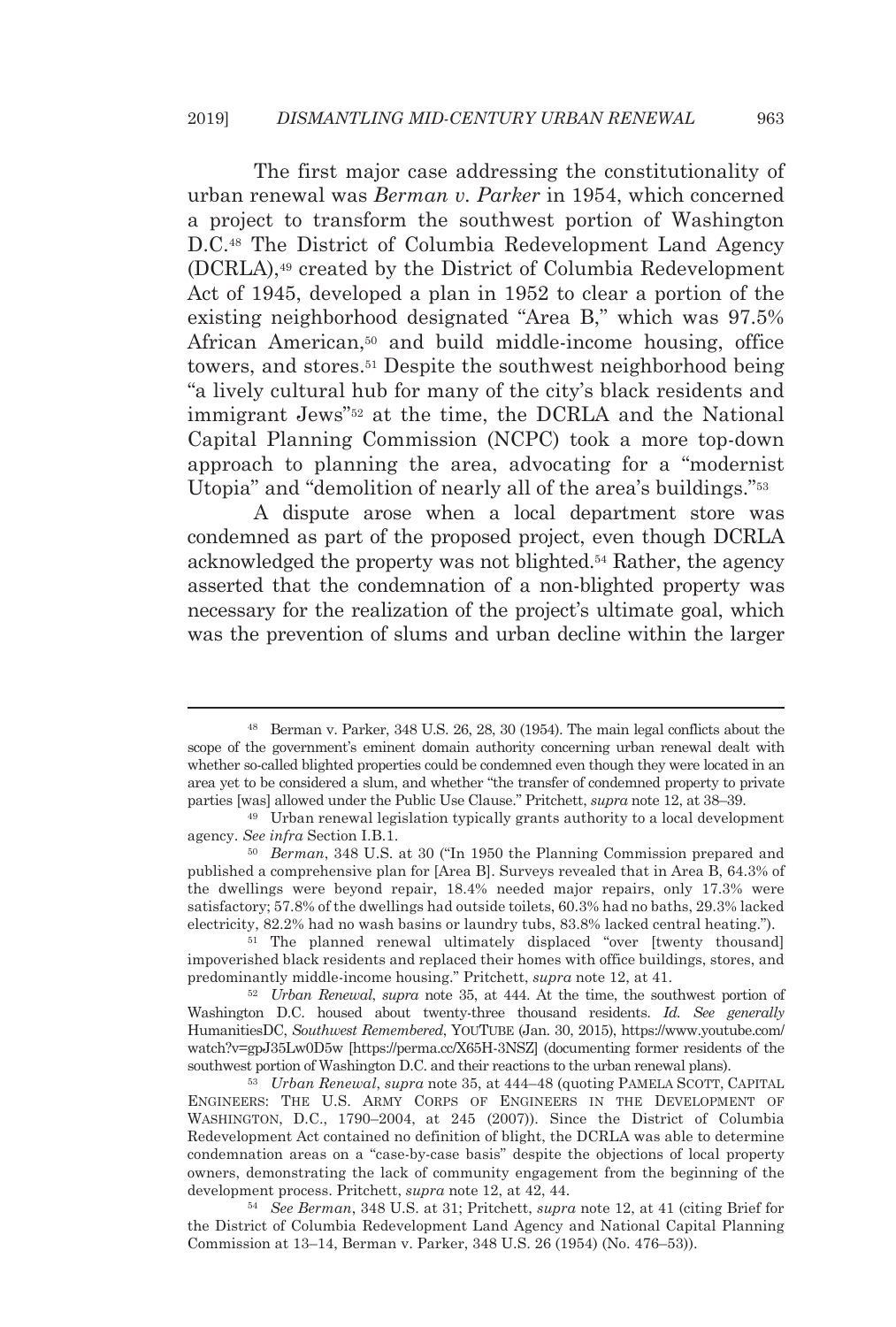The first major case addressing the constitutionality of urban renewal was *Berman v. Parker* in 1954, which concerned a project to transform the southwest portion of Washington D.C.[48] The District of Columbia Redevelopment Land Agency (DCRLA),[49] created by the District of Columbia Redevelopment Act of 1945, developed a plan in 1952 to clear a portion of the existing neighborhood designated "Area B," which was 97.5% African American,[50] and build middle-income housing, office towers, and stores.[51] Despite the southwest neighborhood being "a lively cultural hub for many of the city's black residents and immigrant Jews"[52] at the time, the DCRLA and the National Capital Planning Commission (NCPC) took a more top-down approach to planning the area, advocating for a "modernist Utopia" and "demolition of nearly all of the area's buildings."[53]

A dispute arose when a local department store was condemned as part of the proposed project, even though DCRLA acknowledged the property was not blighted.[54] Rather, the agency asserted that the condemnation of a non-blighted property was necessary for the realization of the project's ultimate goal, which was the prevention of slums and urban decline within the larger

---

[48] Berman v. Parker, 348 U.S. 26, 28, 30 (1954). The main legal conflicts about the scope of the government's eminent domain authority concerning urban renewal dealt with whether so-called blighted properties could be condemned even though they were located in an area yet to be considered a slum, and whether "the transfer of condemned property to private parties [was] allowed under the Public Use Clause." Pritchett, *supra* note 12, at 38–39.

[49] Urban renewal legislation typically grants authority to a local development agency. *See infra* Section I.B.1.

[50] *Berman*, 348 U.S. at 30 ("In 1950 the Planning Commission prepared and published a comprehensive plan for [Area B]. Surveys revealed that in Area B, 64.3% of the dwellings were beyond repair, 18.4% needed major repairs, only 17.3% were satisfactory; 57.8% of the dwellings had outside toilets, 60.3% had no baths, 29.3% lacked electricity, 82.2% had no wash basins or laundry tubs, 83.8% lacked central heating.").

[51] The planned renewal ultimately displaced "over [twenty thousand] impoverished black residents and replaced their homes with office buildings, stores, and predominantly middle-income housing." Pritchett, *supra* note 12, at 41.

[52] *Urban Renewal*, *supra* note 35, at 444. At the time, the southwest portion of Washington D.C. housed about twenty-three thousand residents. *Id. See generally* HumanitiesDC, *Southwest Remembered*, YOUTUBE (Jan. 30, 2015), https://www.youtube.com/watch?v=gpJ35Lw0D5w [https://perma.cc/X65H-3NSZ] (documenting former residents of the southwest portion of Washington D.C. and their reactions to the urban renewal plans).

[53] *Urban Renewal*, *supra* note 35, at 444–48 (quoting PAMELA SCOTT, CAPITAL ENGINEERS: THE U.S. ARMY CORPS OF ENGINEERS IN THE DEVELOPMENT OF WASHINGTON, D.C., 1790–2004, at 245 (2007)). Since the District of Columbia Redevelopment Act contained no definition of blight, the DCRLA was able to determine condemnation areas on a "case-by-case basis" despite the objections of local property owners, demonstrating the lack of community engagement from the beginning of the development process. Pritchett, *supra* note 12, at 42, 44.

[54] *See Berman*, 348 U.S. at 31; Pritchett, *supra* note 12, at 41 (citing Brief for the District of Columbia Redevelopment Land Agency and National Capital Planning Commission at 13–14, Berman v. Parker, 348 U.S. 26 (1954) (No. 476–53)).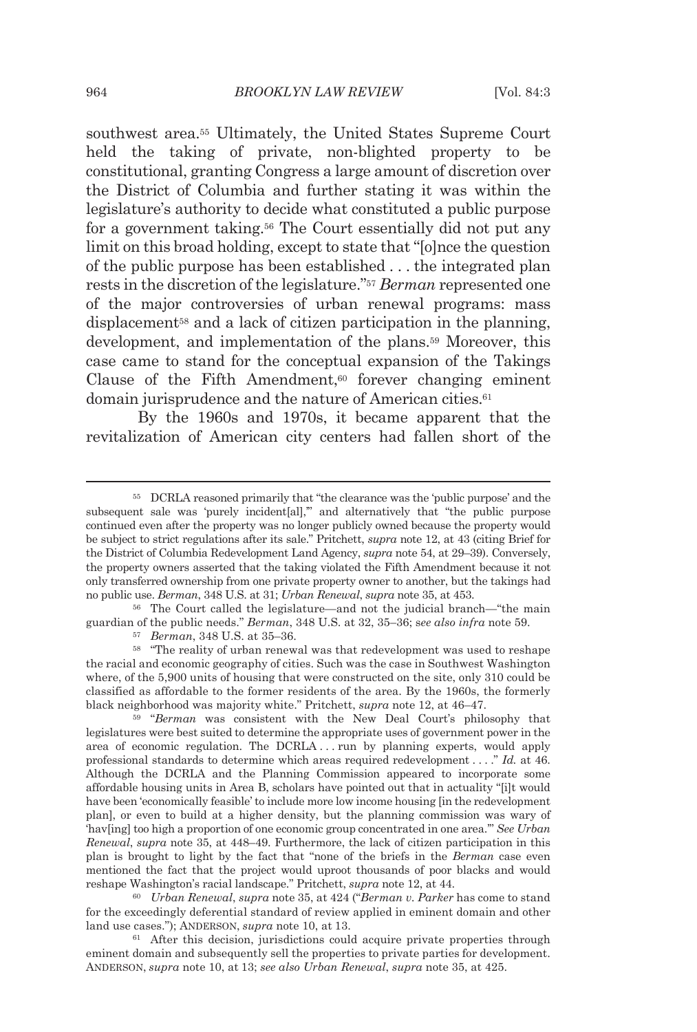southwest area.[55] Ultimately, the United States Supreme Court held the taking of private, non-blighted property to be constitutional, granting Congress a large amount of discretion over the District of Columbia and further stating it was within the legislature's authority to decide what constituted a public purpose for a government taking.[56] The Court essentially did not put any limit on this broad holding, except to state that "[o]nce the question of the public purpose has been established . . . the integrated plan rests in the discretion of the legislature."[57] *Berman* represented one of the major controversies of urban renewal programs: mass displacement[58] and a lack of citizen participation in the planning, development, and implementation of the plans.[59] Moreover, this case came to stand for the conceptual expansion of the Takings Clause of the Fifth Amendment,[60] forever changing eminent domain jurisprudence and the nature of American cities.[61]

By the 1960s and 1970s, it became apparent that the revitalization of American city centers had fallen short of the

---

[55] DCRLA reasoned primarily that "the clearance was the 'public purpose' and the subsequent sale was 'purely incident[al],'" and alternatively that "the public purpose continued even after the property was no longer publicly owned because the property would be subject to strict regulations after its sale." Pritchett, *supra* note 12, at 43 (citing Brief for the District of Columbia Redevelopment Land Agency, *supra* note 54, at 29–39). Conversely, the property owners asserted that the taking violated the Fifth Amendment because it not only transferred ownership from one private property owner to another, but the takings had no public use. *Berman*, 348 U.S. at 31; *Urban Renewal*, *supra* note 35, at 453.

[56] The Court called the legislature—and not the judicial branch—"the main guardian of the public needs." *Berman*, 348 U.S. at 32, 35–36; *see also infra* note 59.

[57] *Berman*, 348 U.S. at 35–36.

[58] "The reality of urban renewal was that redevelopment was used to reshape the racial and economic geography of cities. Such was the case in Southwest Washington where, of the 5,900 units of housing that were constructed on the site, only 310 could be classified as affordable to the former residents of the area. By the 1960s, the formerly black neighborhood was majority white." Pritchett, *supra* note 12, at 46–47.

[59] "*Berman* was consistent with the New Deal Court's philosophy that legislatures were best suited to determine the appropriate uses of government power in the area of economic regulation. The DCRLA . . . run by planning experts, would apply professional standards to determine which areas required redevelopment . . . ." *Id.* at 46. Although the DCRLA and the Planning Commission appeared to incorporate some affordable housing units in Area B, scholars have pointed out that in actuality "[i]t would have been 'economically feasible' to include more low income housing [in the redevelopment plan], or even to build at a higher density, but the planning commission was wary of 'hav[ing] too high a proportion of one economic group concentrated in one area.'" *See Urban Renewal*, *supra* note 35, at 448–49. Furthermore, the lack of citizen participation in this plan is brought to light by the fact that "none of the briefs in the *Berman* case even mentioned the fact that the project would uproot thousands of poor blacks and would reshape Washington's racial landscape." Pritchett, *supra* note 12, at 44.

[60] *Urban Renewal*, *supra* note 35, at 424 ("*Berman v. Parker* has come to stand for the exceedingly deferential standard of review applied in eminent domain and other land use cases."); ANDERSON, *supra* note 10, at 13.

[61] After this decision, jurisdictions could acquire private properties through eminent domain and subsequently sell the properties to private parties for development. ANDERSON, *supra* note 10, at 13; *see also Urban Renewal*, *supra* note 35, at 425.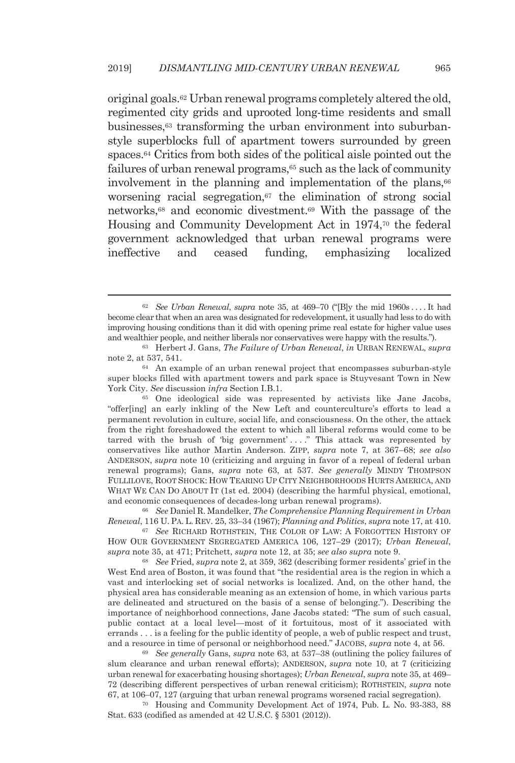original goals.[62] Urban renewal programs completely altered the old, regimented city grids and uprooted long-time residents and small businesses,[63] transforming the urban environment into suburban-style superblocks full of apartment towers surrounded by green spaces.[64] Critics from both sides of the political aisle pointed out the failures of urban renewal programs,[65] such as the lack of community involvement in the planning and implementation of the plans,[66] worsening racial segregation,[67] the elimination of strong social networks,[68] and economic divestment.[69] With the passage of the Housing and Community Development Act in 1974,[70] the federal government acknowledged that urban renewal programs were ineffective and ceased funding, emphasizing localized

---

[62] *See Urban Renewal*, *supra* note 35, at 469–70 ("[B]y the mid 1960s . . . . It had become clear that when an area was designated for redevelopment, it usually had less to do with improving housing conditions than it did with opening prime real estate for higher value uses and wealthier people, and neither liberals nor conservatives were happy with the results.").

[63] Herbert J. Gans, *The Failure of Urban Renewal*, *in* URBAN RENEWAL, *supra* note 2, at 537, 541.

[64] An example of an urban renewal project that encompasses suburban-style super blocks filled with apartment towers and park space is Stuyvesant Town in New York City. *See* discussion *infra* Section I.B.1.

[65] One ideological side was represented by activists like Jane Jacobs, "offer[ing] an early inkling of the New Left and counterculture's efforts to lead a permanent revolution in culture, social life, and consciousness. On the other, the attack from the right foreshadowed the extent to which all liberal reforms would come to be tarred with the brush of 'big government' . . . ." This attack was represented by conservatives like author Martin Anderson. ZIPP, *supra* note 7, at 367–68; *see also* ANDERSON, *supra* note 10 (criticizing and arguing in favor of a repeal of federal urban renewal programs); Gans, *supra* note 63, at 537. *See generally* MINDY THOMPSON FULLILOVE, ROOT SHOCK: HOW TEARING UP CITY NEIGHBORHOODS HURTS AMERICA, AND WHAT WE CAN DO ABOUT IT (1st ed. 2004) (describing the harmful physical, emotional, and economic consequences of decades-long urban renewal programs).

[66] *See* Daniel R. Mandelker, *The Comprehensive Planning Requirement in Urban Renewal*, 116 U. PA. L. REV. 25, 33–34 (1967); *Planning and Politics*, *supra* note 17, at 410.

[67] *See* RICHARD ROTHSTEIN, THE COLOR OF LAW: A FORGOTTEN HISTORY OF HOW OUR GOVERNMENT SEGREGATED AMERICA 106, 127–29 (2017); *Urban Renewal*, *supra* note 35, at 471; Pritchett, *supra* note 12, at 35; *see also supra* note 9.

[68] *See* Fried, *supra* note 2, at 359, 362 (describing former residents' grief in the West End area of Boston, it was found that "the residential area is the region in which a vast and interlocking set of social networks is localized. And, on the other hand, the physical area has considerable meaning as an extension of home, in which various parts are delineated and structured on the basis of a sense of belonging."). Describing the importance of neighborhood connections, Jane Jacobs stated: "The sum of such casual, public contact at a local level—most of it fortuitous, most of it associated with errands . . . is a feeling for the public identity of people, a web of public respect and trust, and a resource in time of personal or neighborhood need." JACOBS, *supra* note 4, at 56.

[69] *See generally* Gans, *supra* note 63, at 537–38 (outlining the policy failures of slum clearance and urban renewal efforts); ANDERSON, *supra* note 10, at 7 (criticizing urban renewal for exacerbating housing shortages); *Urban Renewal*, *supra* note 35, at 469–72 (describing different perspectives of urban renewal criticism); ROTHSTEIN, *supra* note 67, at 106–07, 127 (arguing that urban renewal programs worsened racial segregation).

[70] Housing and Community Development Act of 1974, Pub. L. No. 93-383, 88 Stat. 633 (codified as amended at 42 U.S.C. § 5301 (2012)).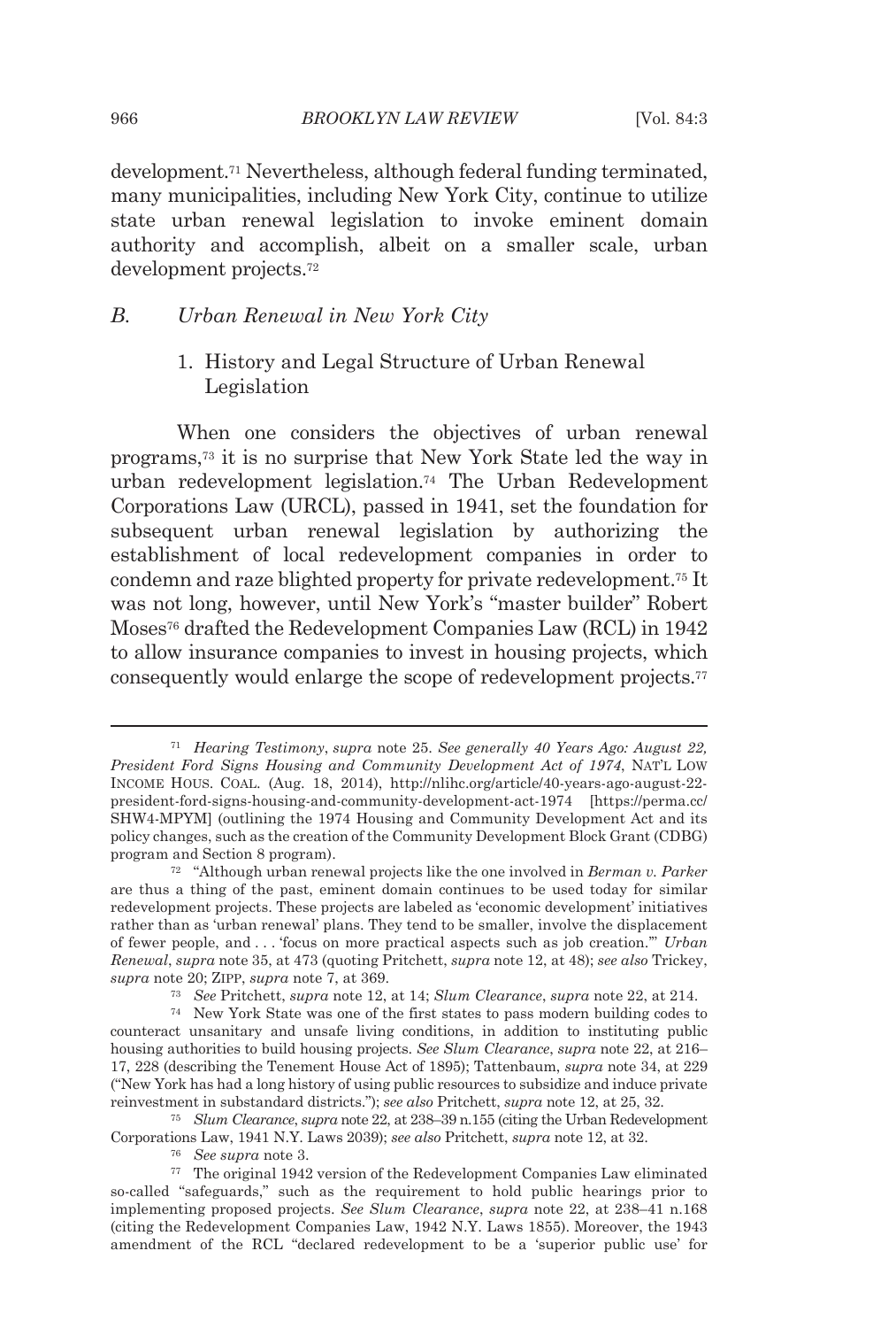development.[71] Nevertheless, although federal funding terminated, many municipalities, including New York City, continue to utilize state urban renewal legislation to invoke eminent domain authority and accomplish, albeit on a smaller scale, urban development projects.[72]

### *B. Urban Renewal in New York City*

#### 1. History and Legal Structure of Urban Renewal Legislation

When one considers the objectives of urban renewal programs,[73] it is no surprise that New York State led the way in urban redevelopment legislation.[74] The Urban Redevelopment Corporations Law (URCL), passed in 1941, set the foundation for subsequent urban renewal legislation by authorizing the establishment of local redevelopment companies in order to condemn and raze blighted property for private redevelopment.[75] It was not long, however, until New York's "master builder" Robert Moses[76] drafted the Redevelopment Companies Law (RCL) in 1942 to allow insurance companies to invest in housing projects, which consequently would enlarge the scope of redevelopment projects.[77]

---

[71] *Hearing Testimony*, *supra* note 25. *See generally 40 Years Ago: August 22, President Ford Signs Housing and Community Development Act of 1974*, NAT'L LOW INCOME HOUS. COAL. (Aug. 18, 2014), http://nlihc.org/article/40-years-ago-august-22-president-ford-signs-housing-and-community-development-act-1974 [https://perma.cc/SHW4-MPYM] (outlining the 1974 Housing and Community Development Act and its policy changes, such as the creation of the Community Development Block Grant (CDBG) program and Section 8 program).

[72] "Although urban renewal projects like the one involved in *Berman v. Parker* are thus a thing of the past, eminent domain continues to be used today for similar redevelopment projects. These projects are labeled as 'economic development' initiatives rather than as 'urban renewal' plans. They tend to be smaller, involve the displacement of fewer people, and . . . 'focus on more practical aspects such as job creation.'" *Urban Renewal*, *supra* note 35, at 473 (quoting Pritchett, *supra* note 12, at 48); *see also* Trickey, *supra* note 20; ZIPP, *supra* note 7, at 369.

[73] *See* Pritchett, *supra* note 12, at 14; *Slum Clearance*, *supra* note 22, at 214.

[74] New York State was one of the first states to pass modern building codes to counteract unsanitary and unsafe living conditions, in addition to instituting public housing authorities to build housing projects. *See Slum Clearance*, *supra* note 22, at 216–17, 228 (describing the Tenement House Act of 1895); Tattenbaum, *supra* note 34, at 229 ("New York has had a long history of using public resources to subsidize and induce private reinvestment in substandard districts."); *see also* Pritchett, *supra* note 12, at 25, 32.

[75] *Slum Clearance*, *supra* note 22, at 238–39 n.155 (citing the Urban Redevelopment Corporations Law, 1941 N.Y. Laws 2039); *see also* Pritchett, *supra* note 12, at 32.

[76] *See supra* note 3.

[77] The original 1942 version of the Redevelopment Companies Law eliminated so-called "safeguards," such as the requirement to hold public hearings prior to implementing proposed projects. *See Slum Clearance*, *supra* note 22, at 238–41 n.168 (citing the Redevelopment Companies Law, 1942 N.Y. Laws 1855). Moreover, the 1943 amendment of the RCL "declared redevelopment to be a 'superior public use' for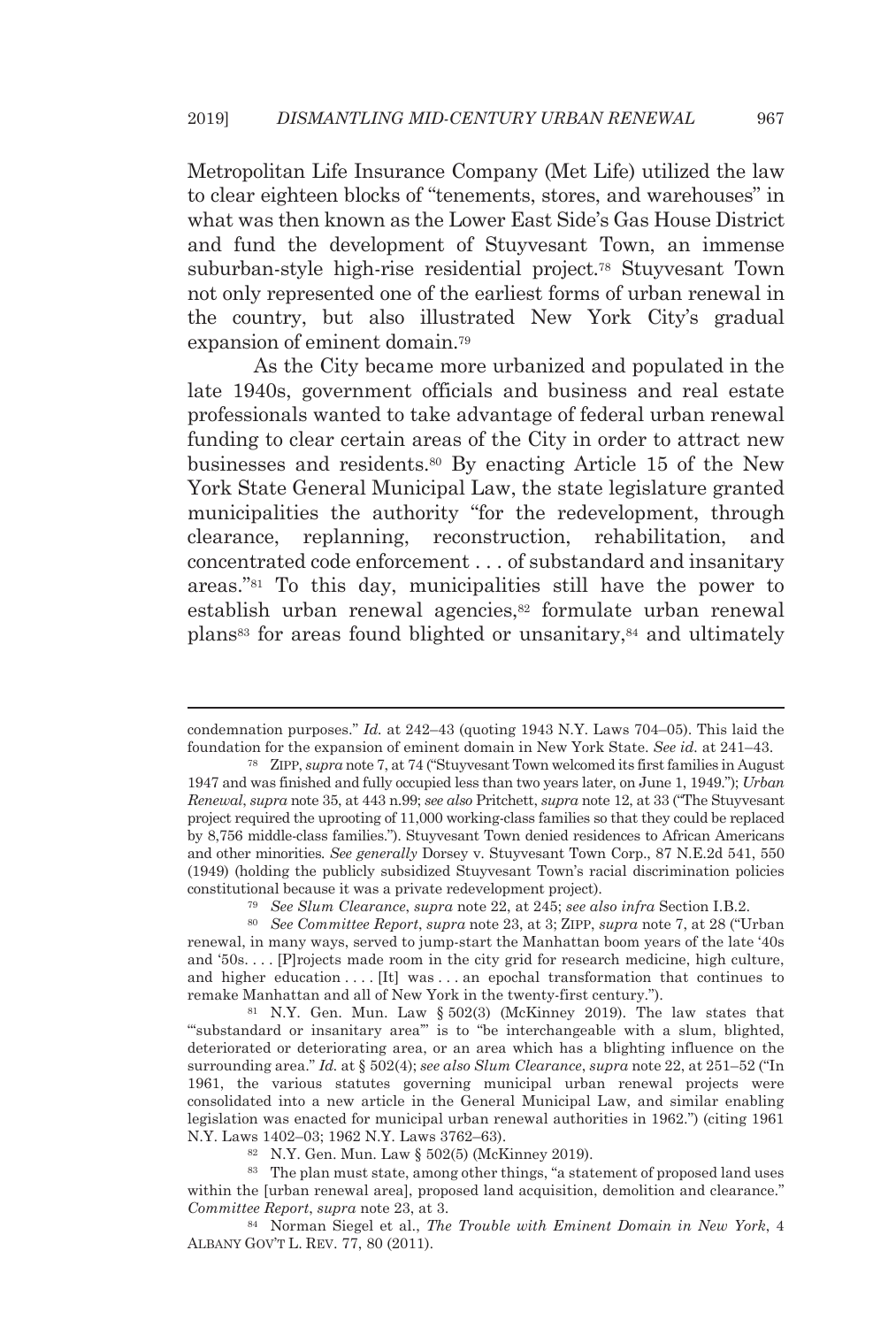Metropolitan Life Insurance Company (Met Life) utilized the law to clear eighteen blocks of "tenements, stores, and warehouses" in what was then known as the Lower East Side's Gas House District and fund the development of Stuyvesant Town, an immense suburban-style high-rise residential project.[78] Stuyvesant Town not only represented one of the earliest forms of urban renewal in the country, but also illustrated New York City's gradual expansion of eminent domain.[79]

As the City became more urbanized and populated in the late 1940s, government officials and business and real estate professionals wanted to take advantage of federal urban renewal funding to clear certain areas of the City in order to attract new businesses and residents.[80] By enacting Article 15 of the New York State General Municipal Law, the state legislature granted municipalities the authority "for the redevelopment, through clearance, replanning, reconstruction, rehabilitation, and concentrated code enforcement . . . of substandard and insanitary areas."[81] To this day, municipalities still have the power to establish urban renewal agencies,[82] formulate urban renewal plans[83] for areas found blighted or unsanitary,[84] and ultimately

---

condemnation purposes." *Id.* at 242–43 (quoting 1943 N.Y. Laws 704–05). This laid the foundation for the expansion of eminent domain in New York State. *See id.* at 241–43.

[78] ZIPP, *supra* note 7, at 74 ("Stuyvesant Town welcomed its first families in August 1947 and was finished and fully occupied less than two years later, on June 1, 1949."); *Urban Renewal*, *supra* note 35, at 443 n.99; *see also* Pritchett, *supra* note 12, at 33 ("The Stuyvesant project required the uprooting of 11,000 working-class families so that they could be replaced by 8,756 middle-class families."). Stuyvesant Town denied residences to African Americans and other minorities. *See generally* Dorsey v. Stuyvesant Town Corp., 87 N.E.2d 541, 550 (1949) (holding the publicly subsidized Stuyvesant Town's racial discrimination policies constitutional because it was a private redevelopment project).

[79] *See Slum Clearance*, *supra* note 22, at 245; *see also infra* Section I.B.2.

[80] *See Committee Report*, *supra* note 23, at 3; ZIPP, *supra* note 7, at 28 ("Urban renewal, in many ways, served to jump-start the Manhattan boom years of the late '40s and '50s. . . . [P]rojects made room in the city grid for research medicine, high culture, and higher education . . . . [It] was . . . an epochal transformation that continues to remake Manhattan and all of New York in the twenty-first century.").

[81] N.Y. Gen. Mun. Law § 502(3) (McKinney 2019). The law states that "'substandard or insanitary area'" is to "be interchangeable with a slum, blighted, deteriorated or deteriorating area, or an area which has a blighting influence on the surrounding area." *Id.* at § 502(4); *see also Slum Clearance*, *supra* note 22, at 251–52 ("In 1961, the various statutes governing municipal urban renewal projects were consolidated into a new article in the General Municipal Law, and similar enabling legislation was enacted for municipal urban renewal authorities in 1962.") (citing 1961 N.Y. Laws 1402–03; 1962 N.Y. Laws 3762–63).

[82] N.Y. Gen. Mun. Law § 502(5) (McKinney 2019).

[83] The plan must state, among other things, "a statement of proposed land uses within the [urban renewal area], proposed land acquisition, demolition and clearance." *Committee Report*, *supra* note 23, at 3.

[84] Norman Siegel et al., *The Trouble with Eminent Domain in New York*, 4 ALBANY GOV'T L. REV. 77, 80 (2011).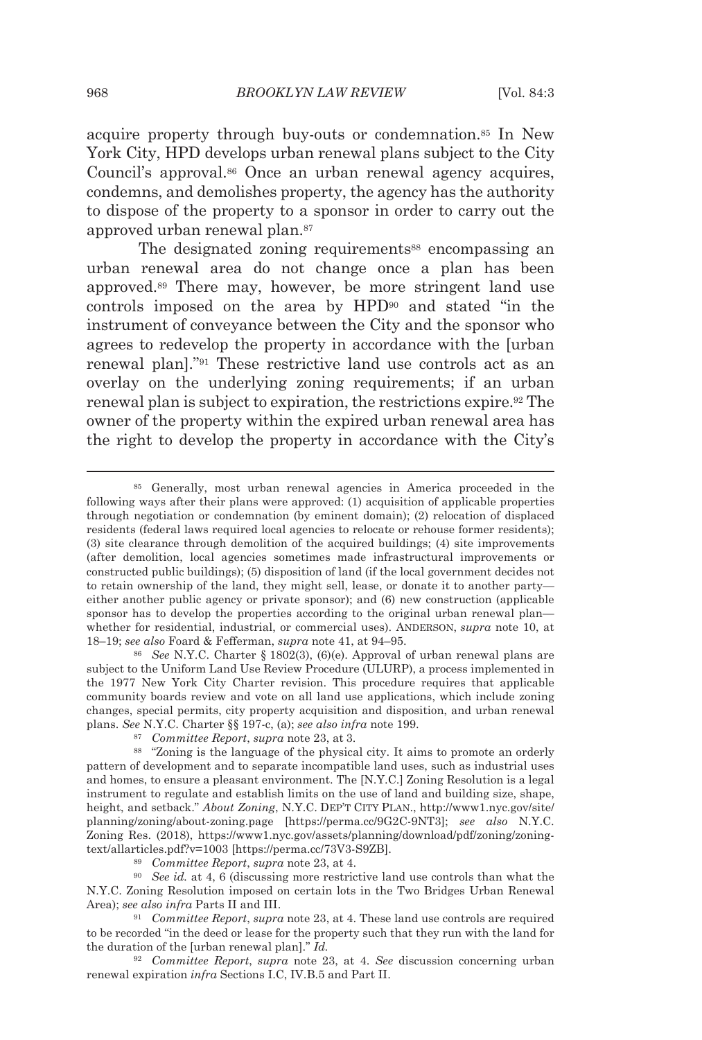acquire property through buy-outs or condemnation.[85] In New York City, HPD develops urban renewal plans subject to the City Council's approval.[86] Once an urban renewal agency acquires, condemns, and demolishes property, the agency has the authority to dispose of the property to a sponsor in order to carry out the approved urban renewal plan.[87]

The designated zoning requirements[88] encompassing an urban renewal area do not change once a plan has been approved.[89] There may, however, be more stringent land use controls imposed on the area by HPD[90] and stated "in the instrument of conveyance between the City and the sponsor who agrees to redevelop the property in accordance with the [urban renewal plan]."[91] These restrictive land use controls act as an overlay on the underlying zoning requirements; if an urban renewal plan is subject to expiration, the restrictions expire.[92] The owner of the property within the expired urban renewal area has the right to develop the property in accordance with the City's

---

[85] Generally, most urban renewal agencies in America proceeded in the following ways after their plans were approved: (1) acquisition of applicable properties through negotiation or condemnation (by eminent domain); (2) relocation of displaced residents (federal laws required local agencies to relocate or rehouse former residents); (3) site clearance through demolition of the acquired buildings; (4) site improvements (after demolition, local agencies sometimes made infrastructural improvements or constructed public buildings); (5) disposition of land (if the local government decides not to retain ownership of the land, they might sell, lease, or donate it to another party—either another public agency or private sponsor); and (6) new construction (applicable sponsor has to develop the properties according to the original urban renewal plan—whether for residential, industrial, or commercial uses). ANDERSON, *supra* note 10, at 18–19; *see also* Foard & Fefferman, *supra* note 41, at 94–95.

[86] *See* N.Y.C. Charter § 1802(3), (6)(e). Approval of urban renewal plans are subject to the Uniform Land Use Review Procedure (ULURP), a process implemented in the 1977 New York City Charter revision. This procedure requires that applicable community boards review and vote on all land use applications, which include zoning changes, special permits, city property acquisition and disposition, and urban renewal plans. *See* N.Y.C. Charter §§ 197-c, (a); *see also infra* note 199.

[87] *Committee Report*, *supra* note 23, at 3.

[88] "Zoning is the language of the physical city. It aims to promote an orderly pattern of development and to separate incompatible land uses, such as industrial uses and homes, to ensure a pleasant environment. The [N.Y.C.] Zoning Resolution is a legal instrument to regulate and establish limits on the use of land and building size, shape, height, and setback." *About Zoning*, N.Y.C. DEP'T CITY PLAN., http://www1.nyc.gov/site/planning/zoning/about-zoning.page [https://perma.cc/9G2C-9NT3]; *see also* N.Y.C. Zoning Res. (2018), https://www1.nyc.gov/assets/planning/download/pdf/zoning/zoning-text/allarticles.pdf?v=1003 [https://perma.cc/73V3-S9ZB].

[89] *Committee Report*, *supra* note 23, at 4.

[90] *See id.* at 4, 6 (discussing more restrictive land use controls than what the N.Y.C. Zoning Resolution imposed on certain lots in the Two Bridges Urban Renewal Area); *see also infra* Parts II and III.

[91] *Committee Report*, *supra* note 23, at 4. These land use controls are required to be recorded "in the deed or lease for the property such that they run with the land for the duration of the [urban renewal plan]." *Id.*

[92] *Committee Report*, *supra* note 23, at 4. *See* discussion concerning urban renewal expiration *infra* Sections I.C, IV.B.5 and Part II.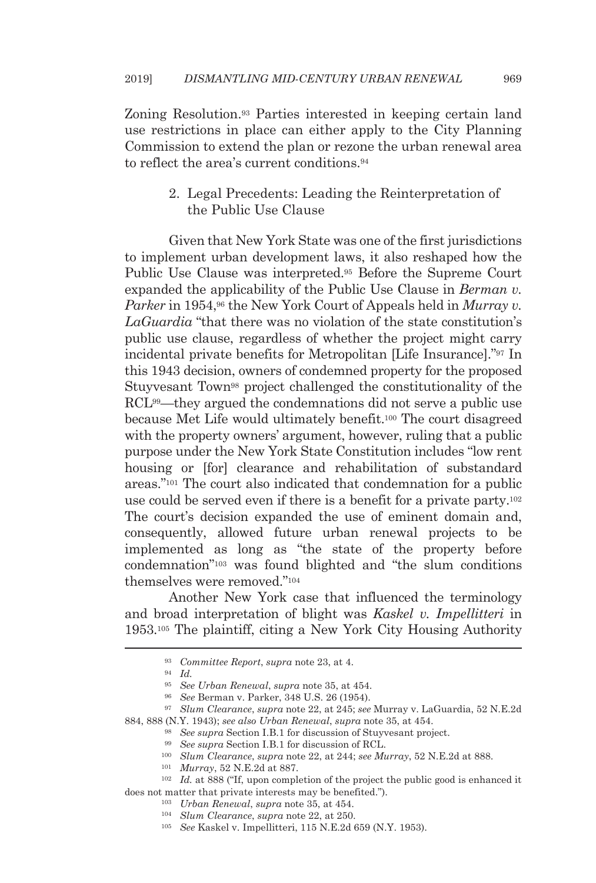Zoning Resolution.[93] Parties interested in keeping certain land use restrictions in place can either apply to the City Planning Commission to extend the plan or rezone the urban renewal area to reflect the area's current conditions.[94]

### 2. Legal Precedents: Leading the Reinterpretation of the Public Use Clause

Given that New York State was one of the first jurisdictions to implement urban development laws, it also reshaped how the Public Use Clause was interpreted.[95] Before the Supreme Court expanded the applicability of the Public Use Clause in *Berman v. Parker* in 1954,[96] the New York Court of Appeals held in *Murray v. LaGuardia* "that there was no violation of the state constitution's public use clause, regardless of whether the project might carry incidental private benefits for Metropolitan [Life Insurance]."[97] In this 1943 decision, owners of condemned property for the proposed Stuyvesant Town[98] project challenged the constitutionality of the RCL[99]—they argued the condemnations did not serve a public use because Met Life would ultimately benefit.[100] The court disagreed with the property owners' argument, however, ruling that a public purpose under the New York State Constitution includes "low rent housing or [for] clearance and rehabilitation of substandard areas."[101] The court also indicated that condemnation for a public use could be served even if there is a benefit for a private party.[102] The court's decision expanded the use of eminent domain and, consequently, allowed future urban renewal projects to be implemented as long as "the state of the property before condemnation"[103] was found blighted and "the slum conditions themselves were removed."[104]

Another New York case that influenced the terminology and broad interpretation of blight was *Kaskel v. Impellitteri* in 1953.[105] The plaintiff, citing a New York City Housing Authority

---

[93] *Committee Report*, *supra* note 23, at 4.

[94] *Id.*

[95] *See Urban Renewal*, *supra* note 35, at 454.

[96] *See* Berman v. Parker, 348 U.S. 26 (1954).

[97] *Slum Clearance*, *supra* note 22, at 245; *see* Murray v. LaGuardia, 52 N.E.2d 884, 888 (N.Y. 1943); *see also Urban Renewal*, *supra* note 35, at 454.

[98] *See supra* Section I.B.1 for discussion of Stuyvesant project.

[99] *See supra* Section I.B.1 for discussion of RCL.

[100] *Slum Clearance*, *supra* note 22, at 244; *see Murray*, 52 N.E.2d at 888.

[101] *Murray*, 52 N.E.2d at 887.

[102] *Id.* at 888 ("If, upon completion of the project the public good is enhanced it does not matter that private interests may be benefited.").

[103] *Urban Renewal*, *supra* note 35, at 454.

[104] *Slum Clearance*, *supra* note 22, at 250.

[105] *See* Kaskel v. Impellitteri, 115 N.E.2d 659 (N.Y. 1953).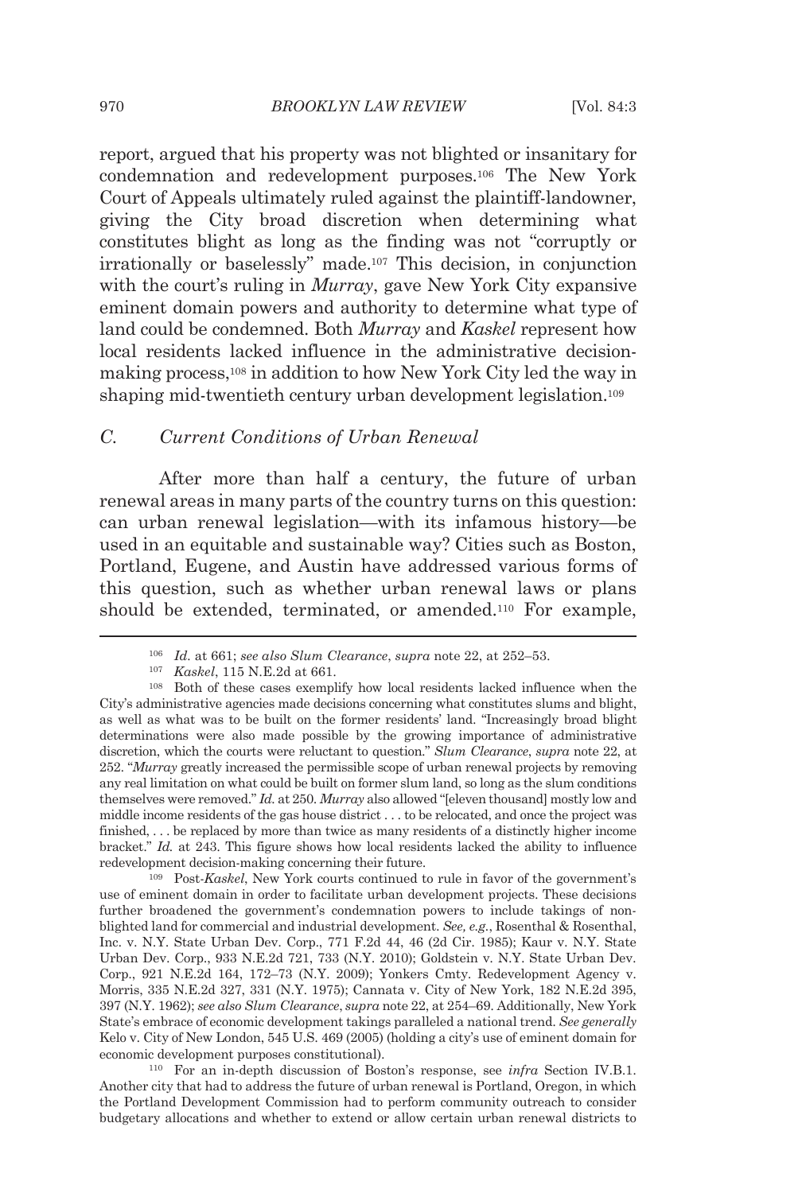report, argued that his property was not blighted or insanitary for condemnation and redevelopment purposes.[106] The New York Court of Appeals ultimately ruled against the plaintiff-landowner, giving the City broad discretion when determining what constitutes blight as long as the finding was not "corruptly or irrationally or baselessly" made.[107] This decision, in conjunction with the court's ruling in *Murray*, gave New York City expansive eminent domain powers and authority to determine what type of land could be condemned. Both *Murray* and *Kaskel* represent how local residents lacked influence in the administrative decision-making process,[108] in addition to how New York City led the way in shaping mid-twentieth century urban development legislation.[109]

### *C. Current Conditions of Urban Renewal*

After more than half a century, the future of urban renewal areas in many parts of the country turns on this question: can urban renewal legislation—with its infamous history—be used in an equitable and sustainable way? Cities such as Boston, Portland, Eugene, and Austin have addressed various forms of this question, such as whether urban renewal laws or plans should be extended, terminated, or amended.[110] For example,

---

[106] *Id.* at 661; *see also Slum Clearance*, *supra* note 22, at 252–53.

[107] *Kaskel*, 115 N.E.2d at 661.

[108] Both of these cases exemplify how local residents lacked influence when the City's administrative agencies made decisions concerning what constitutes slums and blight, as well as what was to be built on the former residents' land. "Increasingly broad blight determinations were also made possible by the growing importance of administrative discretion, which the courts were reluctant to question." *Slum Clearance*, *supra* note 22, at 252. "*Murray* greatly increased the permissible scope of urban renewal projects by removing any real limitation on what could be built on former slum land, so long as the slum conditions themselves were removed." *Id.* at 250. *Murray* also allowed "[eleven thousand] mostly low and middle income residents of the gas house district . . . to be relocated, and once the project was finished, . . . be replaced by more than twice as many residents of a distinctly higher income bracket." *Id.* at 243. This figure shows how local residents lacked the ability to influence redevelopment decision-making concerning their future.

[109] Post-*Kaskel*, New York courts continued to rule in favor of the government's use of eminent domain in order to facilitate urban development projects. These decisions further broadened the government's condemnation powers to include takings of non-blighted land for commercial and industrial development. *See, e.g.*, Rosenthal & Rosenthal, Inc. v. N.Y. State Urban Dev. Corp., 771 F.2d 44, 46 (2d Cir. 1985); Kaur v. N.Y. State Urban Dev. Corp., 933 N.E.2d 721, 733 (N.Y. 2010); Goldstein v. N.Y. State Urban Dev. Corp., 921 N.E.2d 164, 172–73 (N.Y. 2009); Yonkers Cmty. Redevelopment Agency v. Morris, 335 N.E.2d 327, 331 (N.Y. 1975); Cannata v. City of New York, 182 N.E.2d 395, 397 (N.Y. 1962); *see also Slum Clearance*, *supra* note 22, at 254–69. Additionally, New York State's embrace of economic development takings paralleled a national trend. *See generally* Kelo v. City of New London, 545 U.S. 469 (2005) (holding a city's use of eminent domain for economic development purposes constitutional).

[110] For an in-depth discussion of Boston's response, see *infra* Section IV.B.1. Another city that had to address the future of urban renewal is Portland, Oregon, in which the Portland Development Commission had to perform community outreach to consider budgetary allocations and whether to extend or allow certain urban renewal districts to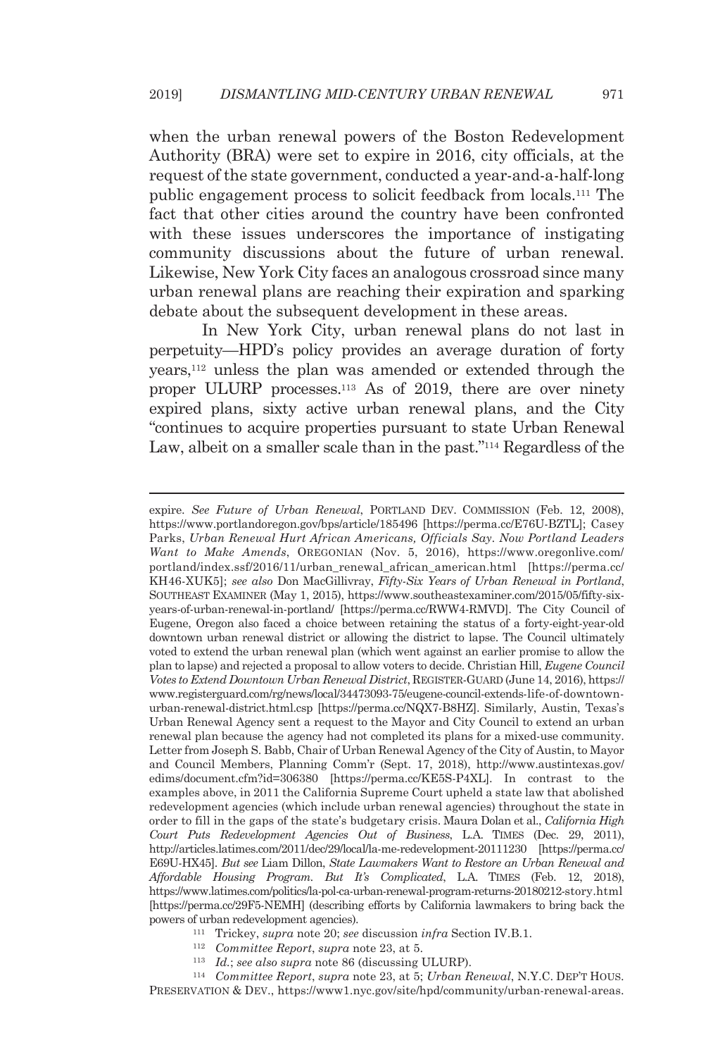when the urban renewal powers of the Boston Redevelopment Authority (BRA) were set to expire in 2016, city officials, at the request of the state government, conducted a year-and-a-half-long public engagement process to solicit feedback from locals.[111] The fact that other cities around the country have been confronted with these issues underscores the importance of instigating community discussions about the future of urban renewal. Likewise, New York City faces an analogous crossroad since many urban renewal plans are reaching their expiration and sparking debate about the subsequent development in these areas.

In New York City, urban renewal plans do not last in perpetuity—HPD's policy provides an average duration of forty years,[112] unless the plan was amended or extended through the proper ULURP processes.[113] As of 2019, there are over ninety expired plans, sixty active urban renewal plans, and the City "continues to acquire properties pursuant to state Urban Renewal Law, albeit on a smaller scale than in the past."[114] Regardless of the

---

expire. *See Future of Urban Renewal*, PORTLAND DEV. COMMISSION (Feb. 12, 2008), https://www.portlandoregon.gov/bps/article/185496 [https://perma.cc/E76U-BZTL]; Casey Parks, *Urban Renewal Hurt African Americans, Officials Say. Now Portland Leaders Want to Make Amends*, OREGONIAN (Nov. 5, 2016), https://www.oregonlive.com/portland/index.ssf/2016/11/urban_renewal_african_american.html [https://perma.cc/KH46-XUK5]; *see also* Don MacGillivray, *Fifty-Six Years of Urban Renewal in Portland*, SOUTHEAST EXAMINER (May 1, 2015), https://www.southeastexaminer.com/2015/05/fifty-six-years-of-urban-renewal-in-portland/ [https://perma.cc/RWW4-RMVD]. The City Council of Eugene, Oregon also faced a choice between retaining the status of a forty-eight-year-old downtown urban renewal district or allowing the district to lapse. The Council ultimately voted to extend the urban renewal plan (which went against an earlier promise to allow the plan to lapse) and rejected a proposal to allow voters to decide. Christian Hill, *Eugene Council Votes to Extend Downtown Urban Renewal District*, REGISTER-GUARD (June 14, 2016), https://www.registerguard.com/rg/news/local/34473093-75/eugene-council-extends-life-of-downtown-urban-renewal-district.html.csp [https://perma.cc/NQX7-B8HZ]. Similarly, Austin, Texas's Urban Renewal Agency sent a request to the Mayor and City Council to extend an urban renewal plan because the agency had not completed its plans for a mixed-use community. Letter from Joseph S. Babb, Chair of Urban Renewal Agency of the City of Austin, to Mayor and Council Members, Planning Comm'r (Sept. 17, 2018), http://www.austintexas.gov/edims/document.cfm?id=306380 [https://perma.cc/KE5S-P4XL]. In contrast to the examples above, in 2011 the California Supreme Court upheld a state law that abolished redevelopment agencies (which include urban renewal agencies) throughout the state in order to fill in the gaps of the state's budgetary crisis. Maura Dolan et al., *California High Court Puts Redevelopment Agencies Out of Business*, L.A. TIMES (Dec. 29, 2011), http://articles.latimes.com/2011/dec/29/local/la-me-redevelopment-20111230 [https://perma.cc/E69U-HX45]. *But see* Liam Dillon, *State Lawmakers Want to Restore an Urban Renewal and Affordable Housing Program. But It's Complicated*, L.A. TIMES (Feb. 12, 2018), https://www.latimes.com/politics/la-pol-ca-urban-renewal-program-returns-20180212-story.html [https://perma.cc/29F5-NEMH] (describing efforts by California lawmakers to bring back the powers of urban redevelopment agencies).

[111] Trickey, *supra* note 20; *see* discussion *infra* Section IV.B.1.

[112] *Committee Report*, *supra* note 23, at 5.

[113] *Id.*; *see also supra* note 86 (discussing ULURP).

[114] *Committee Report*, *supra* note 23, at 5; *Urban Renewal*, N.Y.C. DEP'T HOUS. PRESERVATION & DEV., https://www1.nyc.gov/site/hpd/community/urban-renewal-areas.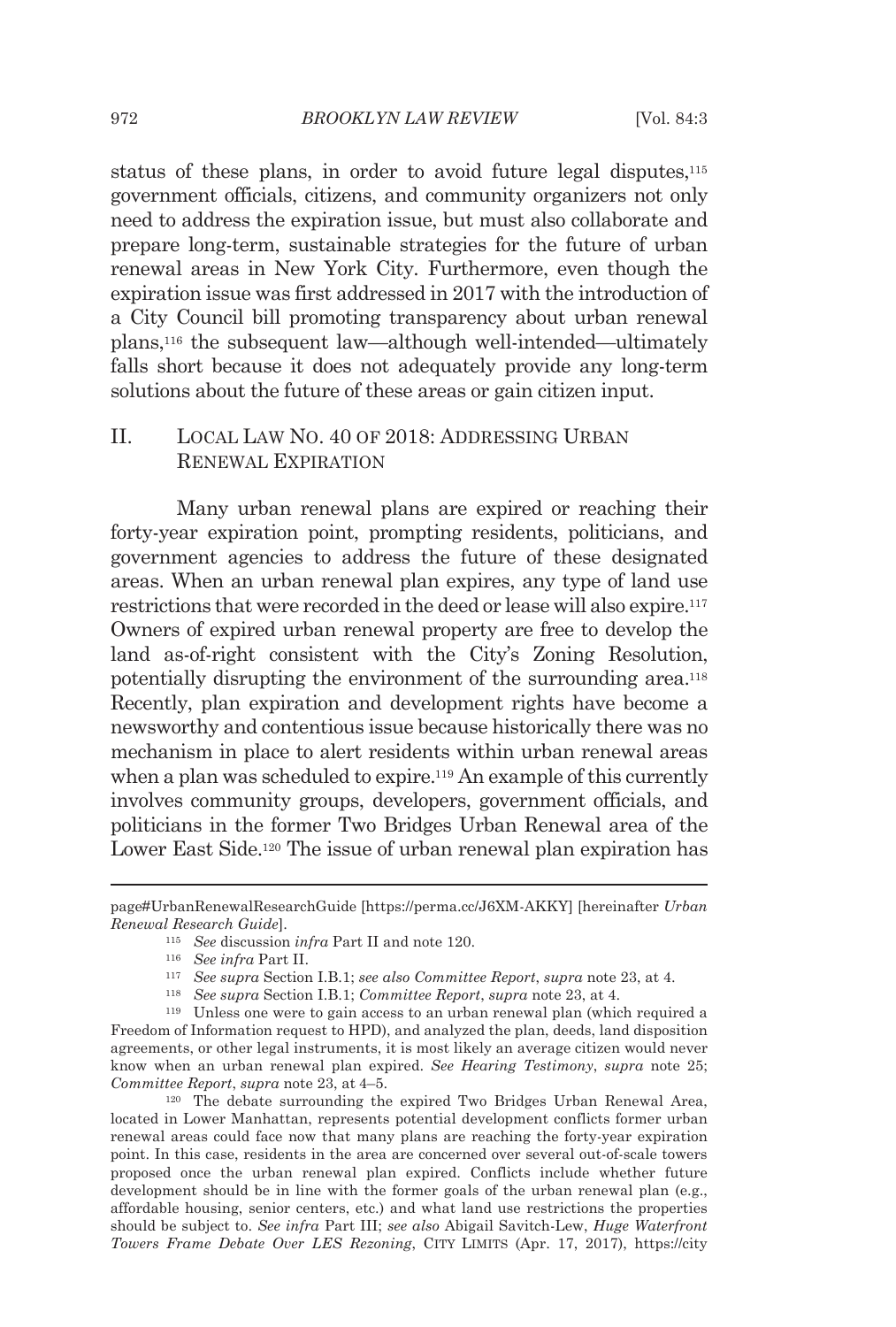status of these plans, in order to avoid future legal disputes,[115] government officials, citizens, and community organizers not only need to address the expiration issue, but must also collaborate and prepare long-term, sustainable strategies for the future of urban renewal areas in New York City. Furthermore, even though the expiration issue was first addressed in 2017 with the introduction of a City Council bill promoting transparency about urban renewal plans,[116] the subsequent law—although well-intended—ultimately falls short because it does not adequately provide any long-term solutions about the future of these areas or gain citizen input.

## II. LOCAL LAW NO. 40 OF 2018: ADDRESSING URBAN RENEWAL EXPIRATION

Many urban renewal plans are expired or reaching their forty-year expiration point, prompting residents, politicians, and government agencies to address the future of these designated areas. When an urban renewal plan expires, any type of land use restrictions that were recorded in the deed or lease will also expire.[117] Owners of expired urban renewal property are free to develop the land as-of-right consistent with the City's Zoning Resolution, potentially disrupting the environment of the surrounding area.[118] Recently, plan expiration and development rights have become a newsworthy and contentious issue because historically there was no mechanism in place to alert residents within urban renewal areas when a plan was scheduled to expire.[119] An example of this currently involves community groups, developers, government officials, and politicians in the former Two Bridges Urban Renewal area of the Lower East Side.[120] The issue of urban renewal plan expiration has

---

page#UrbanRenewalResearchGuide [https://perma.cc/J6XM-AKKY] [hereinafter *Urban Renewal Research Guide*].

[115] *See* discussion *infra* Part II and note 120.

[116] *See infra* Part II.

[117] *See supra* Section I.B.1; *see also Committee Report*, *supra* note 23, at 4.

[118] *See supra* Section I.B.1; *Committee Report*, *supra* note 23, at 4.

[119] Unless one were to gain access to an urban renewal plan (which required a Freedom of Information request to HPD), and analyzed the plan, deeds, land disposition agreements, or other legal instruments, it is most likely an average citizen would never know when an urban renewal plan expired. *See Hearing Testimony*, *supra* note 25; *Committee Report*, *supra* note 23, at 4–5.

[120] The debate surrounding the expired Two Bridges Urban Renewal Area, located in Lower Manhattan, represents potential development conflicts former urban renewal areas could face now that many plans are reaching the forty-year expiration point. In this case, residents in the area are concerned over several out-of-scale towers proposed once the urban renewal plan expired. Conflicts include whether future development should be in line with the former goals of the urban renewal plan (e.g., affordable housing, senior centers, etc.) and what land use restrictions the properties should be subject to. *See infra* Part III; *see also* Abigail Savitch-Lew, *Huge Waterfront Towers Frame Debate Over LES Rezoning*, CITY LIMITS (Apr. 17, 2017), https://city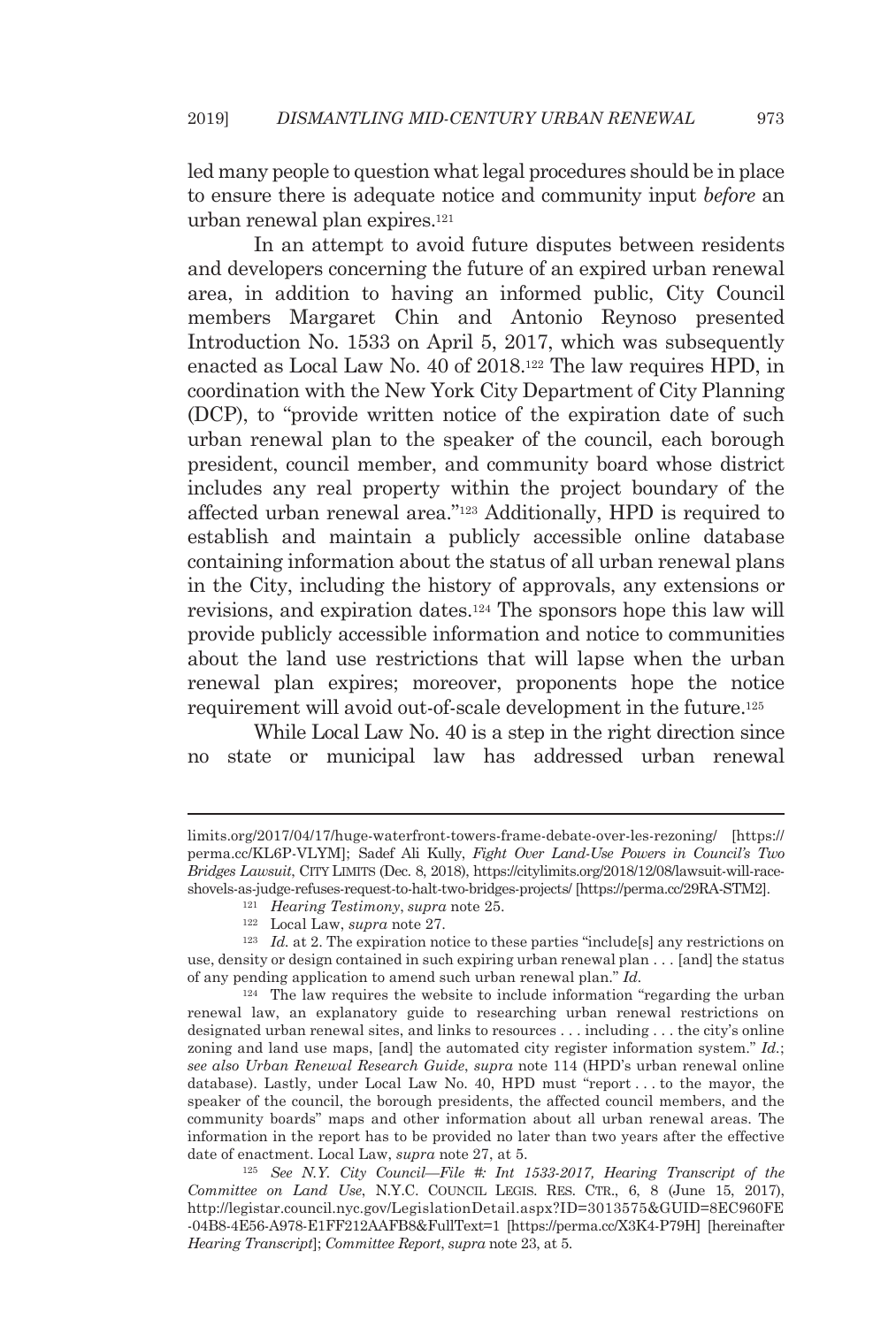led many people to question what legal procedures should be in place to ensure there is adequate notice and community input *before* an urban renewal plan expires.[121]

In an attempt to avoid future disputes between residents and developers concerning the future of an expired urban renewal area, in addition to having an informed public, City Council members Margaret Chin and Antonio Reynoso presented Introduction No. 1533 on April 5, 2017, which was subsequently enacted as Local Law No. 40 of 2018.[122] The law requires HPD, in coordination with the New York City Department of City Planning (DCP), to "provide written notice of the expiration date of such urban renewal plan to the speaker of the council, each borough president, council member, and community board whose district includes any real property within the project boundary of the affected urban renewal area."[123] Additionally, HPD is required to establish and maintain a publicly accessible online database containing information about the status of all urban renewal plans in the City, including the history of approvals, any extensions or revisions, and expiration dates.[124] The sponsors hope this law will provide publicly accessible information and notice to communities about the land use restrictions that will lapse when the urban renewal plan expires; moreover, proponents hope the notice requirement will avoid out-of-scale development in the future.[125]

While Local Law No. 40 is a step in the right direction since no state or municipal law has addressed urban renewal

---

limits.org/2017/04/17/huge-waterfront-towers-frame-debate-over-les-rezoning/ [https://perma.cc/KL6P-VLYM]; Sadef Ali Kully, *Fight Over Land-Use Powers in Council's Two Bridges Lawsuit*, CITY LIMITS (Dec. 8, 2018), https://citylimits.org/2018/12/08/lawsuit-will-race-shovels-as-judge-refuses-request-to-halt-two-bridges-projects/ [https://perma.cc/29RA-STM2].

[121] *Hearing Testimony*, *supra* note 25.

[122] Local Law, *supra* note 27.

[123] *Id.* at 2. The expiration notice to these parties "include[s] any restrictions on use, density or design contained in such expiring urban renewal plan . . . [and] the status of any pending application to amend such urban renewal plan." *Id.*

[124] The law requires the website to include information "regarding the urban renewal law, an explanatory guide to researching urban renewal restrictions on designated urban renewal sites, and links to resources . . . including . . . the city's online zoning and land use maps, [and] the automated city register information system." *Id.*; *see also Urban Renewal Research Guide*, *supra* note 114 (HPD's urban renewal online database). Lastly, under Local Law No. 40, HPD must "report . . . to the mayor, the speaker of the council, the borough presidents, the affected council members, and the community boards" maps and other information about all urban renewal areas. The information in the report has to be provided no later than two years after the effective date of enactment. Local Law, *supra* note 27, at 5.

[125] *See N.Y. City Council—File #: Int 1533-2017, Hearing Transcript of the Committee on Land Use*, N.Y.C. COUNCIL LEGIS. RES. CTR., 6, 8 (June 15, 2017), http://legistar.council.nyc.gov/LegislationDetail.aspx?ID=3013575&GUID=8EC960FE-04B8-4E56-A978-E1FF212AAFB8&FullText=1 [https://perma.cc/X3K4-P79H] [hereinafter *Hearing Transcript*]; *Committee Report*, *supra* note 23, at 5.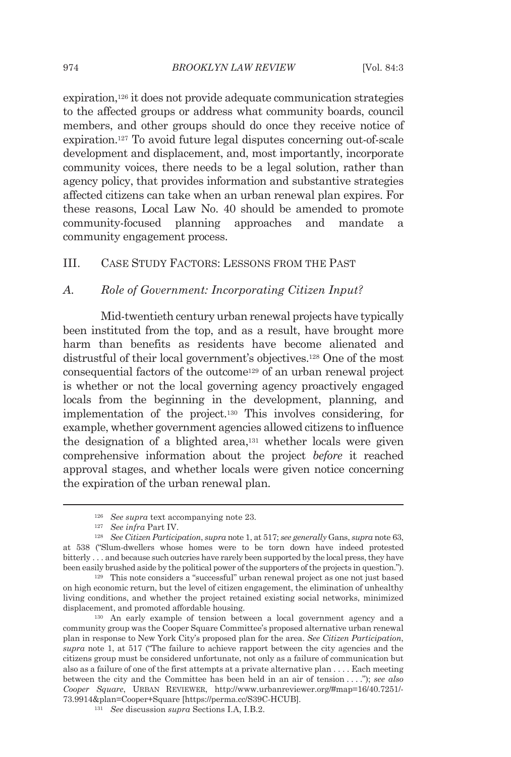expiration,[126] it does not provide adequate communication strategies to the affected groups or address what community boards, council members, and other groups should do once they receive notice of expiration.[127] To avoid future legal disputes concerning out-of-scale development and displacement, and, most importantly, incorporate community voices, there needs to be a legal solution, rather than agency policy, that provides information and substantive strategies affected citizens can take when an urban renewal plan expires. For these reasons, Local Law No. 40 should be amended to promote community-focused planning approaches and mandate a community engagement process.

## III. CASE STUDY FACTORS: LESSONS FROM THE PAST

### A. *Role of Government: Incorporating Citizen Input?*

Mid-twentieth century urban renewal projects have typically been instituted from the top, and as a result, have brought more harm than benefits as residents have become alienated and distrustful of their local government's objectives.[128] One of the most consequential factors of the outcome[129] of an urban renewal project is whether or not the local governing agency proactively engaged locals from the beginning in the development, planning, and implementation of the project.[130] This involves considering, for example, whether government agencies allowed citizens to influence the designation of a blighted area,[131] whether locals were given comprehensive information about the project *before* it reached approval stages, and whether locals were given notice concerning the expiration of the urban renewal plan.

---

[126] *See supra* text accompanying note 23.

[127] *See infra* Part IV.

[128] *See Citizen Participation*, *supra* note 1, at 517; *see generally* Gans, *supra* note 63, at 538 ("Slum-dwellers whose homes were to be torn down have indeed protested bitterly . . . and because such outcries have rarely been supported by the local press, they have been easily brushed aside by the political power of the supporters of the projects in question.").

[129] This note considers a "successful" urban renewal project as one not just based on high economic return, but the level of citizen engagement, the elimination of unhealthy living conditions, and whether the project retained existing social networks, minimized displacement, and promoted affordable housing.

[130] An early example of tension between a local government agency and a community group was the Cooper Square Committee's proposed alternative urban renewal plan in response to New York City's proposed plan for the area. *See Citizen Participation*, *supra* note 1, at 517 ("The failure to achieve rapport between the city agencies and the citizens group must be considered unfortunate, not only as a failure of communication but also as a failure of one of the first attempts at a private alternative plan . . . . Each meeting between the city and the Committee has been held in an air of tension . . . ."); *see also Cooper Square*, URBAN REVIEWER, http://www.urbanreviewer.org/#map=16/40.7251/-73.9914&plan=Cooper+Square [https://perma.cc/S39C-HCUB].

[131] *See* discussion *supra* Sections I.A, I.B.2.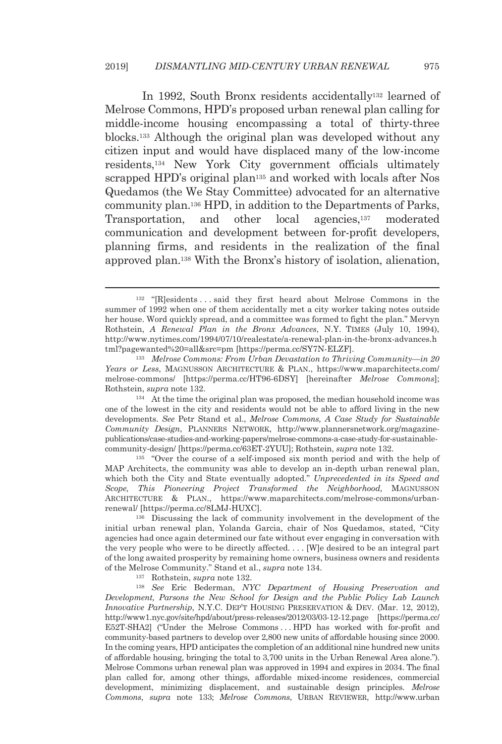In 1992, South Bronx residents accidentally[132] learned of Melrose Commons, HPD's proposed urban renewal plan calling for middle-income housing encompassing a total of thirty-three blocks.[133] Although the original plan was developed without any citizen input and would have displaced many of the low-income residents,[134] New York City government officials ultimately scrapped HPD's original plan[135] and worked with locals after Nos Quedamos (the We Stay Committee) advocated for an alternative community plan.[136] HPD, in addition to the Departments of Parks, Transportation, and other local agencies,[137] moderated communication and development between for-profit developers, planning firms, and residents in the realization of the final approved plan.[138] With the Bronx's history of isolation, alienation,

---

[132] "[R]esidents . . . said they first heard about Melrose Commons in the summer of 1992 when one of them accidentally met a city worker taking notes outside her house. Word quickly spread, and a committee was formed to fight the plan." Mervyn Rothstein, *A Renewal Plan in the Bronx Advances*, N.Y. TIMES (July 10, 1994), http://www.nytimes.com/1994/07/10/realestate/a-renewal-plan-in-the-bronx-advances.html?pagewanted%20=all&src=pm [https://perma.cc/SY7N-ELZF].

[133] *Melrose Commons: From Urban Devastation to Thriving Community—in 20 Years or Less*, MAGNUSSON ARCHITECTURE & PLAN., https://www.maparchitects.com/melrose-commons/ [https://perma.cc/HT96-6DSY] [hereinafter *Melrose Commons*]; Rothstein, *supra* note 132.

[134] At the time the original plan was proposed, the median household income was one of the lowest in the city and residents would not be able to afford living in the new developments. *See* Petr Stand et al., *Melrose Commons, A Case Study for Sustainable Community Design*, PLANNERS NETWORK, http://www.plannersnetwork.org/magazine-publications/case-studies-and-working-papers/melrose-commons-a-case-study-for-sustainable-community-design/ [https://perma.cc/63ET-2YUU]; Rothstein, *supra* note 132.

[135] "Over the course of a self-imposed six month period and with the help of MAP Architects, the community was able to develop an in-depth urban renewal plan, which both the City and State eventually adopted." *Unprecedented in its Speed and Scope, This Pioneering Project Transformed the Neighborhood,* MAGNUSSON ARCHITECTURE & PLAN., https://www.maparchitects.com/melrose-commons/urban-renewal/ [https://perma.cc/8LMJ-HUXC].

[136] Discussing the lack of community involvement in the development of the initial urban renewal plan, Yolanda Garcia, chair of Nos Quedamos, stated, "City agencies had once again determined our fate without ever engaging in conversation with the very people who were to be directly affected. . . . [W]e desired to be an integral part of the long awaited prosperity by remaining home owners, business owners and residents of the Melrose Community." Stand et al., *supra* note 134.

[137] Rothstein, *supra* note 132.

[138] *See* Eric Bederman, *NYC Department of Housing Preservation and Development, Parsons the New School for Design and the Public Policy Lab Launch Innovative Partnership*, N.Y.C. DEP'T HOUSING PRESERVATION & DEV. (Mar. 12, 2012), http://www1.nyc.gov/site/hpd/about/press-releases/2012/03/03-12-12.page [https://perma.cc/E52T-SHA2] ("Under the Melrose Commons . . . HPD has worked with for-profit and community-based partners to develop over 2,800 new units of affordable housing since 2000. In the coming years, HPD anticipates the completion of an additional nine hundred new units of affordable housing, bringing the total to 3,700 units in the Urban Renewal Area alone."). Melrose Commons urban renewal plan was approved in 1994 and expires in 2034. The final plan called for, among other things, affordable mixed-income residences, commercial development, minimizing displacement, and sustainable design principles. *Melrose Commons*, *supra* note 133; *Melrose Commons*, URBAN REVIEWER, http://www.urban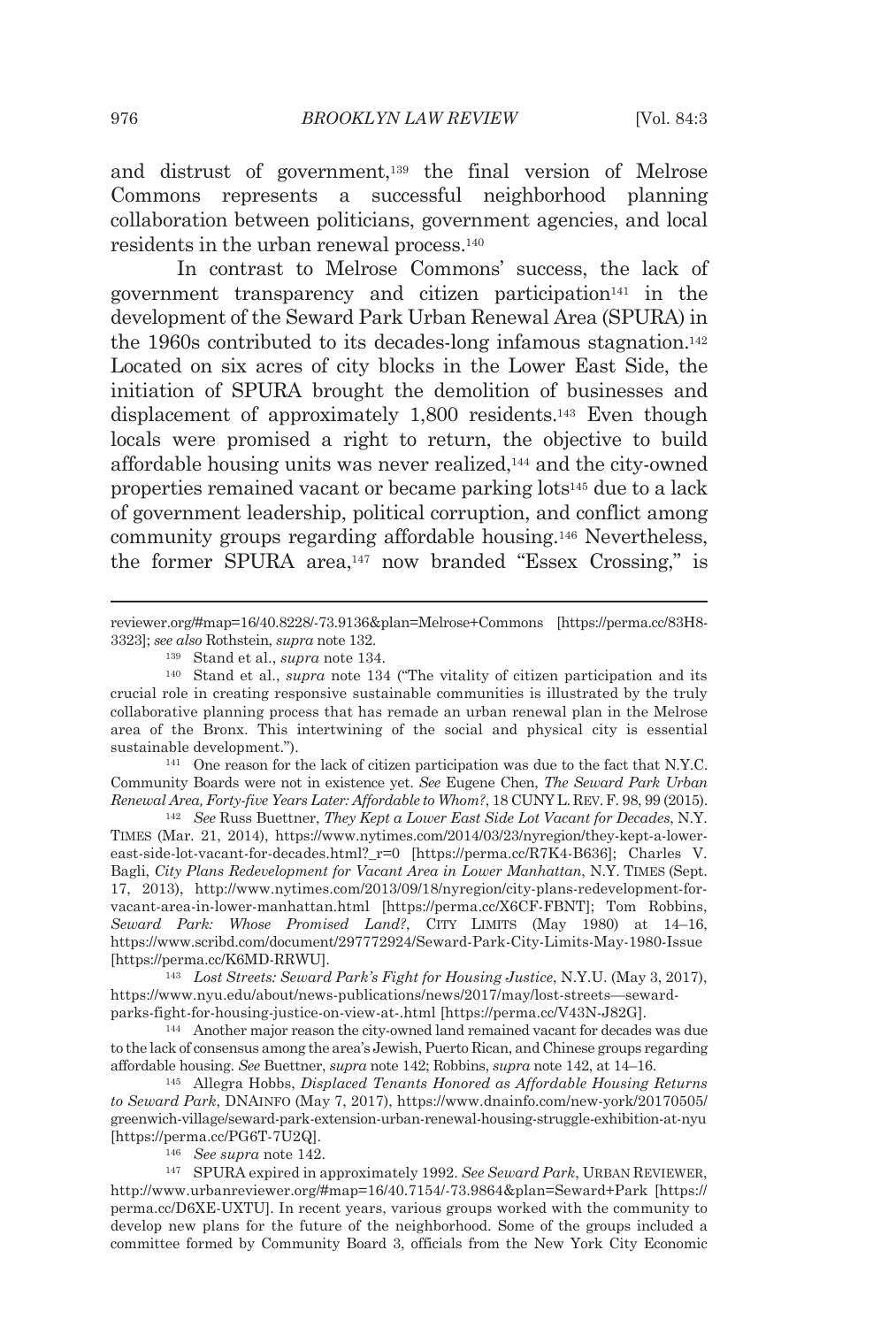and distrust of government,[139] the final version of Melrose Commons represents a successful neighborhood planning collaboration between politicians, government agencies, and local residents in the urban renewal process.[140]

In contrast to Melrose Commons' success, the lack of government transparency and citizen participation[141] in the development of the Seward Park Urban Renewal Area (SPURA) in the 1960s contributed to its decades-long infamous stagnation.[142] Located on six acres of city blocks in the Lower East Side, the initiation of SPURA brought the demolition of businesses and displacement of approximately 1,800 residents.[143] Even though locals were promised a right to return, the objective to build affordable housing units was never realized,[144] and the city-owned properties remained vacant or became parking lots[145] due to a lack of government leadership, political corruption, and conflict among community groups regarding affordable housing.[146] Nevertheless, the former SPURA area,[147] now branded "Essex Crossing," is

---

reviewer.org/#map=16/40.8228/-73.9136&plan=Melrose+Commons [https://perma.cc/83H8-3323]; *see also* Rothstein, *supra* note 132.

[139] Stand et al., *supra* note 134.

[140] Stand et al., *supra* note 134 ("The vitality of citizen participation and its crucial role in creating responsive sustainable communities is illustrated by the truly collaborative planning process that has remade an urban renewal plan in the Melrose area of the Bronx. This intertwining of the social and physical city is essential sustainable development.").

[141] One reason for the lack of citizen participation was due to the fact that N.Y.C. Community Boards were not in existence yet. *See* Eugene Chen, *The Seward Park Urban Renewal Area, Forty-five Years Later: Affordable to Whom?*, 18 CUNY L. REV. F. 98, 99 (2015).

[142] *See* Russ Buettner, *They Kept a Lower East Side Lot Vacant for Decades*, N.Y. TIMES (Mar. 21, 2014), https://www.nytimes.com/2014/03/23/nyregion/they-kept-a-lower-east-side-lot-vacant-for-decades.html?_r=0 [https://perma.cc/R7K4-B636]; Charles V. Bagli, *City Plans Redevelopment for Vacant Area in Lower Manhattan*, N.Y. TIMES (Sept. 17, 2013), http://www.nytimes.com/2013/09/18/nyregion/city-plans-redevelopment-for-vacant-area-in-lower-manhattan.html [https://perma.cc/X6CF-FBNT]; Tom Robbins, *Seward Park: Whose Promised Land?*, CITY LIMITS (May 1980) at 14–16, https://www.scribd.com/document/297772924/Seward-Park-City-Limits-May-1980-Issue [https://perma.cc/K6MD-RRWU].

[143] *Lost Streets: Seward Park's Fight for Housing Justice*, N.Y.U. (May 3, 2017), https://www.nyu.edu/about/news-publications/news/2017/may/lost-streets—seward-parks-fight-for-housing-justice-on-view-at-.html [https://perma.cc/V43N-J82G].

[144] Another major reason the city-owned land remained vacant for decades was due to the lack of consensus among the area's Jewish, Puerto Rican, and Chinese groups regarding affordable housing. *See* Buettner, *supra* note 142; Robbins, *supra* note 142, at 14–16.

[145] Allegra Hobbs, *Displaced Tenants Honored as Affordable Housing Returns to Seward Park*, DNAINFO (May 7, 2017), https://www.dnainfo.com/new-york/20170505/greenwich-village/seward-park-extension-urban-renewal-housing-struggle-exhibition-at-nyu [https://perma.cc/PG6T-7U2Q].

[146] *See supra* note 142.

[147] SPURA expired in approximately 1992. *See Seward Park*, URBAN REVIEWER, http://www.urbanreviewer.org/#map=16/40.7154/-73.9864&plan=Seward+Park [https://perma.cc/D6XE-UXTU]. In recent years, various groups worked with the community to develop new plans for the future of the neighborhood. Some of the groups included a committee formed by Community Board 3, officials from the New York City Economic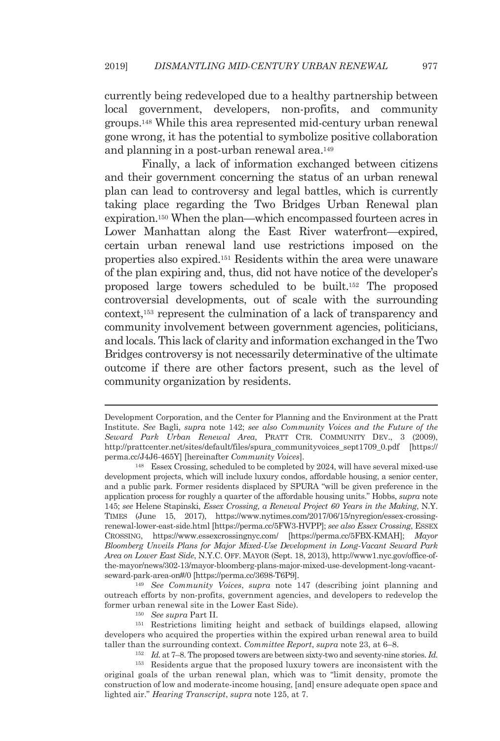currently being redeveloped due to a healthy partnership between local government, developers, non-profits, and community groups.[148] While this area represented mid-century urban renewal gone wrong, it has the potential to symbolize positive collaboration and planning in a post-urban renewal area.[149]

Finally, a lack of information exchanged between citizens and their government concerning the status of an urban renewal plan can lead to controversy and legal battles, which is currently taking place regarding the Two Bridges Urban Renewal plan expiration.[150] When the plan—which encompassed fourteen acres in Lower Manhattan along the East River waterfront—expired, certain urban renewal land use restrictions imposed on the properties also expired.[151] Residents within the area were unaware of the plan expiring and, thus, did not have notice of the developer's proposed large towers scheduled to be built.[152] The proposed controversial developments, out of scale with the surrounding context,[153] represent the culmination of a lack of transparency and community involvement between government agencies, politicians, and locals. This lack of clarity and information exchanged in the Two Bridges controversy is not necessarily determinative of the ultimate outcome if there are other factors present, such as the level of community organization by residents.

---

Development Corporation, and the Center for Planning and the Environment at the Pratt Institute. *See* Bagli, *supra* note 142; *see also Community Voices and the Future of the Seward Park Urban Renewal Area*, PRATT CTR. COMMUNITY DEV., 3 (2009), http://prattcenter.net/sites/default/files/spura_communityvoices_sept1709_0.pdf [https://perma.cc/J4J6-465Y] [hereinafter *Community Voices*].

[148] Essex Crossing, scheduled to be completed by 2024, will have several mixed-use development projects, which will include luxury condos, affordable housing, a senior center, and a public park. Former residents displaced by SPURA "will be given preference in the application process for roughly a quarter of the affordable housing units." Hobbs, *supra* note 145; *see* Helene Stapinski, *Essex Crossing, a Renewal Project 60 Years in the Making*, N.Y. TIMES (June 15, 2017), https://www.nytimes.com/2017/06/15/nyregion/essex-crossing-renewal-lower-east-side.html [https://perma.cc/5FW3-HVPP]; *see also Essex Crossing*, ESSEX CROSSING, https://www.essexcrossingnyc.com/ [https://perma.cc/5FBX-KMAH]; *Mayor Bloomberg Unveils Plans for Major Mixed-Use Development in Long-Vacant Seward Park Area on Lower East Side*, N.Y.C. OFF. MAYOR (Sept. 18, 2013), http://www1.nyc.gov/office-of-the-mayor/news/302-13/mayor-bloomberg-plans-major-mixed-use-development-long-vacant-seward-park-area-on#/0 [https://perma.cc/3698-T6P9].

[149] *See Community Voices*, *supra* note 147 (describing joint planning and outreach efforts by non-profits, government agencies, and developers to redevelop the former urban renewal site in the Lower East Side).

[150] *See supra* Part II.

[151] Restrictions limiting height and setback of buildings elapsed, allowing developers who acquired the properties within the expired urban renewal area to build taller than the surrounding context. *Committee Report*, *supra* note 23, at 6–8.

[152] *Id.* at 7–8. The proposed towers are between sixty-two and seventy-nine stories. *Id.*

[153] Residents argue that the proposed luxury towers are inconsistent with the original goals of the urban renewal plan, which was to "limit density, promote the construction of low and moderate-income housing, [and] ensure adequate open space and lighted air." *Hearing Transcript*, *supra* note 125, at 7.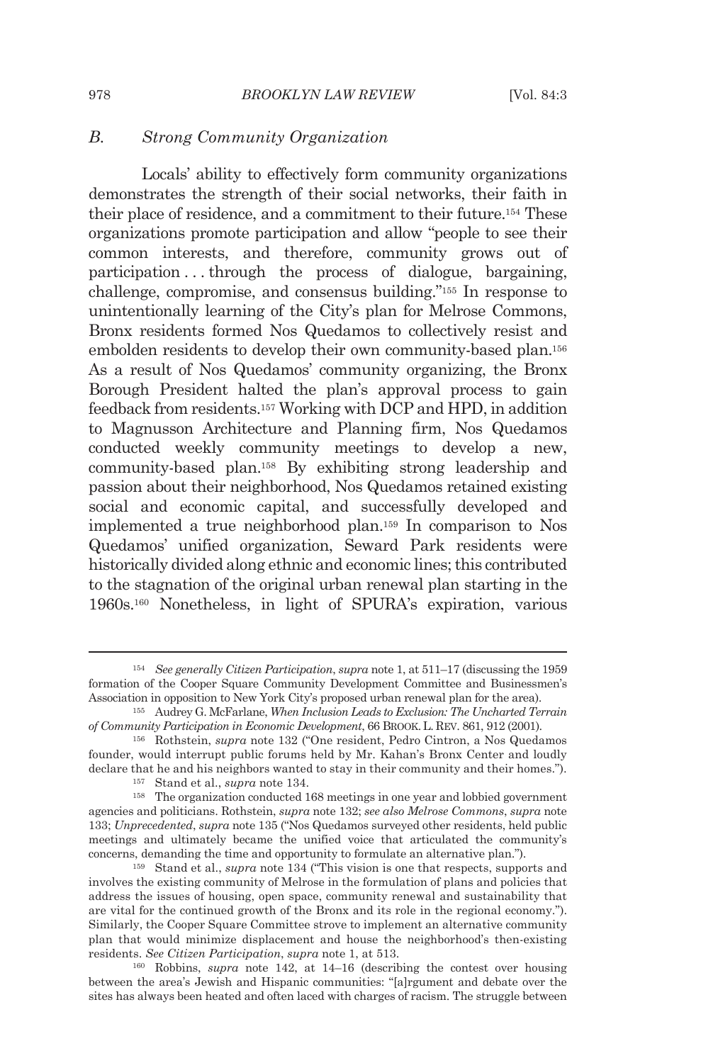### *B. Strong Community Organization*

Locals' ability to effectively form community organizations demonstrates the strength of their social networks, their faith in their place of residence, and a commitment to their future.[154] These organizations promote participation and allow "people to see their common interests, and therefore, community grows out of participation . . . through the process of dialogue, bargaining, challenge, compromise, and consensus building."[155] In response to unintentionally learning of the City's plan for Melrose Commons, Bronx residents formed Nos Quedamos to collectively resist and embolden residents to develop their own community-based plan.[156] As a result of Nos Quedamos' community organizing, the Bronx Borough President halted the plan's approval process to gain feedback from residents.[157] Working with DCP and HPD, in addition to Magnusson Architecture and Planning firm, Nos Quedamos conducted weekly community meetings to develop a new, community-based plan.[158] By exhibiting strong leadership and passion about their neighborhood, Nos Quedamos retained existing social and economic capital, and successfully developed and implemented a true neighborhood plan.[159] In comparison to Nos Quedamos' unified organization, Seward Park residents were historically divided along ethnic and economic lines; this contributed to the stagnation of the original urban renewal plan starting in the 1960s.[160] Nonetheless, in light of SPURA's expiration, various

---

[154] *See generally Citizen Participation*, *supra* note 1, at 511–17 (discussing the 1959 formation of the Cooper Square Community Development Committee and Businessmen's Association in opposition to New York City's proposed urban renewal plan for the area).

[155] Audrey G. McFarlane, *When Inclusion Leads to Exclusion: The Uncharted Terrain of Community Participation in Economic Development*, 66 BROOK. L. REV. 861, 912 (2001).

[156] Rothstein, *supra* note 132 ("One resident, Pedro Cintron, a Nos Quedamos founder, would interrupt public forums held by Mr. Kahan's Bronx Center and loudly declare that he and his neighbors wanted to stay in their community and their homes.").

[157] Stand et al., *supra* note 134.

[158] The organization conducted 168 meetings in one year and lobbied government agencies and politicians. Rothstein, *supra* note 132; *see also Melrose Commons*, *supra* note 133; *Unprecedented*, *supra* note 135 ("Nos Quedamos surveyed other residents, held public meetings and ultimately became the unified voice that articulated the community's concerns, demanding the time and opportunity to formulate an alternative plan.").

[159] Stand et al., *supra* note 134 ("This vision is one that respects, supports and involves the existing community of Melrose in the formulation of plans and policies that address the issues of housing, open space, community renewal and sustainability that are vital for the continued growth of the Bronx and its role in the regional economy."). Similarly, the Cooper Square Committee strove to implement an alternative community plan that would minimize displacement and house the neighborhood's then-existing residents. *See Citizen Participation*, *supra* note 1, at 513.

[160] Robbins, *supra* note 142, at 14–16 (describing the contest over housing between the area's Jewish and Hispanic communities: "[a]rgument and debate over the sites has always been heated and often laced with charges of racism. The struggle between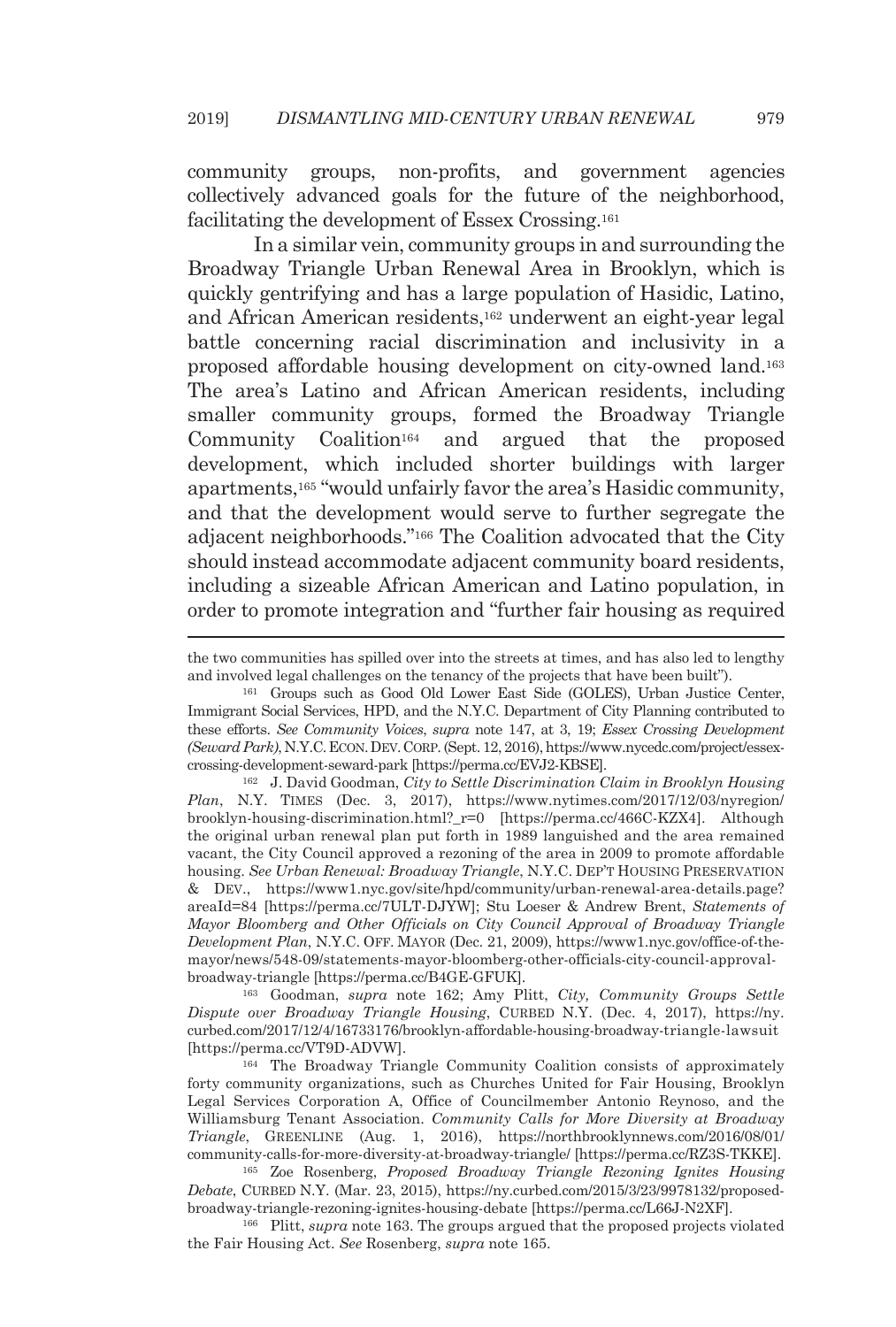community groups, non-profits, and government agencies collectively advanced goals for the future of the neighborhood, facilitating the development of Essex Crossing.[161]

In a similar vein, community groups in and surrounding the Broadway Triangle Urban Renewal Area in Brooklyn, which is quickly gentrifying and has a large population of Hasidic, Latino, and African American residents,[162] underwent an eight-year legal battle concerning racial discrimination and inclusivity in a proposed affordable housing development on city-owned land.[163] The area's Latino and African American residents, including smaller community groups, formed the Broadway Triangle Community Coalition[164] and argued that the proposed development, which included shorter buildings with larger apartments,[165] "would unfairly favor the area's Hasidic community, and that the development would serve to further segregate the adjacent neighborhoods."[166] The Coalition advocated that the City should instead accommodate adjacent community board residents, including a sizeable African American and Latino population, in order to promote integration and "further fair housing as required

---

the two communities has spilled over into the streets at times, and has also led to lengthy and involved legal challenges on the tenancy of the projects that have been built").

[161] Groups such as Good Old Lower East Side (GOLES), Urban Justice Center, Immigrant Social Services, HPD, and the N.Y.C. Department of City Planning contributed to these efforts. *See Community Voices*, *supra* note 147, at 3, 19; *Essex Crossing Development (Seward Park)*, N.Y.C. ECON. DEV. CORP. (Sept. 12, 2016), https://www.nycedc.com/project/essex-crossing-development-seward-park [https://perma.cc/EVJ2-KBSE].

[162] J. David Goodman, *City to Settle Discrimination Claim in Brooklyn Housing Plan*, N.Y. TIMES (Dec. 3, 2017), https://www.nytimes.com/2017/12/03/nyregion/brooklyn-housing-discrimination.html?_r=0 [https://perma.cc/466C-KZX4]. Although the original urban renewal plan put forth in 1989 languished and the area remained vacant, the City Council approved a rezoning of the area in 2009 to promote affordable housing. *See Urban Renewal: Broadway Triangle*, N.Y.C. DEP'T HOUSING PRESERVATION & DEV., https://www1.nyc.gov/site/hpd/community/urban-renewal-area-details.page?areaId=84 [https://perma.cc/7ULT-DJYW]; Stu Loeser & Andrew Brent, *Statements of Mayor Bloomberg and Other Officials on City Council Approval of Broadway Triangle Development Plan*, N.Y.C. OFF. MAYOR (Dec. 21, 2009), https://www1.nyc.gov/office-of-the-mayor/news/548-09/statements-mayor-bloomberg-other-officials-city-council-approval-broadway-triangle [https://perma.cc/B4GE-GFUK].

[163] Goodman, *supra* note 162; Amy Plitt, *City, Community Groups Settle Dispute over Broadway Triangle Housing*, CURBED N.Y. (Dec. 4, 2017), https://ny.curbed.com/2017/12/4/16733176/brooklyn-affordable-housing-broadway-triangle-lawsuit [https://perma.cc/VT9D-ADVW].

[164] The Broadway Triangle Community Coalition consists of approximately forty community organizations, such as Churches United for Fair Housing, Brooklyn Legal Services Corporation A, Office of Councilmember Antonio Reynoso, and the Williamsburg Tenant Association. *Community Calls for More Diversity at Broadway Triangle*, GREENLINE (Aug. 1, 2016), https://northbrooklynnews.com/2016/08/01/community-calls-for-more-diversity-at-broadway-triangle/ [https://perma.cc/RZ3S-TKKE].

[165] Zoe Rosenberg, *Proposed Broadway Triangle Rezoning Ignites Housing Debate*, CURBED N.Y. (Mar. 23, 2015), https://ny.curbed.com/2015/3/23/9978132/proposed-broadway-triangle-rezoning-ignites-housing-debate [https://perma.cc/L66J-N2XF].

[166] Plitt, *supra* note 163. The groups argued that the proposed projects violated the Fair Housing Act. *See* Rosenberg, *supra* note 165.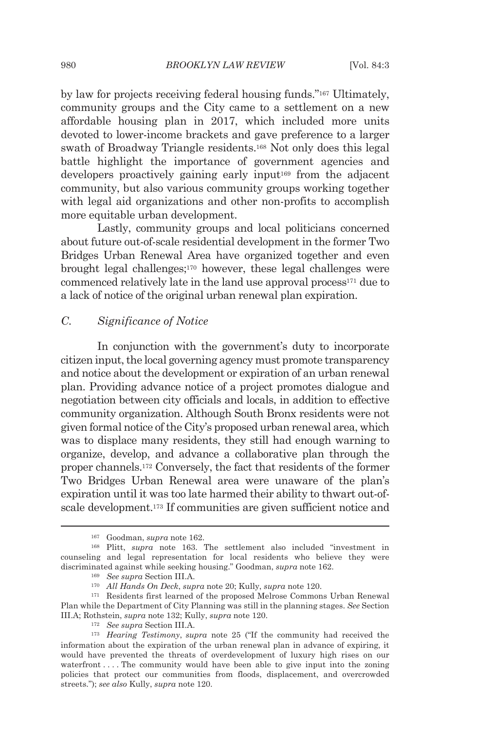by law for projects receiving federal housing funds."[167] Ultimately, community groups and the City came to a settlement on a new affordable housing plan in 2017, which included more units devoted to lower-income brackets and gave preference to a larger swath of Broadway Triangle residents.[168] Not only does this legal battle highlight the importance of government agencies and developers proactively gaining early input[169] from the adjacent community, but also various community groups working together with legal aid organizations and other non-profits to accomplish more equitable urban development.

Lastly, community groups and local politicians concerned about future out-of-scale residential development in the former Two Bridges Urban Renewal Area have organized together and even brought legal challenges;[170] however, these legal challenges were commenced relatively late in the land use approval process[171] due to a lack of notice of the original urban renewal plan expiration.

### *C. Significance of Notice*

In conjunction with the government's duty to incorporate citizen input, the local governing agency must promote transparency and notice about the development or expiration of an urban renewal plan. Providing advance notice of a project promotes dialogue and negotiation between city officials and locals, in addition to effective community organization. Although South Bronx residents were not given formal notice of the City's proposed urban renewal area, which was to displace many residents, they still had enough warning to organize, develop, and advance a collaborative plan through the proper channels.[172] Conversely, the fact that residents of the former Two Bridges Urban Renewal area were unaware of the plan's expiration until it was too late harmed their ability to thwart out-of-scale development.[173] If communities are given sufficient notice and

---

[167] Goodman, *supra* note 162.

[168] Plitt, *supra* note 163. The settlement also included "investment in counseling and legal representation for local residents who believe they were discriminated against while seeking housing." Goodman, *supra* note 162.

[169] *See supra* Section III.A.

[170] *All Hands On Deck*, *supra* note 20; Kully, *supra* note 120.

[171] Residents first learned of the proposed Melrose Commons Urban Renewal Plan while the Department of City Planning was still in the planning stages. *See* Section III.A; Rothstein, *supra* note 132; Kully, *supra* note 120.

[172] *See supra* Section III.A.

[173] *Hearing Testimony*, *supra* note 25 ("If the community had received the information about the expiration of the urban renewal plan in advance of expiring, it would have prevented the threats of overdevelopment of luxury high rises on our waterfront . . . . The community would have been able to give input into the zoning policies that protect our communities from floods, displacement, and overcrowded streets."); *see also* Kully, *supra* note 120.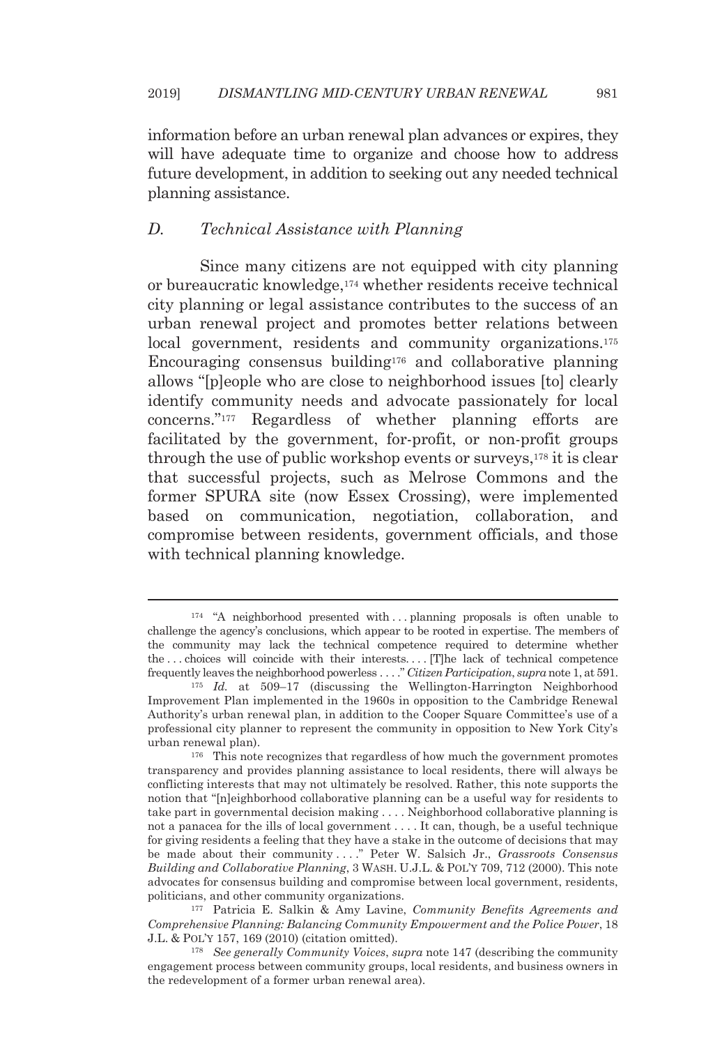information before an urban renewal plan advances or expires, they will have adequate time to organize and choose how to address future development, in addition to seeking out any needed technical planning assistance.

### *D. Technical Assistance with Planning*

Since many citizens are not equipped with city planning or bureaucratic knowledge,[174] whether residents receive technical city planning or legal assistance contributes to the success of an urban renewal project and promotes better relations between local government, residents and community organizations.[175] Encouraging consensus building[176] and collaborative planning allows "[p]eople who are close to neighborhood issues [to] clearly identify community needs and advocate passionately for local concerns."[177] Regardless of whether planning efforts are facilitated by the government, for-profit, or non-profit groups through the use of public workshop events or surveys,[178] it is clear that successful projects, such as Melrose Commons and the former SPURA site (now Essex Crossing), were implemented based on communication, negotiation, collaboration, and compromise between residents, government officials, and those with technical planning knowledge.

---

[174] "A neighborhood presented with . . . planning proposals is often unable to challenge the agency's conclusions, which appear to be rooted in expertise. The members of the community may lack the technical competence required to determine whether the . . . choices will coincide with their interests. . . . [T]he lack of technical competence frequently leaves the neighborhood powerless . . . ." *Citizen Participation*, *supra* note 1, at 591.

[175] *Id.* at 509–17 (discussing the Wellington-Harrington Neighborhood Improvement Plan implemented in the 1960s in opposition to the Cambridge Renewal Authority's urban renewal plan, in addition to the Cooper Square Committee's use of a professional city planner to represent the community in opposition to New York City's urban renewal plan).

[176] This note recognizes that regardless of how much the government promotes transparency and provides planning assistance to local residents, there will always be conflicting interests that may not ultimately be resolved. Rather, this note supports the notion that "[n]eighborhood collaborative planning can be a useful way for residents to take part in governmental decision making . . . . Neighborhood collaborative planning is not a panacea for the ills of local government . . . . It can, though, be a useful technique for giving residents a feeling that they have a stake in the outcome of decisions that may be made about their community . . . ." Peter W. Salsich Jr., *Grassroots Consensus Building and Collaborative Planning*, 3 WASH. U.J.L. & POL'Y 709, 712 (2000). This note advocates for consensus building and compromise between local government, residents, politicians, and other community organizations.

[177] Patricia E. Salkin & Amy Lavine, *Community Benefits Agreements and Comprehensive Planning: Balancing Community Empowerment and the Police Power*, 18 J.L. & POL'Y 157, 169 (2010) (citation omitted).

[178] *See generally Community Voices*, *supra* note 147 (describing the community engagement process between community groups, local residents, and business owners in the redevelopment of a former urban renewal area).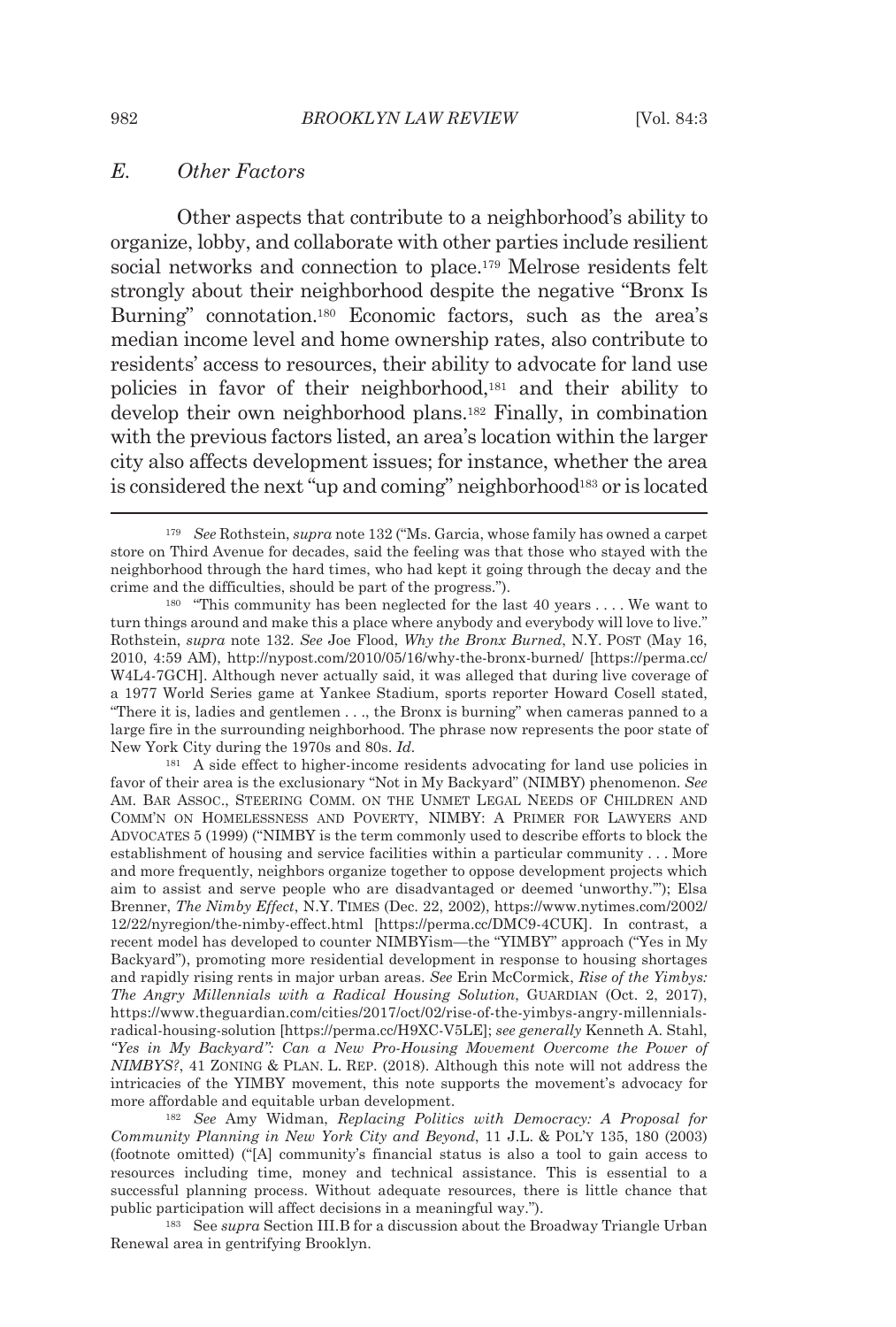### *E. Other Factors*

Other aspects that contribute to a neighborhood's ability to organize, lobby, and collaborate with other parties include resilient social networks and connection to place.[179] Melrose residents felt strongly about their neighborhood despite the negative "Bronx Is Burning" connotation.[180] Economic factors, such as the area's median income level and home ownership rates, also contribute to residents' access to resources, their ability to advocate for land use policies in favor of their neighborhood,[181] and their ability to develop their own neighborhood plans.[182] Finally, in combination with the previous factors listed, an area's location within the larger city also affects development issues; for instance, whether the area is considered the next "up and coming" neighborhood[183] or is located

---

[179] *See* Rothstein, *supra* note 132 ("Ms. Garcia, whose family has owned a carpet store on Third Avenue for decades, said the feeling was that those who stayed with the neighborhood through the hard times, who had kept it going through the decay and the crime and the difficulties, should be part of the progress.").

[180] "This community has been neglected for the last 40 years . . . . We want to turn things around and make this a place where anybody and everybody will love to live." Rothstein, *supra* note 132. *See* Joe Flood, *Why the Bronx Burned*, N.Y. POST (May 16, 2010, 4:59 AM), http://nypost.com/2010/05/16/why-the-bronx-burned/ [https://perma.cc/W4L4-7GCH]. Although never actually said, it was alleged that during live coverage of a 1977 World Series game at Yankee Stadium, sports reporter Howard Cosell stated, "There it is, ladies and gentlemen . . ., the Bronx is burning" when cameras panned to a large fire in the surrounding neighborhood. The phrase now represents the poor state of New York City during the 1970s and 80s. *Id.*

[181] A side effect to higher-income residents advocating for land use policies in favor of their area is the exclusionary "Not in My Backyard" (NIMBY) phenomenon. *See* AM. BAR ASSOC., STEERING COMM. ON THE UNMET LEGAL NEEDS OF CHILDREN AND COMM'N ON HOMELESSNESS AND POVERTY, NIMBY: A PRIMER FOR LAWYERS AND ADVOCATES 5 (1999) ("NIMBY is the term commonly used to describe efforts to block the establishment of housing and service facilities within a particular community . . . More and more frequently, neighbors organize together to oppose development projects which aim to assist and serve people who are disadvantaged or deemed 'unworthy.'"); Elsa Brenner, *The Nimby Effect*, N.Y. TIMES (Dec. 22, 2002), https://www.nytimes.com/2002/12/22/nyregion/the-nimby-effect.html [https://perma.cc/DMC9-4CUK]. In contrast, a recent model has developed to counter NIMBYism—the "YIMBY" approach ("Yes in My Backyard"), promoting more residential development in response to housing shortages and rapidly rising rents in major urban areas. *See* Erin McCormick, *Rise of the Yimbys: The Angry Millennials with a Radical Housing Solution*, GUARDIAN (Oct. 2, 2017), https://www.theguardian.com/cities/2017/oct/02/rise-of-the-yimbys-angry-millennials-radical-housing-solution [https://perma.cc/H9XC-V5LE]; *see generally* Kenneth A. Stahl, *"Yes in My Backyard": Can a New Pro-Housing Movement Overcome the Power of NIMBYS?*, 41 ZONING & PLAN. L. REP. (2018). Although this note will not address the intricacies of the YIMBY movement, this note supports the movement's advocacy for more affordable and equitable urban development.

[182] *See* Amy Widman, *Replacing Politics with Democracy: A Proposal for Community Planning in New York City and Beyond*, 11 J.L. & POL'Y 135, 180 (2003) (footnote omitted) ("[A] community's financial status is also a tool to gain access to resources including time, money and technical assistance. This is essential to a successful planning process. Without adequate resources, there is little chance that public participation will affect decisions in a meaningful way.").

[183] See *supra* Section III.B for a discussion about the Broadway Triangle Urban Renewal area in gentrifying Brooklyn.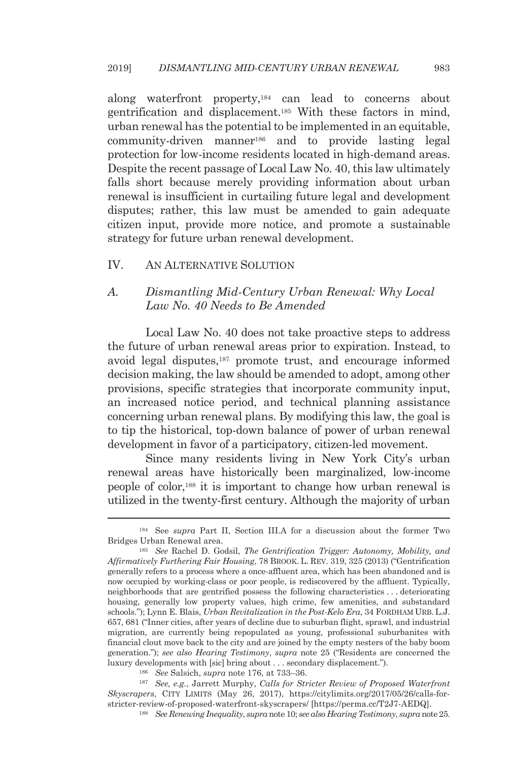along waterfront property,[184] can lead to concerns about gentrification and displacement.[185] With these factors in mind, urban renewal has the potential to be implemented in an equitable, community-driven manner[186] and to provide lasting legal protection for low-income residents located in high-demand areas. Despite the recent passage of Local Law No. 40, this law ultimately falls short because merely providing information about urban renewal is insufficient in curtailing future legal and development disputes; rather, this law must be amended to gain adequate citizen input, provide more notice, and promote a sustainable strategy for future urban renewal development.

## IV. AN ALTERNATIVE SOLUTION

### A. *Dismantling Mid-Century Urban Renewal: Why Local Law No. 40 Needs to Be Amended*

Local Law No. 40 does not take proactive steps to address the future of urban renewal areas prior to expiration. Instead, to avoid legal disputes,[187] promote trust, and encourage informed decision making, the law should be amended to adopt, among other provisions, specific strategies that incorporate community input, an increased notice period, and technical planning assistance concerning urban renewal plans. By modifying this law, the goal is to tip the historical, top-down balance of power of urban renewal development in favor of a participatory, citizen-led movement.

Since many residents living in New York City's urban renewal areas have historically been marginalized, low-income people of color,[188] it is important to change how urban renewal is utilized in the twenty-first century. Although the majority of urban

---

[184] See *supra* Part II, Section III.A for a discussion about the former Two Bridges Urban Renewal area.

[185] *See* Rachel D. Godsil, *The Gentrification Trigger: Autonomy, Mobility, and Affirmatively Furthering Fair Housing*, 78 BROOK. L. REV. 319, 325 (2013) ("Gentrification generally refers to a process where a once-affluent area, which has been abandoned and is now occupied by working-class or poor people, is rediscovered by the affluent. Typically, neighborhoods that are gentrified possess the following characteristics . . . deteriorating housing, generally low property values, high crime, few amenities, and substandard schools."); Lynn E. Blais, *Urban Revitalization in the Post-Kelo Era*, 34 FORDHAM URB. L.J. 657, 681 ("Inner cities, after years of decline due to suburban flight, sprawl, and industrial migration, are currently being repopulated as young, professional suburbanites with financial clout move back to the city and are joined by the empty nesters of the baby boom generation."); *see also Hearing Testimony*, *supra* note 25 ("Residents are concerned the luxury developments with [sic] bring about . . . secondary displacement.").

[186] *See* Salsich, *supra* note 176, at 733–36.

[187] *See, e.g.*, Jarrett Murphy, *Calls for Stricter Review of Proposed Waterfront Skyscrapers*, CITY LIMITS (May 26, 2017), https://citylimits.org/2017/05/26/calls-for-stricter-review-of-proposed-waterfront-skyscrapers/ [https://perma.cc/T2J7-AEDQ].

[188] *See Renewing Inequality*, *supra* note 10; *see also Hearing Testimony*, *supra* note 25.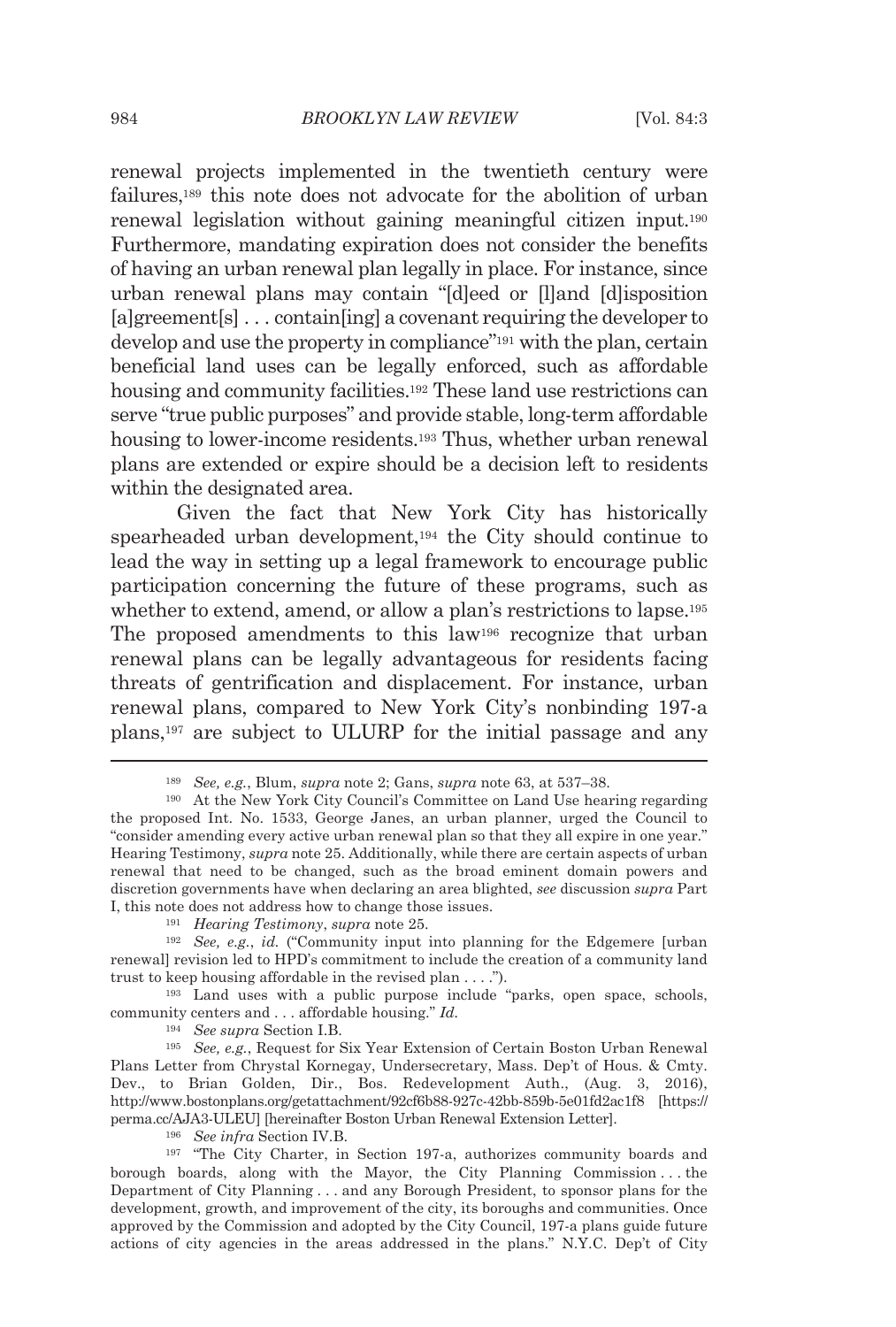renewal projects implemented in the twentieth century were failures,[189] this note does not advocate for the abolition of urban renewal legislation without gaining meaningful citizen input.[190] Furthermore, mandating expiration does not consider the benefits of having an urban renewal plan legally in place. For instance, since urban renewal plans may contain "[d]eed or [l]and [d]isposition [a]greement[s] . . . contain[ing] a covenant requiring the developer to develop and use the property in compliance"[191] with the plan, certain beneficial land uses can be legally enforced, such as affordable housing and community facilities.[192] These land use restrictions can serve "true public purposes" and provide stable, long-term affordable housing to lower-income residents.[193] Thus, whether urban renewal plans are extended or expire should be a decision left to residents within the designated area.

Given the fact that New York City has historically spearheaded urban development,[194] the City should continue to lead the way in setting up a legal framework to encourage public participation concerning the future of these programs, such as whether to extend, amend, or allow a plan's restrictions to lapse.[195] The proposed amendments to this law[196] recognize that urban renewal plans can be legally advantageous for residents facing threats of gentrification and displacement. For instance, urban renewal plans, compared to New York City's nonbinding 197-a plans,[197] are subject to ULURP for the initial passage and any

---

[189] *See, e.g.*, Blum, *supra* note 2; Gans, *supra* note 63, at 537–38.

[190] At the New York City Council's Committee on Land Use hearing regarding the proposed Int. No. 1533, George Janes, an urban planner, urged the Council to "consider amending every active urban renewal plan so that they all expire in one year." Hearing Testimony, *supra* note 25. Additionally, while there are certain aspects of urban renewal that need to be changed, such as the broad eminent domain powers and discretion governments have when declaring an area blighted, *see* discussion *supra* Part I, this note does not address how to change those issues.

[191] *Hearing Testimony*, *supra* note 25.

[192] *See, e.g.*, *id.* ("Community input into planning for the Edgemere [urban renewal] revision led to HPD's commitment to include the creation of a community land trust to keep housing affordable in the revised plan . . . .").

[193] Land uses with a public purpose include "parks, open space, schools, community centers and . . . affordable housing." *Id.*

[194] *See supra* Section I.B.

[195] *See, e.g.*, Request for Six Year Extension of Certain Boston Urban Renewal Plans Letter from Chrystal Kornegay, Undersecretary, Mass. Dep't of Hous. & Cmty. Dev., to Brian Golden, Dir., Bos. Redevelopment Auth., (Aug. 3, 2016), http://www.bostonplans.org/getattachment/92cf6b88-927c-42bb-859b-5e01fd2ac1f8 [https://perma.cc/AJA3-ULEU] [hereinafter Boston Urban Renewal Extension Letter].

[196] *See infra* Section IV.B.

[197] "The City Charter, in Section 197-a, authorizes community boards and borough boards, along with the Mayor, the City Planning Commission . . . the Department of City Planning . . . and any Borough President, to sponsor plans for the development, growth, and improvement of the city, its boroughs and communities. Once approved by the Commission and adopted by the City Council, 197-a plans guide future actions of city agencies in the areas addressed in the plans." N.Y.C. Dep't of City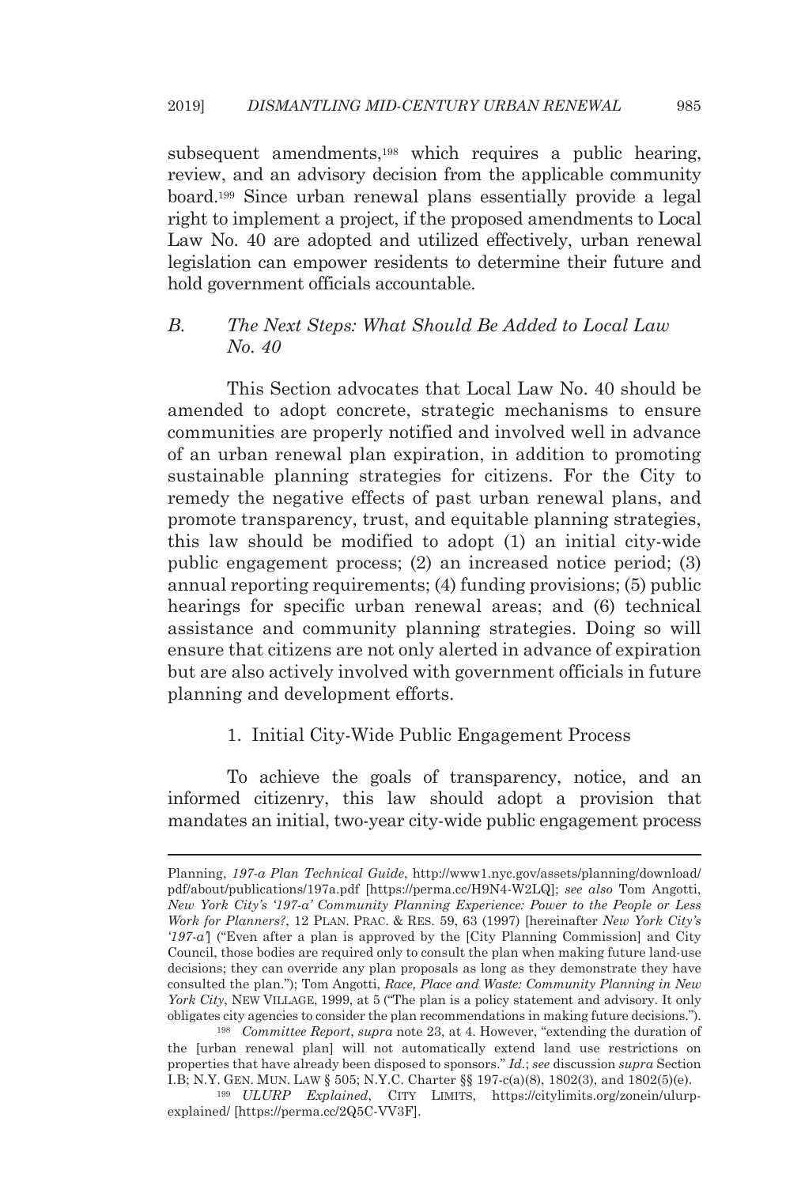subsequent amendments,[198] which requires a public hearing, review, and an advisory decision from the applicable community board.[199] Since urban renewal plans essentially provide a legal right to implement a project, if the proposed amendments to Local Law No. 40 are adopted and utilized effectively, urban renewal legislation can empower residents to determine their future and hold government officials accountable.

### B. *The Next Steps: What Should Be Added to Local Law No. 40*

This Section advocates that Local Law No. 40 should be amended to adopt concrete, strategic mechanisms to ensure communities are properly notified and involved well in advance of an urban renewal plan expiration, in addition to promoting sustainable planning strategies for citizens. For the City to remedy the negative effects of past urban renewal plans, and promote transparency, trust, and equitable planning strategies, this law should be modified to adopt (1) an initial city-wide public engagement process; (2) an increased notice period; (3) annual reporting requirements; (4) funding provisions; (5) public hearings for specific urban renewal areas; and (6) technical assistance and community planning strategies. Doing so will ensure that citizens are not only alerted in advance of expiration but are also actively involved with government officials in future planning and development efforts.

#### 1. Initial City-Wide Public Engagement Process

To achieve the goals of transparency, notice, and an informed citizenry, this law should adopt a provision that mandates an initial, two-year city-wide public engagement process

---

Planning, *197-a Plan Technical Guide*, http://www1.nyc.gov/assets/planning/download/pdf/about/publications/197a.pdf [https://perma.cc/H9N4-W2LQ]; *see also* Tom Angotti, *New York City's '197-a' Community Planning Experience: Power to the People or Less Work for Planners?*, 12 PLAN. PRAC. & RES. 59, 63 (1997) [hereinafter *New York City's '197-a'*] ("Even after a plan is approved by the [City Planning Commission] and City Council, those bodies are required only to consult the plan when making future land-use decisions; they can override any plan proposals as long as they demonstrate they have consulted the plan."); Tom Angotti, *Race, Place and Waste: Community Planning in New York City*, NEW VILLAGE, 1999, at 5 ("The plan is a policy statement and advisory. It only obligates city agencies to consider the plan recommendations in making future decisions.").

[198] *Committee Report*, *supra* note 23, at 4. However, "extending the duration of the [urban renewal plan] will not automatically extend land use restrictions on properties that have already been disposed to sponsors." *Id.*; *see* discussion *supra* Section I.B; N.Y. GEN. MUN. LAW § 505; N.Y.C. Charter §§ 197-c(a)(8), 1802(3), and 1802(5)(e).

[199] *ULURP Explained*, CITY LIMITS, https://citylimits.org/zonein/ulurp-explained/ [https://perma.cc/2Q5C-VV3F].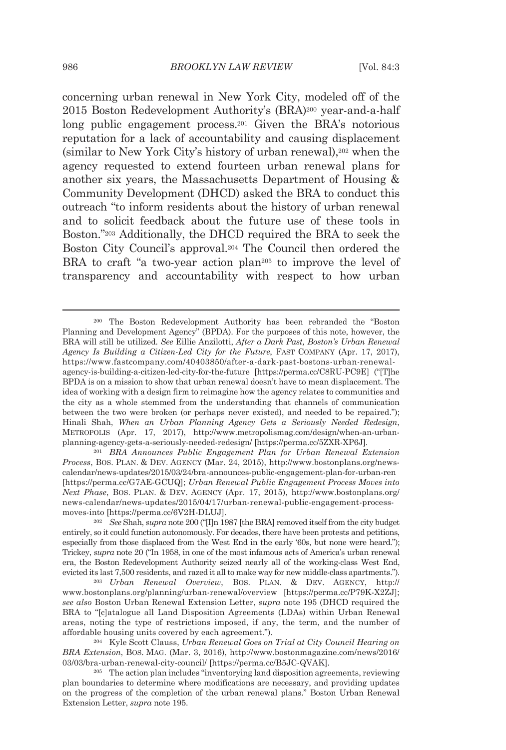concerning urban renewal in New York City, modeled off of the 2015 Boston Redevelopment Authority's (BRA)[200] year-and-a-half long public engagement process.[201] Given the BRA's notorious reputation for a lack of accountability and causing displacement (similar to New York City's history of urban renewal),[202] when the agency requested to extend fourteen urban renewal plans for another six years, the Massachusetts Department of Housing & Community Development (DHCD) asked the BRA to conduct this outreach "to inform residents about the history of urban renewal and to solicit feedback about the future use of these tools in Boston."[203] Additionally, the DHCD required the BRA to seek the Boston City Council's approval.[204] The Council then ordered the BRA to craft "a two-year action plan[205] to improve the level of transparency and accountability with respect to how urban

---

[200] The Boston Redevelopment Authority has been rebranded the "Boston Planning and Development Agency" (BPDA). For the purposes of this note, however, the BRA will still be utilized. *See* Eillie Anzilotti, *After a Dark Past, Boston's Urban Renewal Agency Is Building a Citizen-Led City for the Future*, FAST COMPANY (Apr. 17, 2017), https://www.fastcompany.com/40403850/after-a-dark-past-bostons-urban-renewal-agency-is-building-a-citizen-led-city-for-the-future [https://perma.cc/C8RU-PC9E] ("[T]he BPDA is on a mission to show that urban renewal doesn't have to mean displacement. The idea of working with a design firm to reimagine how the agency relates to communities and the city as a whole stemmed from the understanding that channels of communication between the two were broken (or perhaps never existed), and needed to be repaired."); Hinali Shah, *When an Urban Planning Agency Gets a Seriously Needed Redesign*, METROPOLIS (Apr. 17, 2017), http://www.metropolismag.com/design/when-an-urban-planning-agency-gets-a-seriously-needed-redesign/ [https://perma.cc/5ZXR-XP6J].

[201] *BRA Announces Public Engagement Plan for Urban Renewal Extension Process*, BOS. PLAN. & DEV. AGENCY (Mar. 24, 2015), http://www.bostonplans.org/news-calendar/news-updates/2015/03/24/bra-announces-public-engagement-plan-for-urban-ren [https://perma.cc/G7AE-GCUQ]; *Urban Renewal Public Engagement Process Moves into Next Phase*, BOS. PLAN. & DEV. AGENCY (Apr. 17, 2015), http://www.bostonplans.org/news-calendar/news-updates/2015/04/17/urban-renewal-public-engagement-process-moves-into [https://perma.cc/6V2H-DLUJ].

[202] *See* Shah, *supra* note 200 ("[I]n 1987 [the BRA] removed itself from the city budget entirely, so it could function autonomously. For decades, there have been protests and petitions, especially from those displaced from the West End in the early '60s, but none were heard."); Trickey, *supra* note 20 ("In 1958, in one of the most infamous acts of America's urban renewal era, the Boston Redevelopment Authority seized nearly all of the working-class West End, evicted its last 7,500 residents, and razed it all to make way for new middle-class apartments.").

[203] *Urban Renewal Overview*, BOS. PLAN. & DEV. AGENCY, http://www.bostonplans.org/planning/urban-renewal/overview [https://perma.cc/P79K-X2ZJ]; *see also* Boston Urban Renewal Extension Letter, *supra* note 195 (DHCD required the BRA to "[c]atalogue all Land Disposition Agreements (LDAs) within Urban Renewal areas, noting the type of restrictions imposed, if any, the term, and the number of affordable housing units covered by each agreement.").

[204] Kyle Scott Clauss, *Urban Renewal Goes on Trial at City Council Hearing on BRA Extension*, BOS. MAG. (Mar. 3, 2016), http://www.bostonmagazine.com/news/2016/03/03/bra-urban-renewal-city-council/ [https://perma.cc/B5JC-QVAK].

[205] The action plan includes "inventorying land disposition agreements, reviewing plan boundaries to determine where modifications are necessary, and providing updates on the progress of the completion of the urban renewal plans." Boston Urban Renewal Extension Letter, *supra* note 195.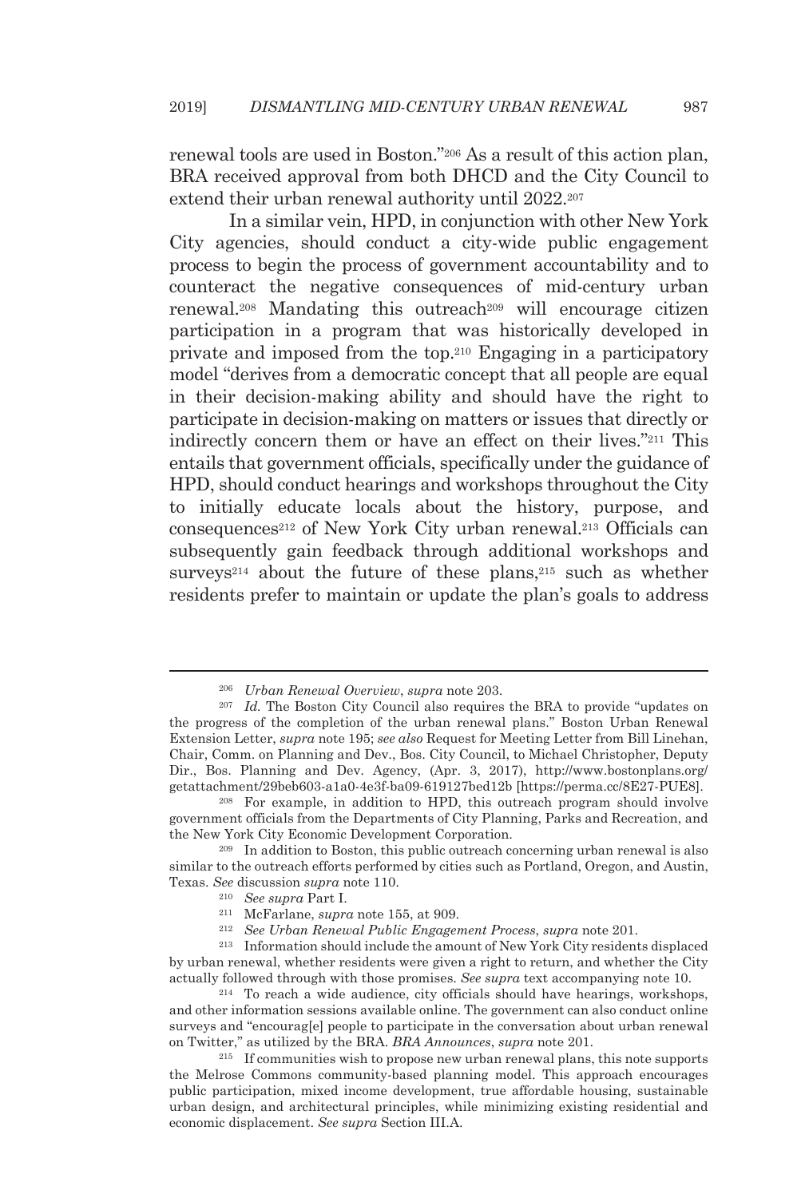renewal tools are used in Boston."[206] As a result of this action plan, BRA received approval from both DHCD and the City Council to extend their urban renewal authority until 2022.[207]

In a similar vein, HPD, in conjunction with other New York City agencies, should conduct a city-wide public engagement process to begin the process of government accountability and to counteract the negative consequences of mid-century urban renewal.[208] Mandating this outreach[209] will encourage citizen participation in a program that was historically developed in private and imposed from the top.[210] Engaging in a participatory model "derives from a democratic concept that all people are equal in their decision-making ability and should have the right to participate in decision-making on matters or issues that directly or indirectly concern them or have an effect on their lives."[211] This entails that government officials, specifically under the guidance of HPD, should conduct hearings and workshops throughout the City to initially educate locals about the history, purpose, and consequences[212] of New York City urban renewal.[213] Officials can subsequently gain feedback through additional workshops and surveys[214] about the future of these plans,[215] such as whether residents prefer to maintain or update the plan's goals to address

---

[206] *Urban Renewal Overview*, *supra* note 203.

[207] *Id.* The Boston City Council also requires the BRA to provide "updates on the progress of the completion of the urban renewal plans." Boston Urban Renewal Extension Letter, *supra* note 195; *see also* Request for Meeting Letter from Bill Linehan, Chair, Comm. on Planning and Dev., Bos. City Council, to Michael Christopher, Deputy Dir., Bos. Planning and Dev. Agency, (Apr. 3, 2017), http://www.bostonplans.org/getattachment/29beb603-a1a0-4e3f-ba09-619127bed12b [https://perma.cc/8E27-PUE8].

[208] For example, in addition to HPD, this outreach program should involve government officials from the Departments of City Planning, Parks and Recreation, and the New York City Economic Development Corporation.

[209] In addition to Boston, this public outreach concerning urban renewal is also similar to the outreach efforts performed by cities such as Portland, Oregon, and Austin, Texas. *See* discussion *supra* note 110.

[210] *See supra* Part I.

[211] McFarlane, *supra* note 155, at 909.

[212] *See Urban Renewal Public Engagement Process*, *supra* note 201.

[213] Information should include the amount of New York City residents displaced by urban renewal, whether residents were given a right to return, and whether the City actually followed through with those promises. *See supra* text accompanying note 10.

[214] To reach a wide audience, city officials should have hearings, workshops, and other information sessions available online. The government can also conduct online surveys and "encourag[e] people to participate in the conversation about urban renewal on Twitter," as utilized by the BRA. *BRA Announces*, *supra* note 201.

[215] If communities wish to propose new urban renewal plans, this note supports the Melrose Commons community-based planning model. This approach encourages public participation, mixed income development, true affordable housing, sustainable urban design, and architectural principles, while minimizing existing residential and economic displacement. *See supra* Section III.A.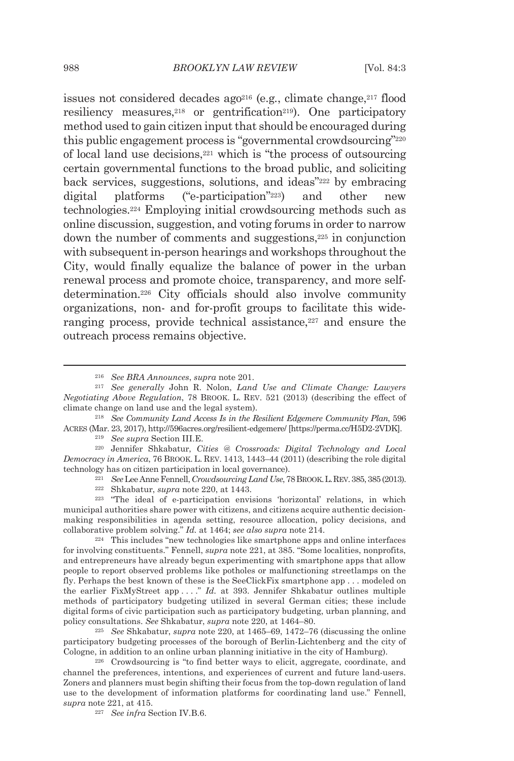issues not considered decades ago[216] (e.g., climate change,[217] flood resiliency measures,[218] or gentrification[219]). One participatory method used to gain citizen input that should be encouraged during this public engagement process is "governmental crowdsourcing"[220] of local land use decisions,[221] which is "the process of outsourcing certain governmental functions to the broad public, and soliciting back services, suggestions, solutions, and ideas"[222] by embracing digital platforms ("e-participation"[223]) and other new technologies.[224] Employing initial crowdsourcing methods such as online discussion, suggestion, and voting forums in order to narrow down the number of comments and suggestions,[225] in conjunction with subsequent in-person hearings and workshops throughout the City, would finally equalize the balance of power in the urban renewal process and promote choice, transparency, and more self-determination.[226] City officials should also involve community organizations, non- and for-profit groups to facilitate this wide-ranging process, provide technical assistance,[227] and ensure the outreach process remains objective.

---

[216] *See BRA Announces*, *supra* note 201.

[217] *See generally* John R. Nolon, *Land Use and Climate Change: Lawyers Negotiating Above Regulation*, 78 BROOK. L. REV. 521 (2013) (describing the effect of climate change on land use and the legal system).

[218] *See Community Land Access Is in the Resilient Edgemere Community Plan*, 596 ACRES (Mar. 23, 2017), http://596acres.org/resilient-edgemere/ [https://perma.cc/H5D2-2VDK].

[219] *See supra* Section III.E.

[220] Jennifer Shkabatur, *Cities @ Crossroads: Digital Technology and Local Democracy in America*, 76 BROOK. L. REV. 1413, 1443–44 (2011) (describing the role digital technology has on citizen participation in local governance).

[221] *See* Lee Anne Fennell, *Crowdsourcing Land Use*, 78 BROOK. L. REV. 385, 385 (2013).

[222] Shkabatur, *supra* note 220, at 1443.

[223] "The ideal of e-participation envisions 'horizontal' relations, in which municipal authorities share power with citizens, and citizens acquire authentic decision-making responsibilities in agenda setting, resource allocation, policy decisions, and collaborative problem solving." *Id.* at 1464; *see also supra* note 214.

[224] This includes "new technologies like smartphone apps and online interfaces for involving constituents." Fennell, *supra* note 221, at 385. "Some localities, nonprofits, and entrepreneurs have already begun experimenting with smartphone apps that allow people to report observed problems like potholes or malfunctioning streetlamps on the fly. Perhaps the best known of these is the SeeClickFix smartphone app . . . modeled on the earlier FixMyStreet app . . . ." *Id.* at 393. Jennifer Shkabatur outlines multiple methods of participatory budgeting utilized in several German cities; these include digital forms of civic participation such as participatory budgeting, urban planning, and policy consultations. *See* Shkabatur, *supra* note 220, at 1464–80.

[225] *See* Shkabatur, *supra* note 220, at 1465–69, 1472–76 (discussing the online participatory budgeting processes of the borough of Berlin-Lichtenberg and the city of Cologne, in addition to an online urban planning initiative in the city of Hamburg).

[226] Crowdsourcing is "to find better ways to elicit, aggregate, coordinate, and channel the preferences, intentions, and experiences of current and future land-users. Zoners and planners must begin shifting their focus from the top-down regulation of land use to the development of information platforms for coordinating land use." Fennell, *supra* note 221, at 415.

[227] *See infra* Section IV.B.6.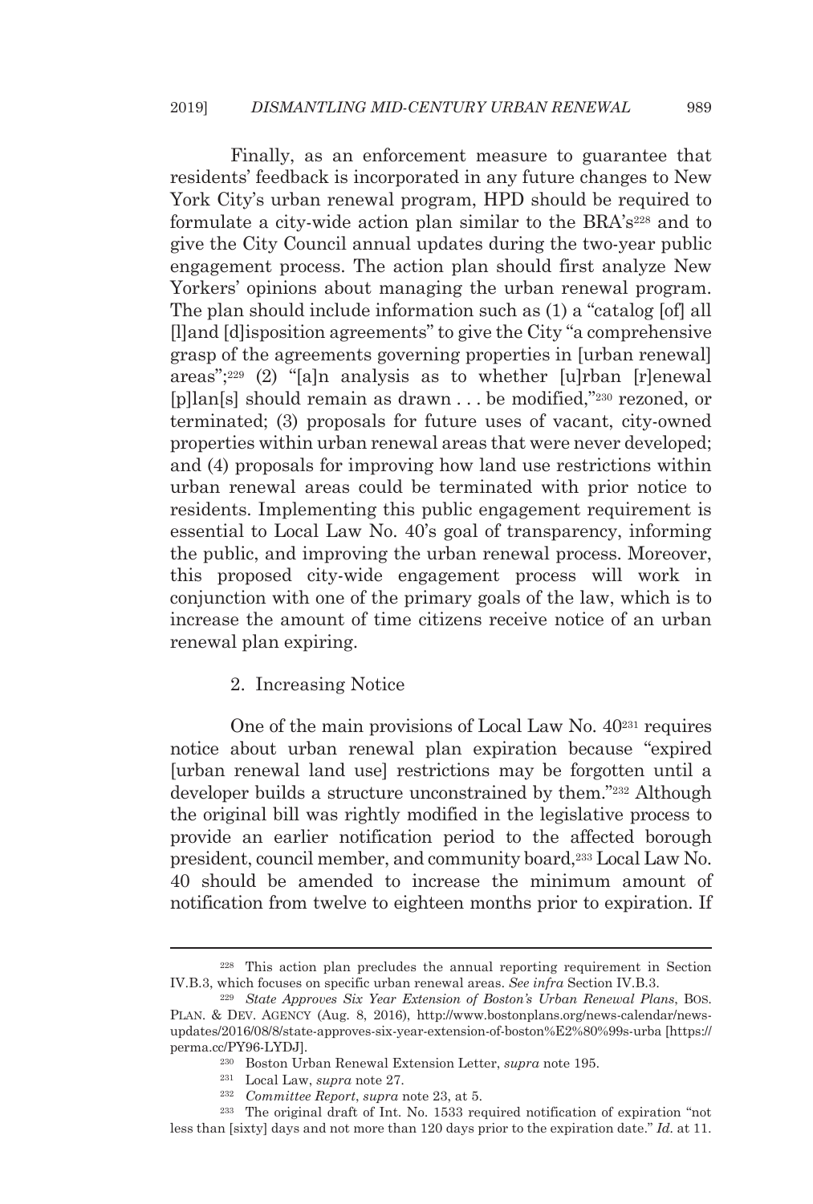Finally, as an enforcement measure to guarantee that residents' feedback is incorporated in any future changes to New York City's urban renewal program, HPD should be required to formulate a city-wide action plan similar to the BRA's[228] and to give the City Council annual updates during the two-year public engagement process. The action plan should first analyze New Yorkers' opinions about managing the urban renewal program. The plan should include information such as (1) a "catalog [of] all [l]and [d]isposition agreements" to give the City "a comprehensive grasp of the agreements governing properties in [urban renewal] areas";[229] (2) "[a]n analysis as to whether [u]rban [r]enewal [p]lan[s] should remain as drawn . . . be modified,"[230] rezoned, or terminated; (3) proposals for future uses of vacant, city-owned properties within urban renewal areas that were never developed; and (4) proposals for improving how land use restrictions within urban renewal areas could be terminated with prior notice to residents. Implementing this public engagement requirement is essential to Local Law No. 40's goal of transparency, informing the public, and improving the urban renewal process. Moreover, this proposed city-wide engagement process will work in conjunction with one of the primary goals of the law, which is to increase the amount of time citizens receive notice of an urban renewal plan expiring.

### 2. Increasing Notice

One of the main provisions of Local Law No. 40[231] requires notice about urban renewal plan expiration because "expired [urban renewal land use] restrictions may be forgotten until a developer builds a structure unconstrained by them."[232] Although the original bill was rightly modified in the legislative process to provide an earlier notification period to the affected borough president, council member, and community board,[233] Local Law No. 40 should be amended to increase the minimum amount of notification from twelve to eighteen months prior to expiration. If

---

[228] This action plan precludes the annual reporting requirement in Section IV.B.3, which focuses on specific urban renewal areas. *See infra* Section IV.B.3.

[229] *State Approves Six Year Extension of Boston's Urban Renewal Plans*, BOS. PLAN. & DEV. AGENCY (Aug. 8, 2016), http://www.bostonplans.org/news-calendar/news-updates/2016/08/8/state-approves-six-year-extension-of-boston%E2%80%99s-urba [https://perma.cc/PY96-LYDJ].

[230] Boston Urban Renewal Extension Letter, *supra* note 195.

[231] Local Law, *supra* note 27.

[232] *Committee Report*, *supra* note 23, at 5.

[233] The original draft of Int. No. 1533 required notification of expiration "not less than [sixty] days and not more than 120 days prior to the expiration date." *Id.* at 11.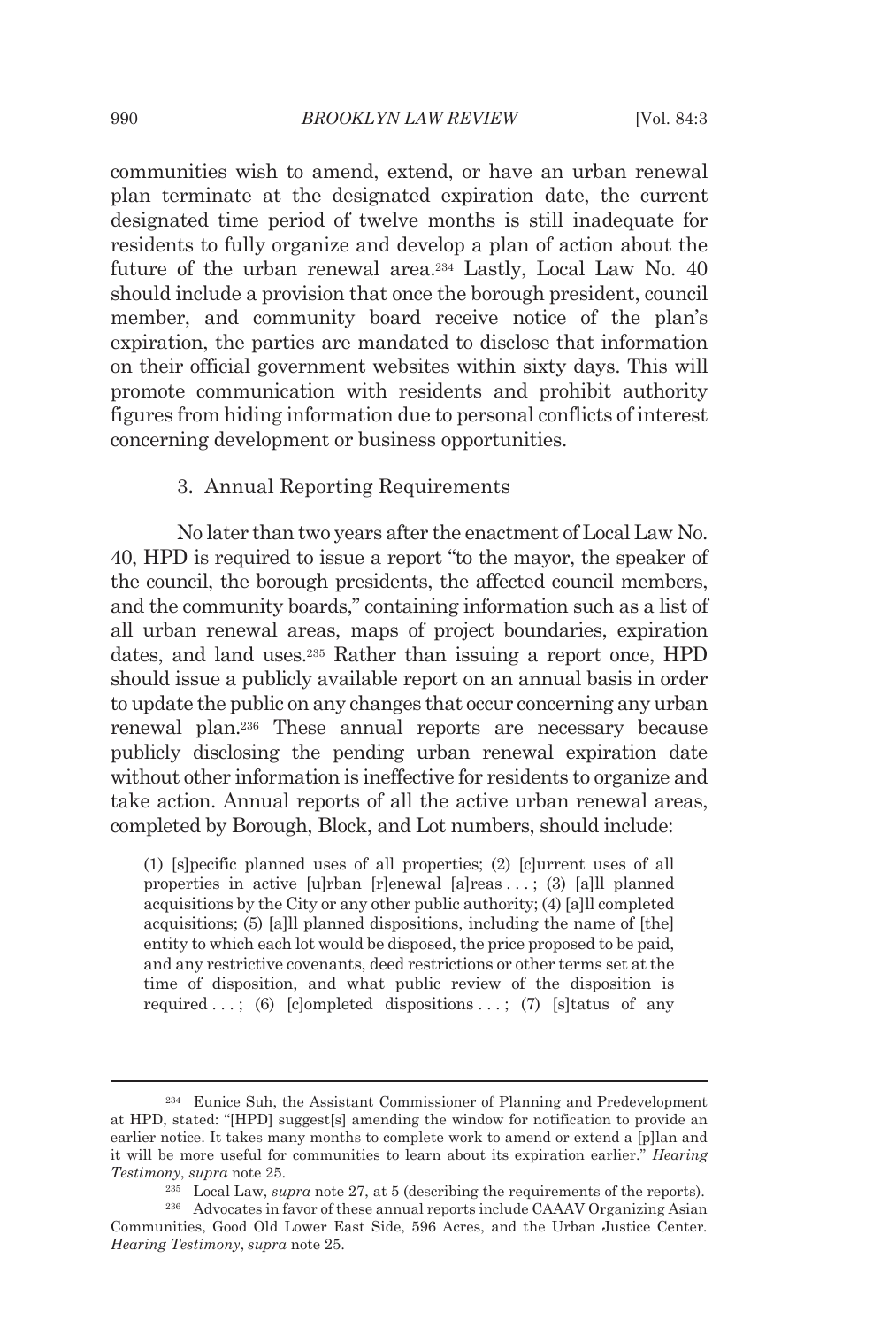communities wish to amend, extend, or have an urban renewal plan terminate at the designated expiration date, the current designated time period of twelve months is still inadequate for residents to fully organize and develop a plan of action about the future of the urban renewal area.[234] Lastly, Local Law No. 40 should include a provision that once the borough president, council member, and community board receive notice of the plan's expiration, the parties are mandated to disclose that information on their official government websites within sixty days. This will promote communication with residents and prohibit authority figures from hiding information due to personal conflicts of interest concerning development or business opportunities.

### 3. Annual Reporting Requirements

No later than two years after the enactment of Local Law No. 40, HPD is required to issue a report "to the mayor, the speaker of the council, the borough presidents, the affected council members, and the community boards," containing information such as a list of all urban renewal areas, maps of project boundaries, expiration dates, and land uses.[235] Rather than issuing a report once, HPD should issue a publicly available report on an annual basis in order to update the public on any changes that occur concerning any urban renewal plan.[236] These annual reports are necessary because publicly disclosing the pending urban renewal expiration date without other information is ineffective for residents to organize and take action. Annual reports of all the active urban renewal areas, completed by Borough, Block, and Lot numbers, should include:

> (1) [s]pecific planned uses of all properties; (2) [c]urrent uses of all properties in active [u]rban [r]enewal [a]reas . . . ; (3) [a]ll planned acquisitions by the City or any other public authority; (4) [a]ll completed acquisitions; (5) [a]ll planned dispositions, including the name of [the] entity to which each lot would be disposed, the price proposed to be paid, and any restrictive covenants, deed restrictions or other terms set at the time of disposition, and what public review of the disposition is required . . . ; (6) [c]ompleted dispositions . . . ; (7) [s]tatus of any

---

[234] Eunice Suh, the Assistant Commissioner of Planning and Predevelopment at HPD, stated: "[HPD] suggest[s] amending the window for notification to provide an earlier notice. It takes many months to complete work to amend or extend a [p]lan and it will be more useful for communities to learn about its expiration earlier." *Hearing Testimony*, *supra* note 25.

[235] Local Law, *supra* note 27, at 5 (describing the requirements of the reports).

[236] Advocates in favor of these annual reports include CAAAV Organizing Asian Communities, Good Old Lower East Side, 596 Acres, and the Urban Justice Center. *Hearing Testimony*, *supra* note 25.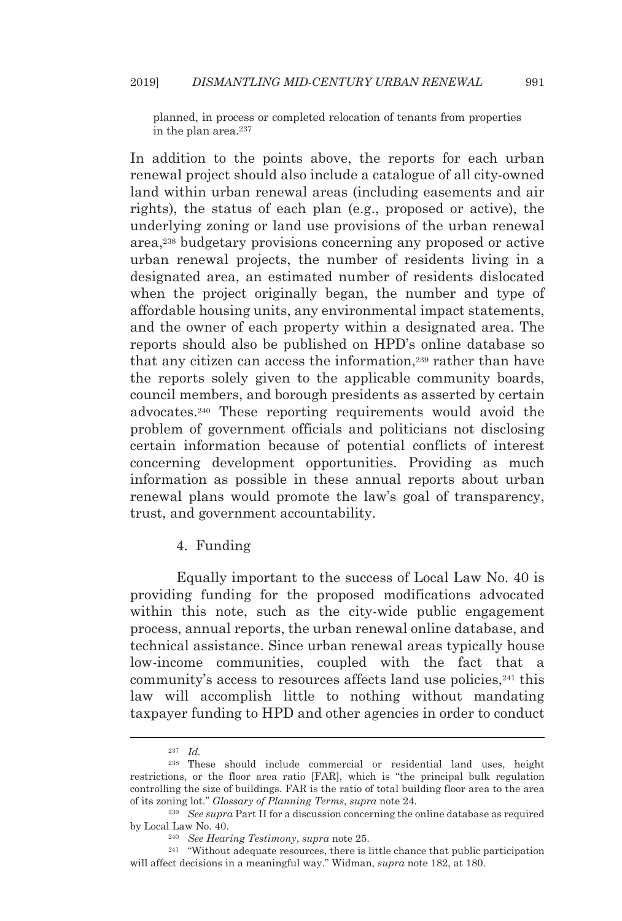planned, in process or completed relocation of tenants from properties in the plan area.[237]

In addition to the points above, the reports for each urban renewal project should also include a catalogue of all city-owned land within urban renewal areas (including easements and air rights), the status of each plan (e.g., proposed or active), the underlying zoning or land use provisions of the urban renewal area,[238] budgetary provisions concerning any proposed or active urban renewal projects, the number of residents living in a designated area, an estimated number of residents dislocated when the project originally began, the number and type of affordable housing units, any environmental impact statements, and the owner of each property within a designated area. The reports should also be published on HPD's online database so that any citizen can access the information,[239] rather than have the reports solely given to the applicable community boards, council members, and borough presidents as asserted by certain advocates.[240] These reporting requirements would avoid the problem of government officials and politicians not disclosing certain information because of potential conflicts of interest concerning development opportunities. Providing as much information as possible in these annual reports about urban renewal plans would promote the law's goal of transparency, trust, and government accountability.

4. Funding

Equally important to the success of Local Law No. 40 is providing funding for the proposed modifications advocated within this note, such as the city-wide public engagement process, annual reports, the urban renewal online database, and technical assistance. Since urban renewal areas typically house low-income communities, coupled with the fact that a community's access to resources affects land use policies,[241] this law will accomplish little to nothing without mandating taxpayer funding to HPD and other agencies in order to conduct

---

[237] *Id.*

[238] These should include commercial or residential land uses, height restrictions, or the floor area ratio [FAR], which is "the principal bulk regulation controlling the size of buildings. FAR is the ratio of total building floor area to the area of its zoning lot." *Glossary of Planning Terms*, *supra* note 24.

[239] *See supra* Part II for a discussion concerning the online database as required by Local Law No. 40.

[240] *See Hearing Testimony*, *supra* note 25.

[241] "Without adequate resources, there is little chance that public participation will affect decisions in a meaningful way." Widman, *supra* note 182, at 180.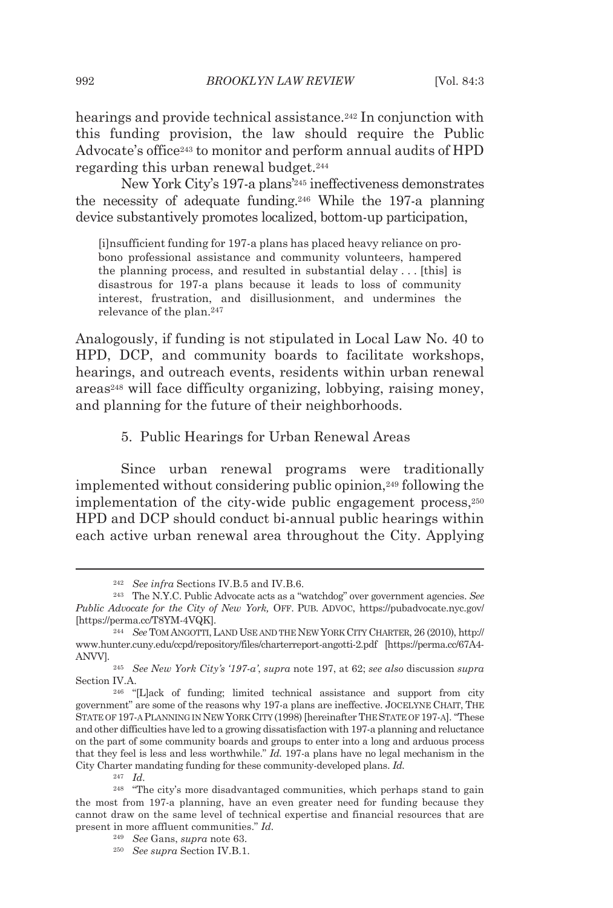hearings and provide technical assistance.[242] In conjunction with this funding provision, the law should require the Public Advocate's office[243] to monitor and perform annual audits of HPD regarding this urban renewal budget.[244]

New York City's 197-a plans'[245] ineffectiveness demonstrates the necessity of adequate funding.[246] While the 197-a planning device substantively promotes localized, bottom-up participation,

> [i]nsufficient funding for 197-a plans has placed heavy reliance on pro-bono professional assistance and community volunteers, hampered the planning process, and resulted in substantial delay . . . [this] is disastrous for 197-a plans because it leads to loss of community interest, frustration, and disillusionment, and undermines the relevance of the plan.[247]

Analogously, if funding is not stipulated in Local Law No. 40 to HPD, DCP, and community boards to facilitate workshops, hearings, and outreach events, residents within urban renewal areas[248] will face difficulty organizing, lobbying, raising money, and planning for the future of their neighborhoods.

### 5. Public Hearings for Urban Renewal Areas

Since urban renewal programs were traditionally implemented without considering public opinion,[249] following the implementation of the city-wide public engagement process,[250] HPD and DCP should conduct bi-annual public hearings within each active urban renewal area throughout the City. Applying

---

[242] *See infra* Sections IV.B.5 and IV.B.6.

[243] The N.Y.C. Public Advocate acts as a "watchdog" over government agencies. *See Public Advocate for the City of New York,* OFF. PUB. ADVOC, https://pubadvocate.nyc.gov/ [https://perma.cc/T8YM-4VQK].

[244] *See* TOM ANGOTTI, LAND USE AND THE NEW YORK CITY CHARTER, 26 (2010), http://www.hunter.cuny.edu/ccpd/repository/files/charterreport-angotti-2.pdf [https://perma.cc/67A4-ANVV].

[245] *See New York City's '197-a'*, *supra* note 197, at 62; *see also* discussion *supra* Section IV.A.

[246] "[L]ack of funding; limited technical assistance and support from city government" are some of the reasons why 197-a plans are ineffective. JOCELYNE CHAIT, THE STATE OF 197-A PLANNING IN NEW YORK CITY (1998) [hereinafter THE STATE OF 197-A]. "These and other difficulties have led to a growing dissatisfaction with 197-a planning and reluctance on the part of some community boards and groups to enter into a long and arduous process that they feel is less and less worthwhile." *Id.* 197-a plans have no legal mechanism in the City Charter mandating funding for these community-developed plans. *Id.*

[247] *Id.*

[248] "The city's more disadvantaged communities, which perhaps stand to gain the most from 197-a planning, have an even greater need for funding because they cannot draw on the same level of technical expertise and financial resources that are present in more affluent communities." *Id.*

[249] *See* Gans, *supra* note 63.

[250] *See supra* Section IV.B.1.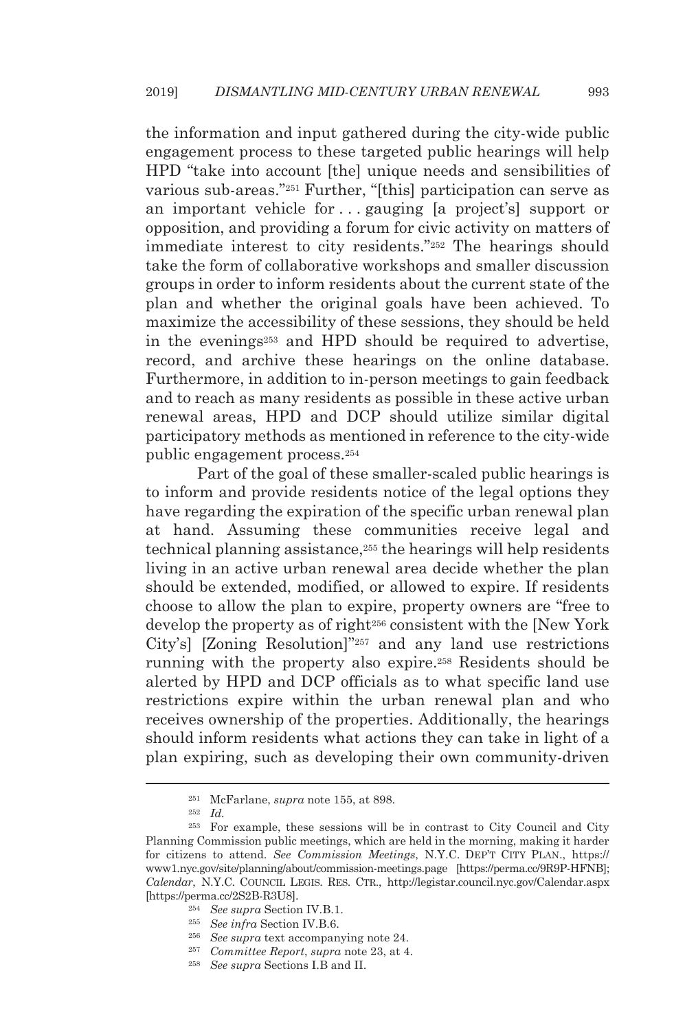the information and input gathered during the city-wide public engagement process to these targeted public hearings will help HPD "take into account [the] unique needs and sensibilities of various sub-areas."[251] Further, "[this] participation can serve as an important vehicle for . . . gauging [a project's] support or opposition, and providing a forum for civic activity on matters of immediate interest to city residents."[252] The hearings should take the form of collaborative workshops and smaller discussion groups in order to inform residents about the current state of the plan and whether the original goals have been achieved. To maximize the accessibility of these sessions, they should be held in the evenings[253] and HPD should be required to advertise, record, and archive these hearings on the online database. Furthermore, in addition to in-person meetings to gain feedback and to reach as many residents as possible in these active urban renewal areas, HPD and DCP should utilize similar digital participatory methods as mentioned in reference to the city-wide public engagement process.[254]

Part of the goal of these smaller-scaled public hearings is to inform and provide residents notice of the legal options they have regarding the expiration of the specific urban renewal plan at hand. Assuming these communities receive legal and technical planning assistance,[255] the hearings will help residents living in an active urban renewal area decide whether the plan should be extended, modified, or allowed to expire. If residents choose to allow the plan to expire, property owners are "free to develop the property as of right[256] consistent with the [New York City's] [Zoning Resolution]"[257] and any land use restrictions running with the property also expire.[258] Residents should be alerted by HPD and DCP officials as to what specific land use restrictions expire within the urban renewal plan and who receives ownership of the properties. Additionally, the hearings should inform residents what actions they can take in light of a plan expiring, such as developing their own community-driven

---

[251] McFarlane, *supra* note 155, at 898.

[252] *Id.*

[253] For example, these sessions will be in contrast to City Council and City Planning Commission public meetings, which are held in the morning, making it harder for citizens to attend. *See Commission Meetings*, N.Y.C. DEP'T CITY PLAN., https://www1.nyc.gov/site/planning/about/commission-meetings.page [https://perma.cc/9R9P-HFNB]; *Calendar*, N.Y.C. COUNCIL LEGIS. RES. CTR., http://legistar.council.nyc.gov/Calendar.aspx [https://perma.cc/2S2B-R3U8].

[254] *See supra* Section IV.B.1.

[255] *See infra* Section IV.B.6.

[256] *See supra* text accompanying note 24.

[257] *Committee Report*, *supra* note 23, at 4.

[258] *See supra* Sections I.B and II.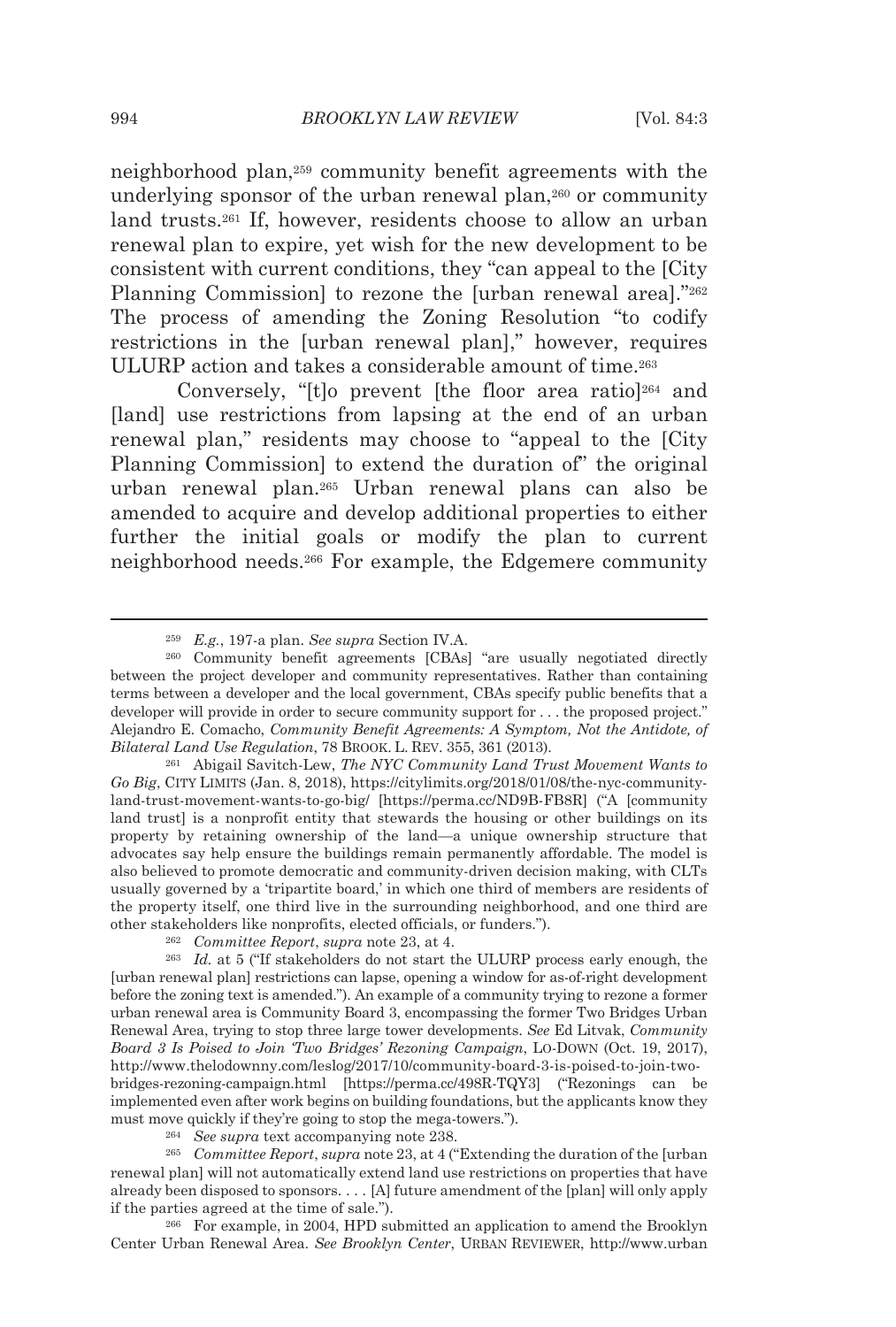neighborhood plan,[259] community benefit agreements with the underlying sponsor of the urban renewal plan,[260] or community land trusts.[261] If, however, residents choose to allow an urban renewal plan to expire, yet wish for the new development to be consistent with current conditions, they "can appeal to the [City Planning Commission] to rezone the [urban renewal area]."[262] The process of amending the Zoning Resolution "to codify restrictions in the [urban renewal plan]," however, requires ULURP action and takes a considerable amount of time.[263]

Conversely, "[t]o prevent [the floor area ratio][264] and [land] use restrictions from lapsing at the end of an urban renewal plan," residents may choose to "appeal to the [City Planning Commission] to extend the duration of" the original urban renewal plan.[265] Urban renewal plans can also be amended to acquire and develop additional properties to either further the initial goals or modify the plan to current neighborhood needs.[266] For example, the Edgemere community

---

[259] *E.g.*, 197-a plan. *See supra* Section IV.A.

[260] Community benefit agreements [CBAs] "are usually negotiated directly between the project developer and community representatives. Rather than containing terms between a developer and the local government, CBAs specify public benefits that a developer will provide in order to secure community support for . . . the proposed project." Alejandro E. Comacho, *Community Benefit Agreements: A Symptom, Not the Antidote, of Bilateral Land Use Regulation*, 78 BROOK. L. REV. 355, 361 (2013).

[261] Abigail Savitch-Lew, *The NYC Community Land Trust Movement Wants to Go Big*, CITY LIMITS (Jan. 8, 2018), https://citylimits.org/2018/01/08/the-nyc-community-land-trust-movement-wants-to-go-big/ [https://perma.cc/ND9B-FB8R] ("A [community land trust] is a nonprofit entity that stewards the housing or other buildings on its property by retaining ownership of the land—a unique ownership structure that advocates say help ensure the buildings remain permanently affordable. The model is also believed to promote democratic and community-driven decision making, with CLTs usually governed by a 'tripartite board,' in which one third of members are residents of the property itself, one third live in the surrounding neighborhood, and one third are other stakeholders like nonprofits, elected officials, or funders.").

[262] *Committee Report*, *supra* note 23, at 4.

[263] *Id.* at 5 ("If stakeholders do not start the ULURP process early enough, the [urban renewal plan] restrictions can lapse, opening a window for as-of-right development before the zoning text is amended."). An example of a community trying to rezone a former urban renewal area is Community Board 3, encompassing the former Two Bridges Urban Renewal Area, trying to stop three large tower developments. *See* Ed Litvak, *Community Board 3 Is Poised to Join 'Two Bridges' Rezoning Campaign*, LO-DOWN (Oct. 19, 2017), http://www.thelodownny.com/leslog/2017/10/community-board-3-is-poised-to-join-two-bridges-rezoning-campaign.html [https://perma.cc/498R-TQY3] ("Rezonings can be implemented even after work begins on building foundations, but the applicants know they must move quickly if they're going to stop the mega-towers.").

[264] *See supra* text accompanying note 238.

[265] *Committee Report*, *supra* note 23, at 4 ("Extending the duration of the [urban renewal plan] will not automatically extend land use restrictions on properties that have already been disposed to sponsors. . . . [A] future amendment of the [plan] will only apply if the parties agreed at the time of sale.").

[266] For example, in 2004, HPD submitted an application to amend the Brooklyn Center Urban Renewal Area. *See Brooklyn Center*, URBAN REVIEWER, http://www.urban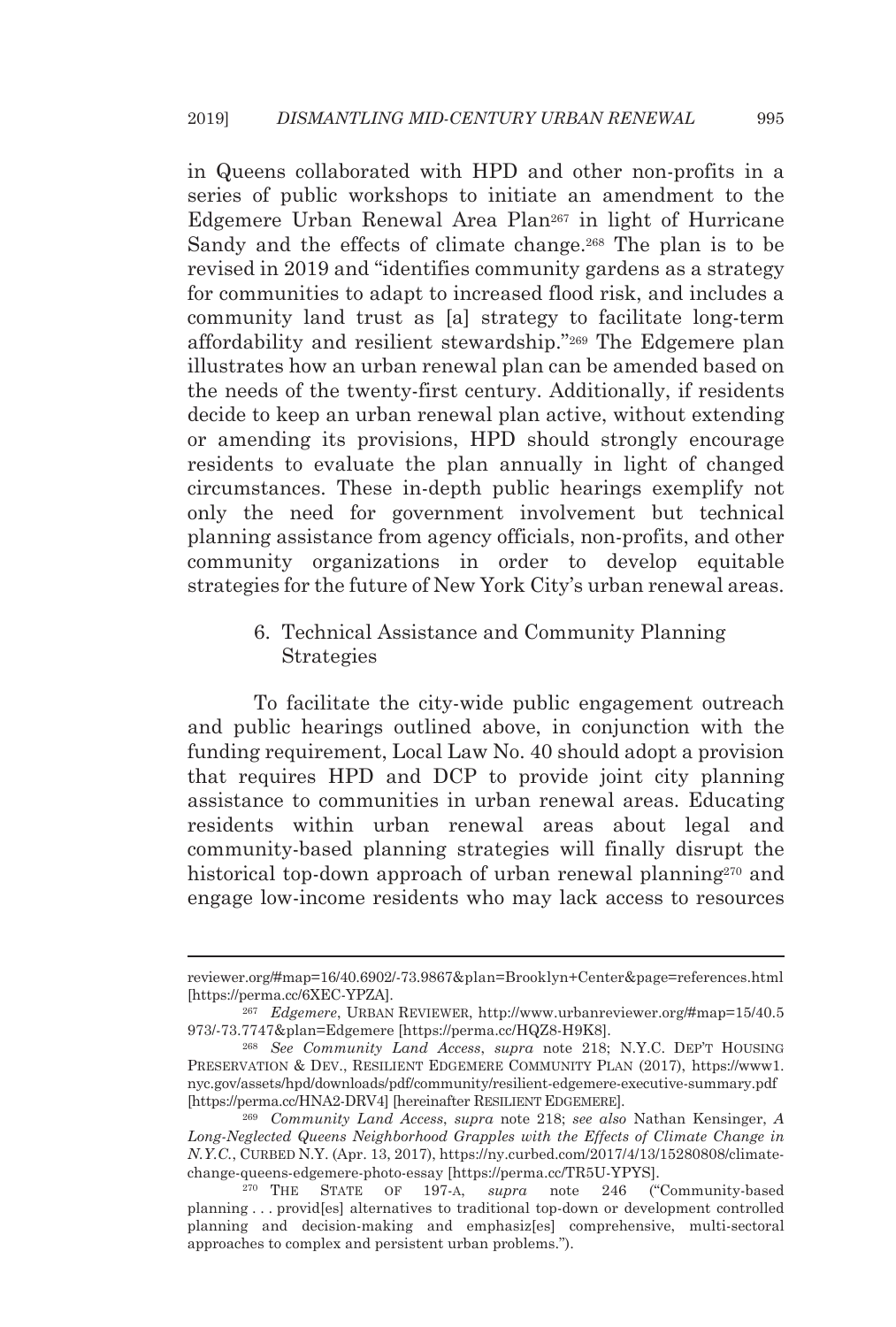in Queens collaborated with HPD and other non-profits in a series of public workshops to initiate an amendment to the Edgemere Urban Renewal Area Plan[267] in light of Hurricane Sandy and the effects of climate change.[268] The plan is to be revised in 2019 and "identifies community gardens as a strategy for communities to adapt to increased flood risk, and includes a community land trust as [a] strategy to facilitate long-term affordability and resilient stewardship."[269] The Edgemere plan illustrates how an urban renewal plan can be amended based on the needs of the twenty-first century. Additionally, if residents decide to keep an urban renewal plan active, without extending or amending its provisions, HPD should strongly encourage residents to evaluate the plan annually in light of changed circumstances. These in-depth public hearings exemplify not only the need for government involvement but technical planning assistance from agency officials, non-profits, and other community organizations in order to develop equitable strategies for the future of New York City's urban renewal areas.

### 6. Technical Assistance and Community Planning Strategies

To facilitate the city-wide public engagement outreach and public hearings outlined above, in conjunction with the funding requirement, Local Law No. 40 should adopt a provision that requires HPD and DCP to provide joint city planning assistance to communities in urban renewal areas. Educating residents within urban renewal areas about legal and community-based planning strategies will finally disrupt the historical top-down approach of urban renewal planning[270] and engage low-income residents who may lack access to resources

---

reviewer.org/#map=16/40.6902/-73.9867&plan=Brooklyn+Center&page=references.html [https://perma.cc/6XEC-YPZA].

[267] *Edgemere*, URBAN REVIEWER, http://www.urbanreviewer.org/#map=15/40.5973/-73.7747&plan=Edgemere [https://perma.cc/HQZ8-H9K8].

[268] *See Community Land Access*, *supra* note 218; N.Y.C. DEP'T HOUSING PRESERVATION & DEV., RESILIENT EDGEMERE COMMUNITY PLAN (2017), https://www1.nyc.gov/assets/hpd/downloads/pdf/community/resilient-edgemere-executive-summary.pdf [https://perma.cc/HNA2-DRV4] [hereinafter RESILIENT EDGEMERE].

[269] *Community Land Access*, *supra* note 218; *see also* Nathan Kensinger, *A Long-Neglected Queens Neighborhood Grapples with the Effects of Climate Change in N.Y.C.*, CURBED N.Y. (Apr. 13, 2017), https://ny.curbed.com/2017/4/13/15280808/climate-change-queens-edgemere-photo-essay [https://perma.cc/TR5U-YPYS].

[270] THE STATE OF 197-A, *supra* note 246 ("Community-based planning . . . provid[es] alternatives to traditional top-down or development controlled planning and decision-making and emphasiz[es] comprehensive, multi-sectoral approaches to complex and persistent urban problems.").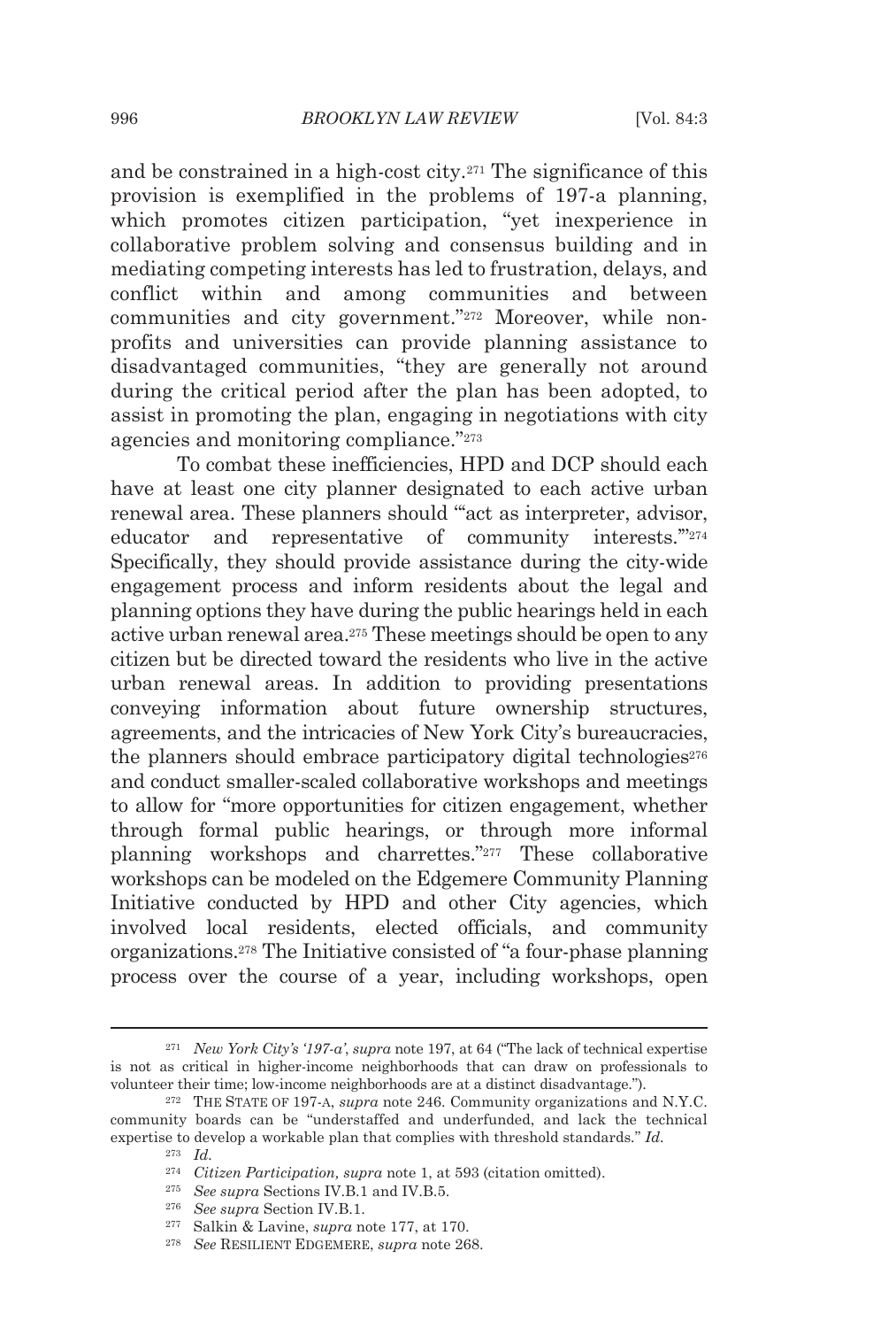and be constrained in a high-cost city.[271] The significance of this provision is exemplified in the problems of 197-a planning, which promotes citizen participation, "yet inexperience in collaborative problem solving and consensus building and in mediating competing interests has led to frustration, delays, and conflict within and among communities and between communities and city government."[272] Moreover, while non-profits and universities can provide planning assistance to disadvantaged communities, "they are generally not around during the critical period after the plan has been adopted, to assist in promoting the plan, engaging in negotiations with city agencies and monitoring compliance."[273]

To combat these inefficiencies, HPD and DCP should each have at least one city planner designated to each active urban renewal area. These planners should "'act as interpreter, advisor, educator and representative of community interests.'"[274] Specifically, they should provide assistance during the city-wide engagement process and inform residents about the legal and planning options they have during the public hearings held in each active urban renewal area.[275] These meetings should be open to any citizen but be directed toward the residents who live in the active urban renewal areas. In addition to providing presentations conveying information about future ownership structures, agreements, and the intricacies of New York City's bureaucracies, the planners should embrace participatory digital technologies[276] and conduct smaller-scaled collaborative workshops and meetings to allow for "more opportunities for citizen engagement, whether through formal public hearings, or through more informal planning workshops and charrettes."[277] These collaborative workshops can be modeled on the Edgemere Community Planning Initiative conducted by HPD and other City agencies, which involved local residents, elected officials, and community organizations.[278] The Initiative consisted of "a four-phase planning process over the course of a year, including workshops, open

---

[271] *New York City's '197-a'*, *supra* note 197, at 64 ("The lack of technical expertise is not as critical in higher-income neighborhoods that can draw on professionals to volunteer their time; low-income neighborhoods are at a distinct disadvantage.").

[272] THE STATE OF 197-A, *supra* note 246. Community organizations and N.Y.C. community boards can be "understaffed and underfunded, and lack the technical expertise to develop a workable plan that complies with threshold standards." *Id.*

[273] *Id.*

[274] *Citizen Participation, supra* note 1, at 593 (citation omitted).

[275] *See supra* Sections IV.B.1 and IV.B.5.

[276] *See supra* Section IV.B.1.

[277] Salkin & Lavine, *supra* note 177, at 170.

[278] *See* RESILIENT EDGEMERE, *supra* note 268.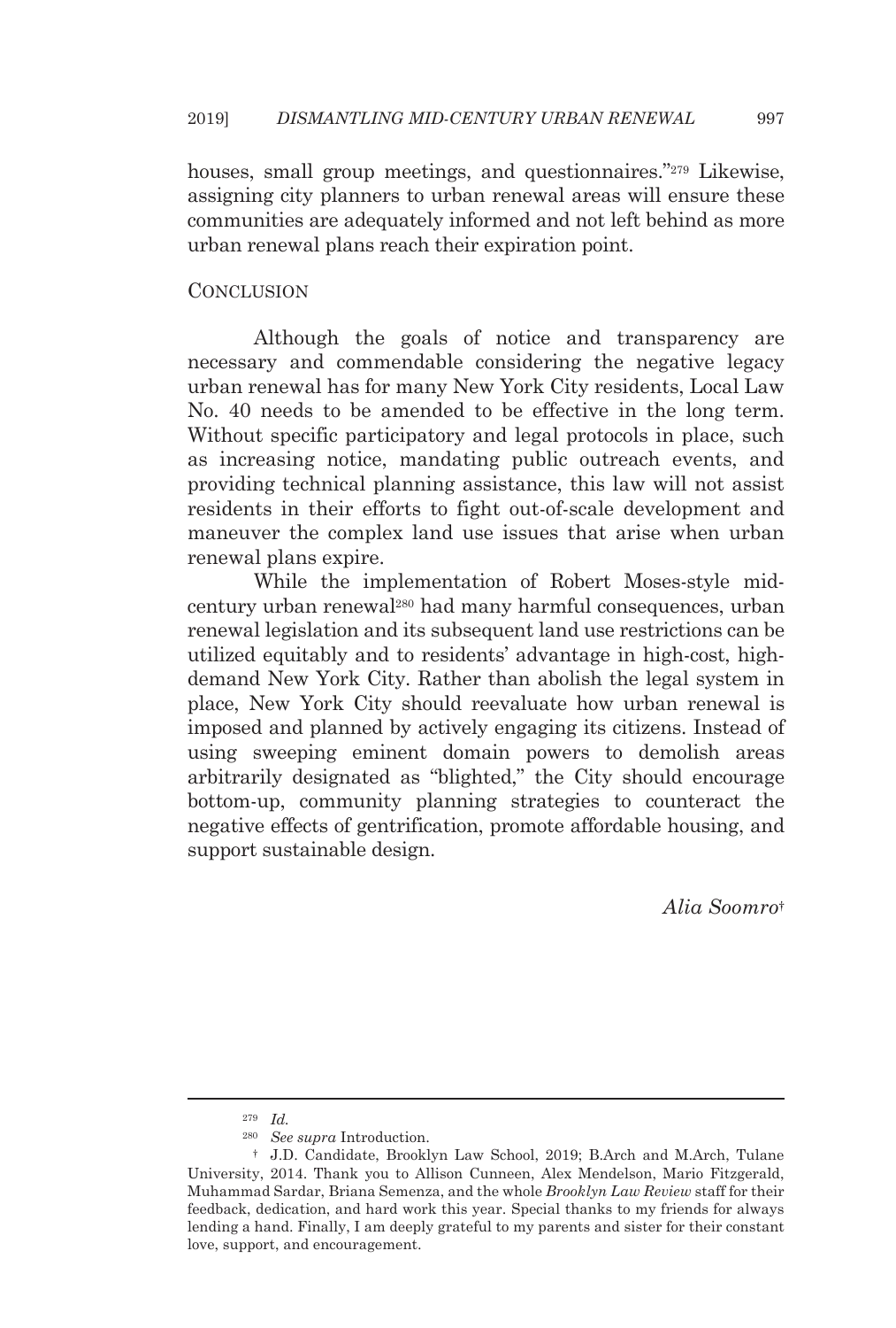houses, small group meetings, and questionnaires."[279] Likewise, assigning city planners to urban renewal areas will ensure these communities are adequately informed and not left behind as more urban renewal plans reach their expiration point.

## CONCLUSION

Although the goals of notice and transparency are necessary and commendable considering the negative legacy urban renewal has for many New York City residents, Local Law No. 40 needs to be amended to be effective in the long term. Without specific participatory and legal protocols in place, such as increasing notice, mandating public outreach events, and providing technical planning assistance, this law will not assist residents in their efforts to fight out-of-scale development and maneuver the complex land use issues that arise when urban renewal plans expire.

While the implementation of Robert Moses-style mid-century urban renewal[280] had many harmful consequences, urban renewal legislation and its subsequent land use restrictions can be utilized equitably and to residents' advantage in high-cost, high-demand New York City. Rather than abolish the legal system in place, New York City should reevaluate how urban renewal is imposed and planned by actively engaging its citizens. Instead of using sweeping eminent domain powers to demolish areas arbitrarily designated as "blighted," the City should encourage bottom-up, community planning strategies to counteract the negative effects of gentrification, promote affordable housing, and support sustainable design.

*Alia Soomro*[†]

---

[279] *Id.*

[280] *See supra* Introduction.

[†] J.D. Candidate, Brooklyn Law School, 2019; B.Arch and M.Arch, Tulane University, 2014. Thank you to Allison Cunneen, Alex Mendelson, Mario Fitzgerald, Muhammad Sardar, Briana Semenza, and the whole *Brooklyn Law Review* staff for their feedback, dedication, and hard work this year. Special thanks to my friends for always lending a hand. Finally, I am deeply grateful to my parents and sister for their constant love, support, and encouragement.